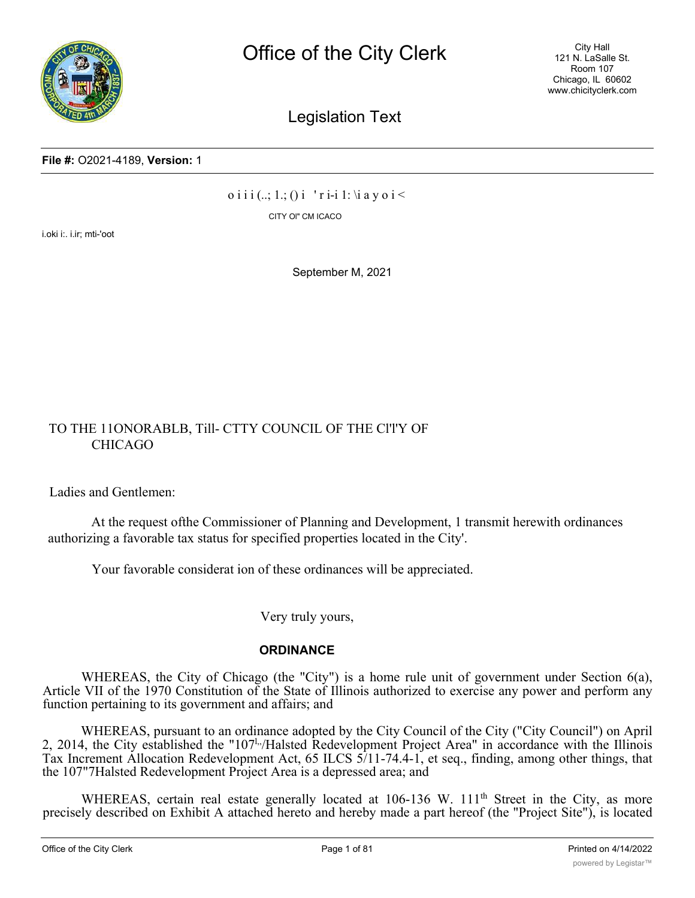# Office of the City Clerk

City Hall
121 N. LaSalle St.
Room 107
Chicago, IL 60602
www.chicityclerk.com

## Legislation Text

**File #:** O2021-4189, **Version:** 1

o i i i (..; 1.; () i ' r i-i 1: \i a y o i <

CITY Ol" CM ICACO

i.oki i:. i.ir; mti-'oot

September M, 2021

TO THE 11ONORABLB, Till- CTTY COUNCIL OF THE Cl'l'Y OF CHICAGO

Ladies and Gentlemen:

At the request ofthe Commissioner of Planning and Development, 1 transmit herewith ordinances authorizing a favorable tax status for specified properties located in the City'.

Your favorable considerat ion of these ordinances will be appreciated.

Very truly yours,

**ORDINANCE**

WHEREAS, the City of Chicago (the "City") is a home rule unit of government under Section 6(a), Article VII of the 1970 Constitution of the State of Illinois authorized to exercise any power and perform any function pertaining to its government and affairs; and

WHEREAS, pursuant to an ordinance adopted by the City Council of the City ("City Council") on April 2, 2014, the City established the "107[l.,]/Halsted Redevelopment Project Area" in accordance with the Illinois Tax Increment Allocation Redevelopment Act, 65 ILCS 5/11-74.4-1, et seq., finding, among other things, that the 107"7Halsted Redevelopment Project Area is a depressed area; and

WHEREAS, certain real estate generally located at 106-136 W. 111[th] Street in the City, as more precisely described on Exhibit A attached hereto and hereby made a part hereof (the "Project Site"), is located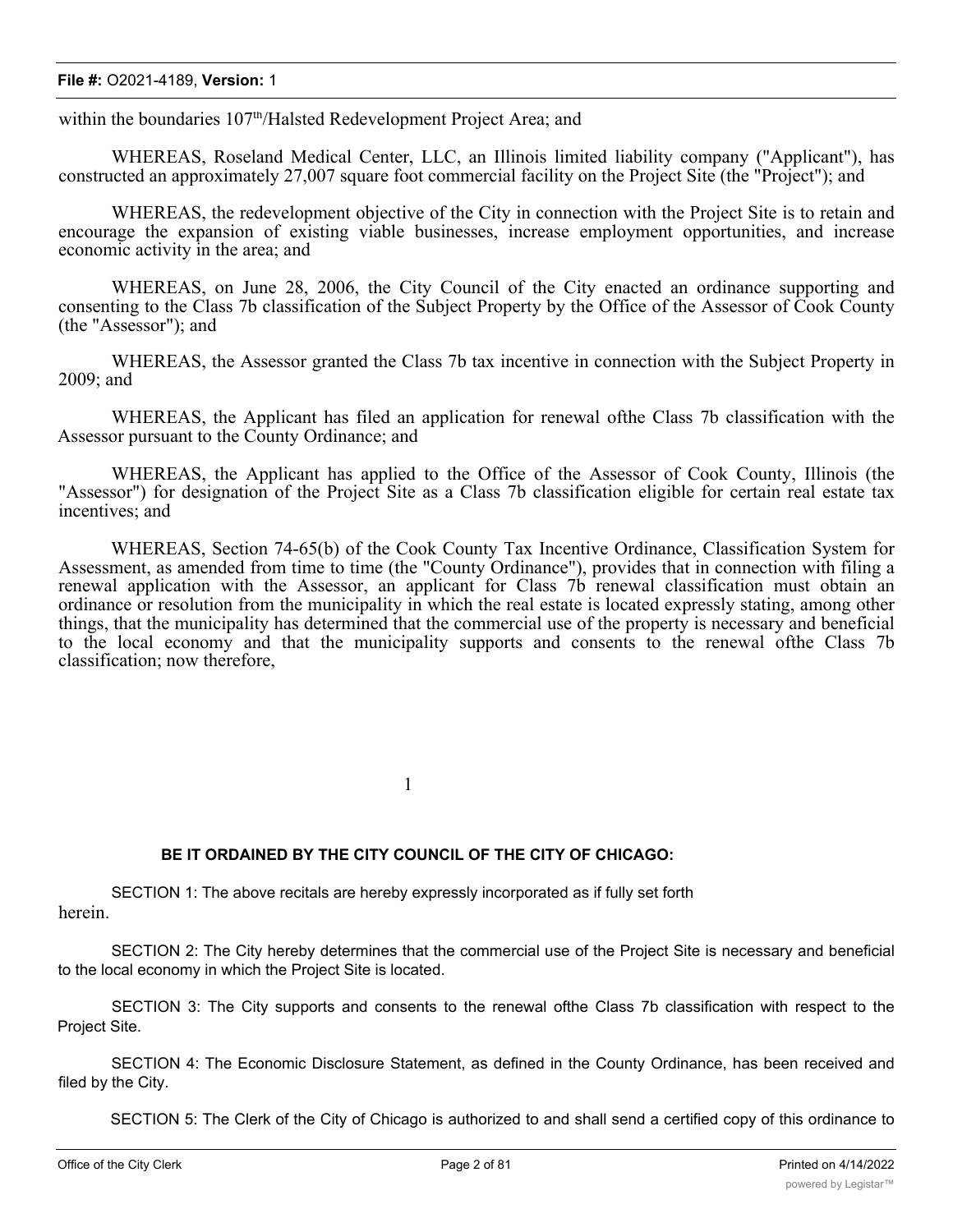within the boundaries 107th/Halsted Redevelopment Project Area; and

WHEREAS, Roseland Medical Center, LLC, an Illinois limited liability company ("Applicant"), has constructed an approximately 27,007 square foot commercial facility on the Project Site (the "Project"); and

WHEREAS, the redevelopment objective of the City in connection with the Project Site is to retain and encourage the expansion of existing viable businesses, increase employment opportunities, and increase economic activity in the area; and

WHEREAS, on June 28, 2006, the City Council of the City enacted an ordinance supporting and consenting to the Class 7b classification of the Subject Property by the Office of the Assessor of Cook County (the "Assessor"); and

WHEREAS, the Assessor granted the Class 7b tax incentive in connection with the Subject Property in 2009; and

WHEREAS, the Applicant has filed an application for renewal ofthe Class 7b classification with the Assessor pursuant to the County Ordinance; and

WHEREAS, the Applicant has applied to the Office of the Assessor of Cook County, Illinois (the "Assessor") for designation of the Project Site as a Class 7b classification eligible for certain real estate tax incentives; and

WHEREAS, Section 74-65(b) of the Cook County Tax Incentive Ordinance, Classification System for Assessment, as amended from time to time (the "County Ordinance"), provides that in connection with filing a renewal application with the Assessor, an applicant for Class 7b renewal classification must obtain an ordinance or resolution from the municipality in which the real estate is located expressly stating, among other things, that the municipality has determined that the commercial use of the property is necessary and beneficial to the local economy and that the municipality supports and consents to the renewal ofthe Class 7b classification; now therefore,

**BE IT ORDAINED BY THE CITY COUNCIL OF THE CITY OF CHICAGO:**

SECTION 1: The above recitals are hereby expressly incorporated as if fully set forth herein.

SECTION 2: The City hereby determines that the commercial use of the Project Site is necessary and beneficial to the local economy in which the Project Site is located.

SECTION 3: The City supports and consents to the renewal ofthe Class 7b classification with respect to the Project Site.

SECTION 4: The Economic Disclosure Statement, as defined in the County Ordinance, has been received and filed by the City.

SECTION 5: The Clerk of the City of Chicago is authorized to and shall send a certified copy of this ordinance to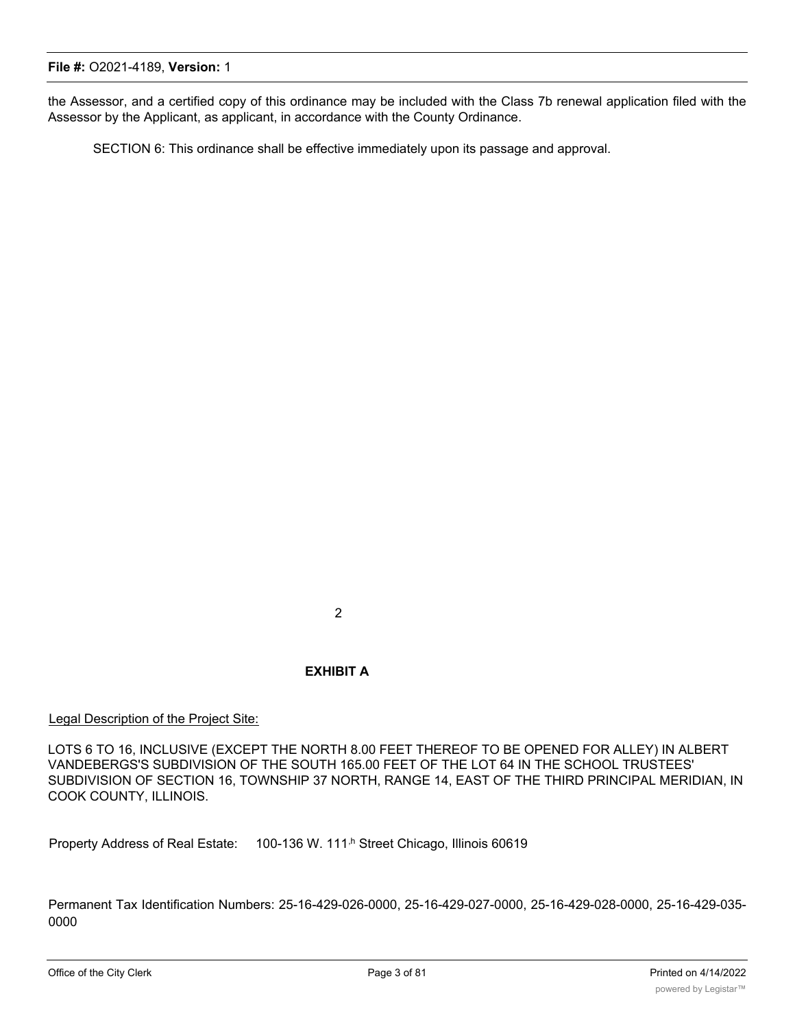the Assessor, and a certified copy of this ordinance may be included with the Class 7b renewal application filed with the Assessor by the Applicant, as applicant, in accordance with the County Ordinance.

SECTION 6: This ordinance shall be effective immediately upon its passage and approval.

2

**EXHIBIT A**

Legal Description of the Project Site:

LOTS 6 TO 16, INCLUSIVE (EXCEPT THE NORTH 8.00 FEET THEREOF TO BE OPENED FOR ALLEY) IN ALBERT VANDEBERGS'S SUBDIVISION OF THE SOUTH 165.00 FEET OF THE LOT 64 IN THE SCHOOL TRUSTEES' SUBDIVISION OF SECTION 16, TOWNSHIP 37 NORTH, RANGE 14, EAST OF THE THIRD PRINCIPAL MERIDIAN, IN COOK COUNTY, ILLINOIS.

Property Address of Real Estate: 100-136 W. 111th Street Chicago, Illinois 60619

Permanent Tax Identification Numbers: 25-16-429-026-0000, 25-16-429-027-0000, 25-16-429-028-0000, 25-16-429-035-0000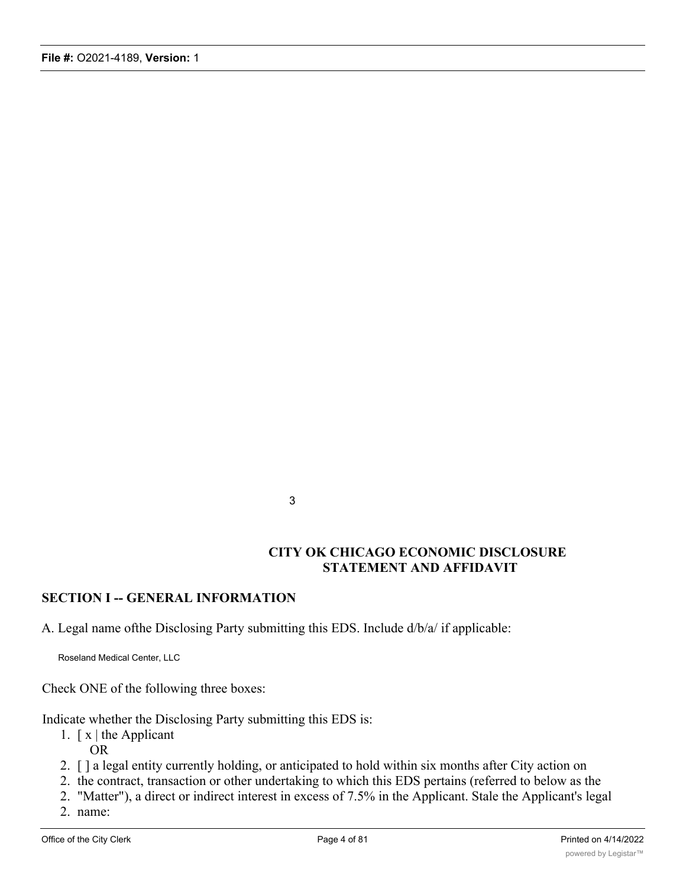3

**CITY OK CHICAGO ECONOMIC DISCLOSURE STATEMENT AND AFFIDAVIT**

## SECTION I -- GENERAL INFORMATION

A. Legal name ofthe Disclosing Party submitting this EDS. Include d/b/a/ if applicable:

Roseland Medical Center, LLC

Check ONE of the following three boxes:

Indicate whether the Disclosing Party submitting this EDS is:

1. [ x | the Applicant
   OR
2. [ ] a legal entity currently holding, or anticipated to hold within six months after City action on
2. the contract, transaction or other undertaking to which this EDS pertains (referred to below as the
2. "Matter"), a direct or indirect interest in excess of 7.5% in the Applicant. Stale the Applicant's legal
2. name: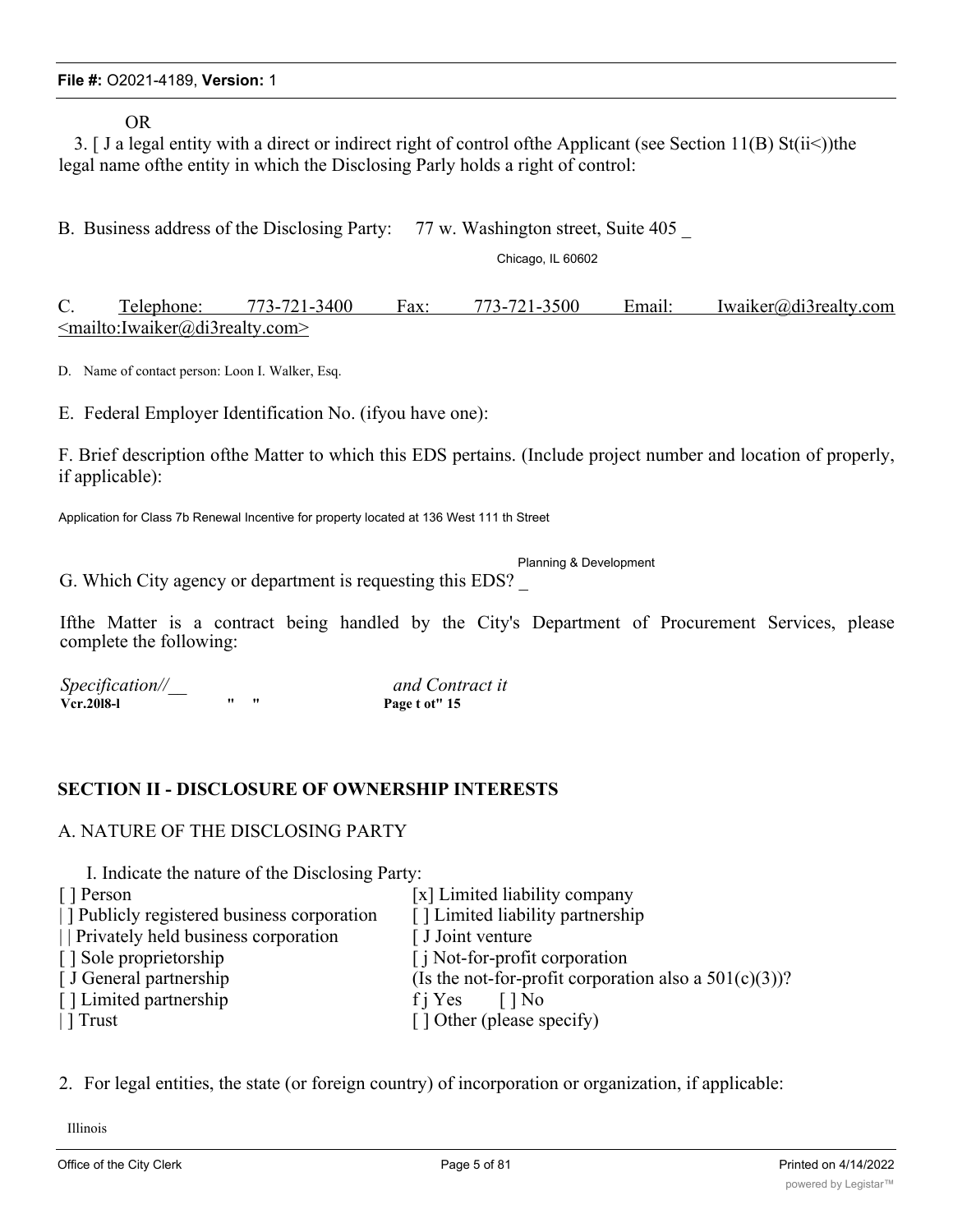OR

3. [ J a legal entity with a direct or indirect right of control ofthe Applicant (see Section 11(B) St(ii<))the legal name ofthe entity in which the Disclosing Parly holds a right of control:

B. Business address of the Disclosing Party: 77 w. Washington street, Suite 405 _

Chicago, IL 60602

C. Telephone: 773-721-3400 Fax: 773-721-3500 Email: Iwaiker@di3realty.com <mailto:Iwaiker@di3realty.com>

D. Name of contact person: Loon I. Walker, Esq.

E. Federal Employer Identification No. (ifyou have one):

F. Brief description ofthe Matter to which this EDS pertains. (Include project number and location of properly, if applicable):

Application for Class 7b Renewal Incentive for property located at 136 West 111 th Street

G. Which City agency or department is requesting this EDS? _ Planning & Development

Ifthe Matter is a contract being handled by the City's Department of Procurement Services, please complete the following:

*Specification//__* *and Contract it*

**Vcr.20l8-l** " " **Page t ot" 15**

## SECTION II - DISCLOSURE OF OWNERSHIP INTERESTS

A. NATURE OF THE DISCLOSING PARTY

I. Indicate the nature of the Disclosing Party:

[ ] Person
| ] Publicly registered business corporation
| | Privately held business corporation
[ ] Sole proprietorship
[ J General partnership
[ ] Limited partnership
| ] Trust
[x] Limited liability company
[ ] Limited liability partnership
[ J Joint venture
[ j Not-for-profit corporation
(Is the not-for-profit corporation also a 501(c)(3))?
f j Yes [ ] No
[ ] Other (please specify)

2. For legal entities, the state (or foreign country) of incorporation or organization, if applicable:

Illinois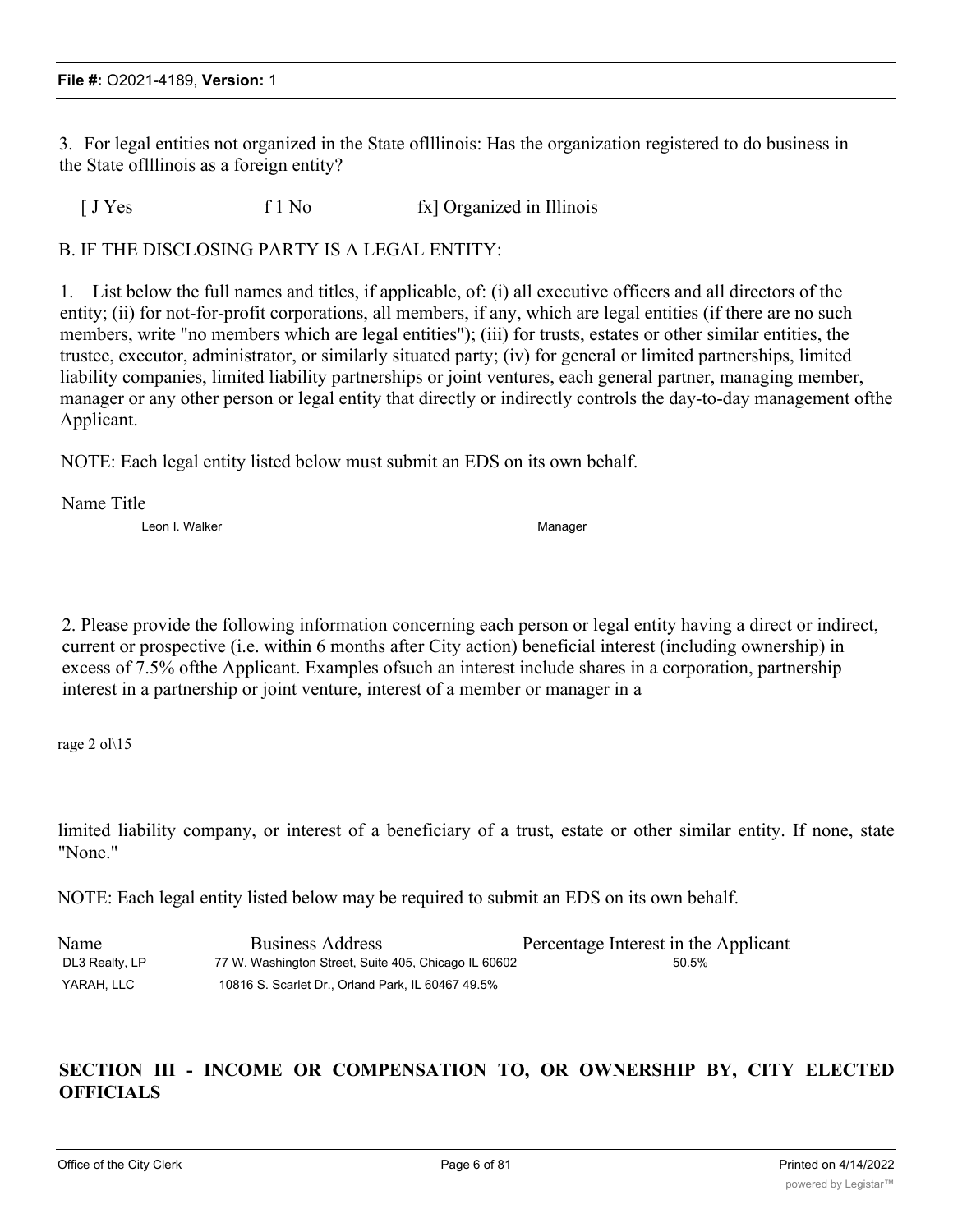3. For legal entities not organized in the State oflllinois: Has the organization registered to do business in the State oflllinois as a foreign entity?

[ J Yes f 1 No fx] Organized in Illinois

B. IF THE DISCLOSING PARTY IS A LEGAL ENTITY:

1. List below the full names and titles, if applicable, of: (i) all executive officers and all directors of the entity; (ii) for not-for-profit corporations, all members, if any, which are legal entities (if there are no such members, write "no members which are legal entities"); (iii) for trusts, estates or other similar entities, the trustee, executor, administrator, or similarly situated party; (iv) for general or limited partnerships, limited liability companies, limited liability partnerships or joint ventures, each general partner, managing member, manager or any other person or legal entity that directly or indirectly controls the day-to-day management ofthe Applicant.

NOTE: Each legal entity listed below must submit an EDS on its own behalf.

| Name | Title |
|---|---|
| Leon I. Walker | Manager |

2. Please provide the following information concerning each person or legal entity having a direct or indirect, current or prospective (i.e. within 6 months after City action) beneficial interest (including ownership) in excess of 7.5% ofthe Applicant. Examples ofsuch an interest include shares in a corporation, partnership interest in a partnership or joint venture, interest of a member or manager in a

rage 2 ol\15

limited liability company, or interest of a beneficiary of a trust, estate or other similar entity. If none, state "None."

NOTE: Each legal entity listed below may be required to submit an EDS on its own behalf.

| Name | Business Address | Percentage Interest in the Applicant |
|---|---|---|
| DL3 Realty, LP | 77 W. Washington Street, Suite 405, Chicago IL 60602 | 50.5% |
| YARAH, LLC | 10816 S. Scarlet Dr., Orland Park, IL 60467 | 49.5% |

## SECTION III - INCOME OR COMPENSATION TO, OR OWNERSHIP BY, CITY ELECTED OFFICIALS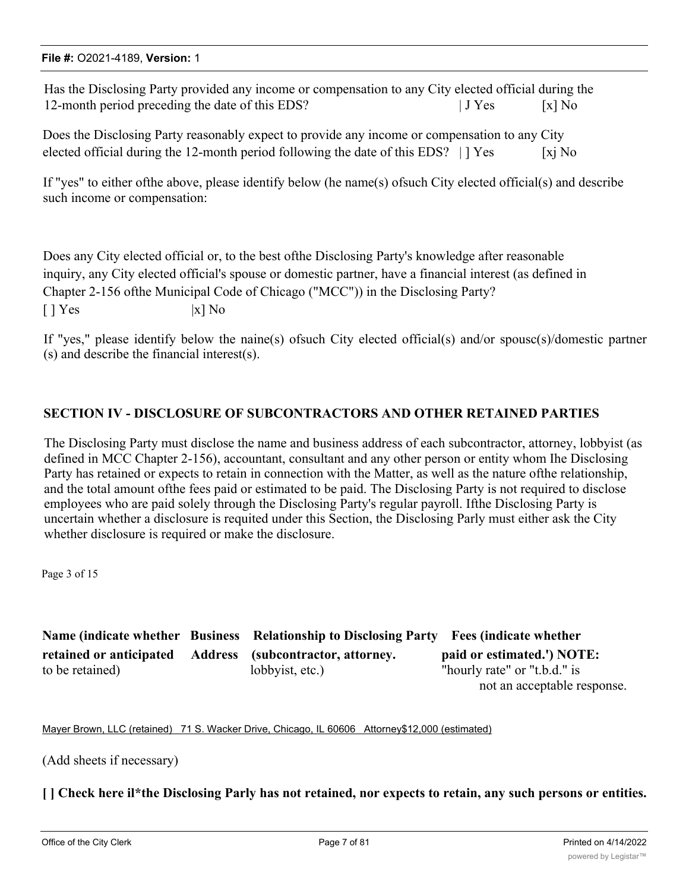Has the Disclosing Party provided any income or compensation to any City elected official during the 12-month period preceding the date of this EDS? | J Yes [x] No

Does the Disclosing Party reasonably expect to provide any income or compensation to any City elected official during the 12-month period following the date of this EDS? | ] Yes [xj No

If "yes" to either ofthe above, please identify below (he name(s) ofsuch City elected official(s) and describe such income or compensation:

Does any City elected official or, to the best ofthe Disclosing Party's knowledge after reasonable inquiry, any City elected official's spouse or domestic partner, have a financial interest (as defined in Chapter 2-156 ofthe Municipal Code of Chicago ("MCC")) in the Disclosing Party?
[ ] Yes |x] No

If "yes," please identify below the naine(s) ofsuch City elected official(s) and/or spousc(s)/domestic partner (s) and describe the financial interest(s).

## SECTION IV - DISCLOSURE OF SUBCONTRACTORS AND OTHER RETAINED PARTIES

The Disclosing Party must disclose the name and business address of each subcontractor, attorney, lobbyist (as defined in MCC Chapter 2-156), accountant, consultant and any other person or entity whom Ihe Disclosing Party has retained or expects to retain in connection with the Matter, as well as the nature ofthe relationship, and the total amount ofthe fees paid or estimated to be paid. The Disclosing Party is not required to disclose employees who are paid solely through the Disclosing Party's regular payroll. Ifthe Disclosing Party is uncertain whether a disclosure is requited under this Section, the Disclosing Parly must either ask the City whether disclosure is required or make the disclosure.

Page 3 of 15

| **Name (indicate whether retained or anticipated** to be retained) | **Business Address** | **Relationship to Disclosing Party (subcontractor, attorney.** lobbyist, etc.) | **Fees (indicate whether paid or estimated.') NOTE:** "hourly rate" or "t.b.d." is not an acceptable response. |
|---|---|---|---|
| Mayer Brown, LLC (retained) | 71 S. Wacker Drive, Chicago, IL 60606 | Attorney | $12,000 (estimated) |

(Add sheets if necessary)

**[ ] Check here il*the Disclosing Parly has not retained, nor expects to retain, any such persons or entities.**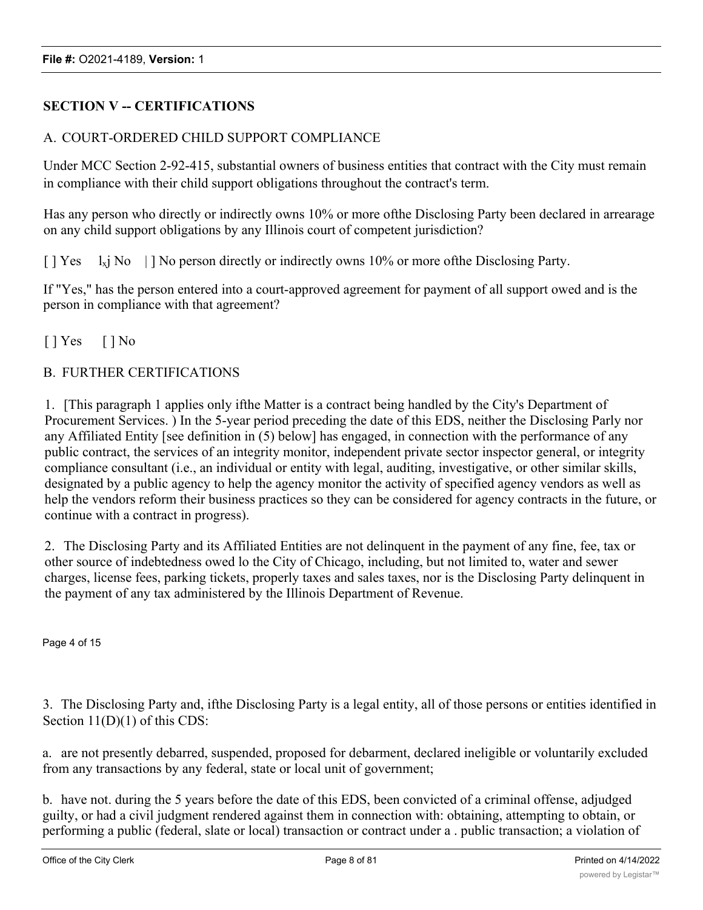## SECTION V -- CERTIFICATIONS

A. COURT-ORDERED CHILD SUPPORT COMPLIANCE

Under MCC Section 2-92-415, substantial owners of business entities that contract with the City must remain in compliance with their child support obligations throughout the contract's term.

Has any person who directly or indirectly owns 10% or more ofthe Disclosing Party been declared in arrearage on any child support obligations by any Illinois court of competent jurisdiction?

[ ] Yes  l$_x$j No  | ] No person directly or indirectly owns 10% or more ofthe Disclosing Party.

If "Yes," has the person entered into a court-approved agreement for payment of all support owed and is the person in compliance with that agreement?

[ ] Yes  [ ] No

B. FURTHER CERTIFICATIONS

1. [This paragraph 1 applies only ifthe Matter is a contract being handled by the City's Department of Procurement Services. ) In the 5-year period preceding the date of this EDS, neither the Disclosing Parly nor any Affiliated Entity [see definition in (5) below] has engaged, in connection with the performance of any public contract, the services of an integrity monitor, independent private sector inspector general, or integrity compliance consultant (i.e., an individual or entity with legal, auditing, investigative, or other similar skills, designated by a public agency to help the agency monitor the activity of specified agency vendors as well as help the vendors reform their business practices so they can be considered for agency contracts in the future, or continue with a contract in progress).

2. The Disclosing Party and its Affiliated Entities are not delinquent in the payment of any fine, fee, tax or other source of indebtedness owed lo the City of Chicago, including, but not limited to, water and sewer charges, license fees, parking tickets, properly taxes and sales taxes, nor is the Disclosing Party delinquent in the payment of any tax administered by the Illinois Department of Revenue.

3. The Disclosing Party and, ifthe Disclosing Party is a legal entity, all of those persons or entities identified in Section 11(D)(1) of this CDS:

a. are not presently debarred, suspended, proposed for debarment, declared ineligible or voluntarily excluded from any transactions by any federal, state or local unit of government;

b. have not. during the 5 years before the date of this EDS, been convicted of a criminal offense, adjudged guilty, or had a civil judgment rendered against them in connection with: obtaining, attempting to obtain, or performing a public (federal, slate or local) transaction or contract under a . public transaction; a violation of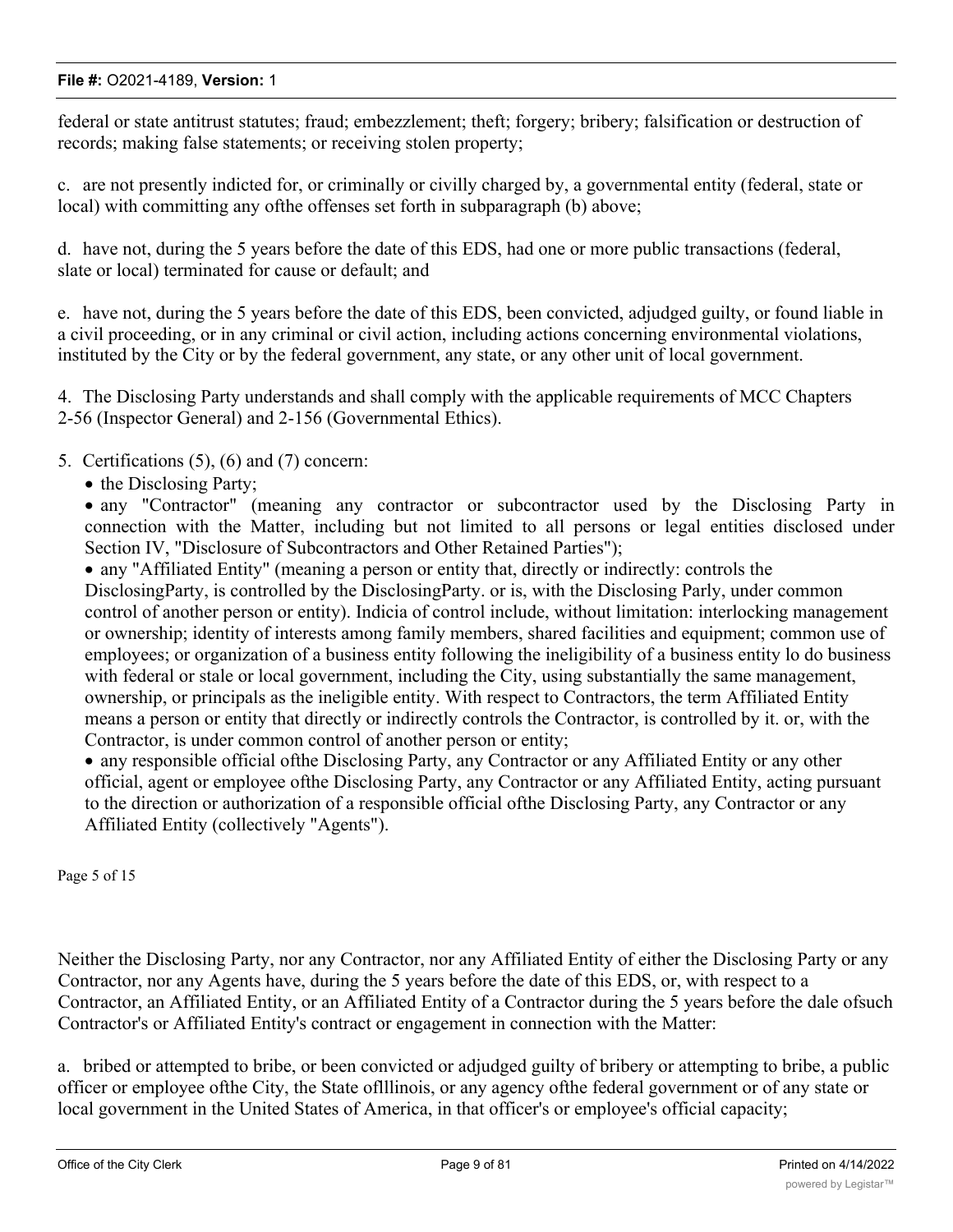federal or state antitrust statutes; fraud; embezzlement; theft; forgery; bribery; falsification or destruction of records; making false statements; or receiving stolen property;

c. are not presently indicted for, or criminally or civilly charged by, a governmental entity (federal, state or local) with committing any ofthe offenses set forth in subparagraph (b) above;

d. have not, during the 5 years before the date of this EDS, had one or more public transactions (federal, slate or local) terminated for cause or default; and

e. have not, during the 5 years before the date of this EDS, been convicted, adjudged guilty, or found liable in a civil proceeding, or in any criminal or civil action, including actions concerning environmental violations, instituted by the City or by the federal government, any state, or any other unit of local government.

4. The Disclosing Party understands and shall comply with the applicable requirements of MCC Chapters 2-56 (Inspector General) and 2-156 (Governmental Ethics).

5. Certifications (5), (6) and (7) concern:

- the Disclosing Party;
- any "Contractor" (meaning any contractor or subcontractor used by the Disclosing Party in connection with the Matter, including but not limited to all persons or legal entities disclosed under Section IV, "Disclosure of Subcontractors and Other Retained Parties");
- any "Affiliated Entity" (meaning a person or entity that, directly or indirectly: controls the DisclosingParty, is controlled by the DisclosingParty. or is, with the Disclosing Parly, under common control of another person or entity). Indicia of control include, without limitation: interlocking management or ownership; identity of interests among family members, shared facilities and equipment; common use of employees; or organization of a business entity following the ineligibility of a business entity lo do business with federal or stale or local government, including the City, using substantially the same management, ownership, or principals as the ineligible entity. With respect to Contractors, the term Affiliated Entity means a person or entity that directly or indirectly controls the Contractor, is controlled by it. or, with the Contractor, is under common control of another person or entity;
- any responsible official ofthe Disclosing Party, any Contractor or any Affiliated Entity or any other official, agent or employee ofthe Disclosing Party, any Contractor or any Affiliated Entity, acting pursuant to the direction or authorization of a responsible official ofthe Disclosing Party, any Contractor or any Affiliated Entity (collectively "Agents").

Page 5 of 15

Neither the Disclosing Party, nor any Contractor, nor any Affiliated Entity of either the Disclosing Party or any Contractor, nor any Agents have, during the 5 years before the date of this EDS, or, with respect to a Contractor, an Affiliated Entity, or an Affiliated Entity of a Contractor during the 5 years before the dale ofsuch Contractor's or Affiliated Entity's contract or engagement in connection with the Matter:

a. bribed or attempted to bribe, or been convicted or adjudged guilty of bribery or attempting to bribe, a public officer or employee ofthe City, the State oflllinois, or any agency ofthe federal government or of any state or local government in the United States of America, in that officer's or employee's official capacity;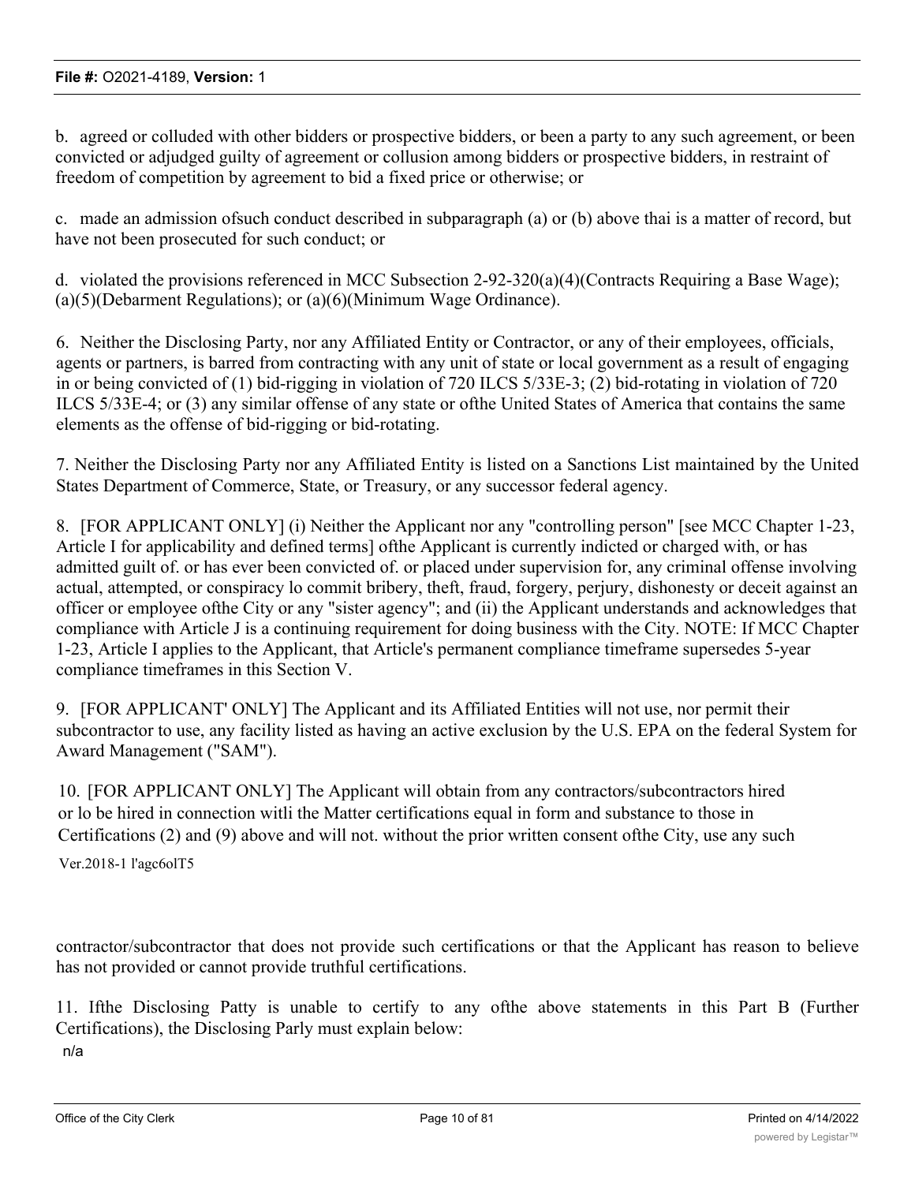b. agreed or colluded with other bidders or prospective bidders, or been a party to any such agreement, or been convicted or adjudged guilty of agreement or collusion among bidders or prospective bidders, in restraint of freedom of competition by agreement to bid a fixed price or otherwise; or

c. made an admission ofsuch conduct described in subparagraph (a) or (b) above thai is a matter of record, but have not been prosecuted for such conduct; or

d. violated the provisions referenced in MCC Subsection 2-92-320(a)(4)(Contracts Requiring a Base Wage); (a)(5)(Debarment Regulations); or (a)(6)(Minimum Wage Ordinance).

6. Neither the Disclosing Party, nor any Affiliated Entity or Contractor, or any of their employees, officials, agents or partners, is barred from contracting with any unit of state or local government as a result of engaging in or being convicted of (1) bid-rigging in violation of 720 ILCS 5/33E-3; (2) bid-rotating in violation of 720 ILCS 5/33E-4; or (3) any similar offense of any state or ofthe United States of America that contains the same elements as the offense of bid-rigging or bid-rotating.

7. Neither the Disclosing Party nor any Affiliated Entity is listed on a Sanctions List maintained by the United States Department of Commerce, State, or Treasury, or any successor federal agency.

8. [FOR APPLICANT ONLY] (i) Neither the Applicant nor any "controlling person" [see MCC Chapter 1-23, Article I for applicability and defined terms] ofthe Applicant is currently indicted or charged with, or has admitted guilt of. or has ever been convicted of. or placed under supervision for, any criminal offense involving actual, attempted, or conspiracy lo commit bribery, theft, fraud, forgery, perjury, dishonesty or deceit against an officer or employee ofthe City or any "sister agency"; and (ii) the Applicant understands and acknowledges that compliance with Article J is a continuing requirement for doing business with the City. NOTE: If MCC Chapter 1-23, Article I applies to the Applicant, that Article's permanent compliance timeframe supersedes 5-year compliance timeframes in this Section V.

9. [FOR APPLICANT' ONLY] The Applicant and its Affiliated Entities will not use, nor permit their subcontractor to use, any facility listed as having an active exclusion by the U.S. EPA on the federal System for Award Management ("SAM").

10. [FOR APPLICANT ONLY] The Applicant will obtain from any contractors/subcontractors hired or lo be hired in connection witli the Matter certifications equal in form and substance to those in Certifications (2) and (9) above and will not. without the prior written consent ofthe City, use any such

Ver.2018-1 l'agc6olT5

contractor/subcontractor that does not provide such certifications or that the Applicant has reason to believe has not provided or cannot provide truthful certifications.

11. Ifthe Disclosing Patty is unable to certify to any ofthe above statements in this Part B (Further Certifications), the Disclosing Parly must explain below:

n/a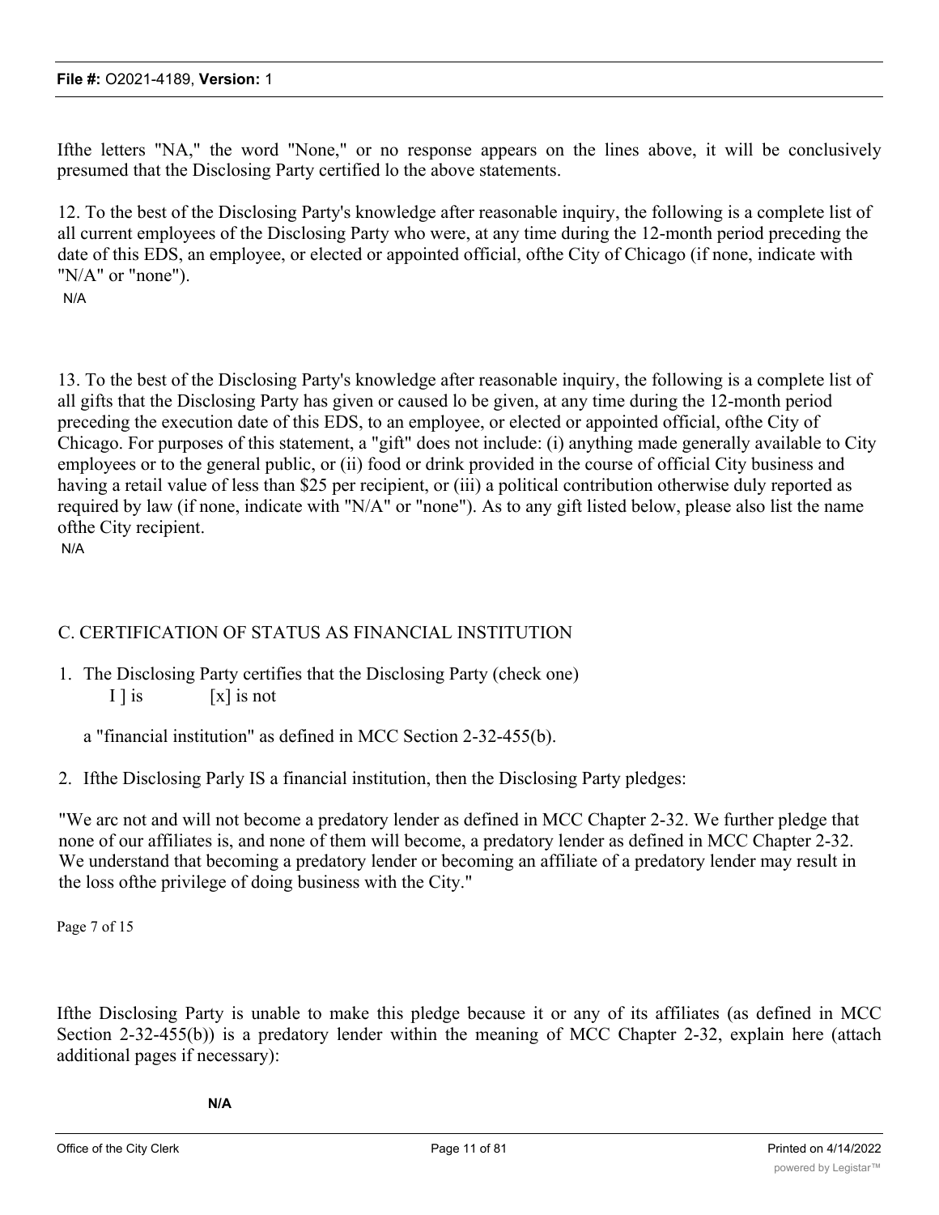Ifthe letters "NA," the word "None," or no response appears on the lines above, it will be conclusively presumed that the Disclosing Party certified lo the above statements.

12. To the best of the Disclosing Party's knowledge after reasonable inquiry, the following is a complete list of all current employees of the Disclosing Party who were, at any time during the 12-month period preceding the date of this EDS, an employee, or elected or appointed official, ofthe City of Chicago (if none, indicate with "N/A" or "none").

N/A

13. To the best of the Disclosing Party's knowledge after reasonable inquiry, the following is a complete list of all gifts that the Disclosing Party has given or caused lo be given, at any time during the 12-month period preceding the execution date of this EDS, to an employee, or elected or appointed official, ofthe City of Chicago. For purposes of this statement, a "gift" does not include: (i) anything made generally available to City employees or to the general public, or (ii) food or drink provided in the course of official City business and having a retail value of less than $25 per recipient, or (iii) a political contribution otherwise duly reported as required by law (if none, indicate with "N/A" or "none"). As to any gift listed below, please also list the name ofthe City recipient.

N/A

## C. CERTIFICATION OF STATUS AS FINANCIAL INSTITUTION

1. The Disclosing Party certifies that the Disclosing Party (check one)

   I ] is [x] is not

   a "financial institution" as defined in MCC Section 2-32-455(b).

2. Ifthe Disclosing Parly IS a financial institution, then the Disclosing Party pledges:

"We arc not and will not become a predatory lender as defined in MCC Chapter 2-32. We further pledge that none of our affiliates is, and none of them will become, a predatory lender as defined in MCC Chapter 2-32. We understand that becoming a predatory lender or becoming an affiliate of a predatory lender may result in the loss ofthe privilege of doing business with the City."

Ifthe Disclosing Party is unable to make this pledge because it or any of its affiliates (as defined in MCC Section 2-32-455(b)) is a predatory lender within the meaning of MCC Chapter 2-32, explain here (attach additional pages if necessary):

**N/A**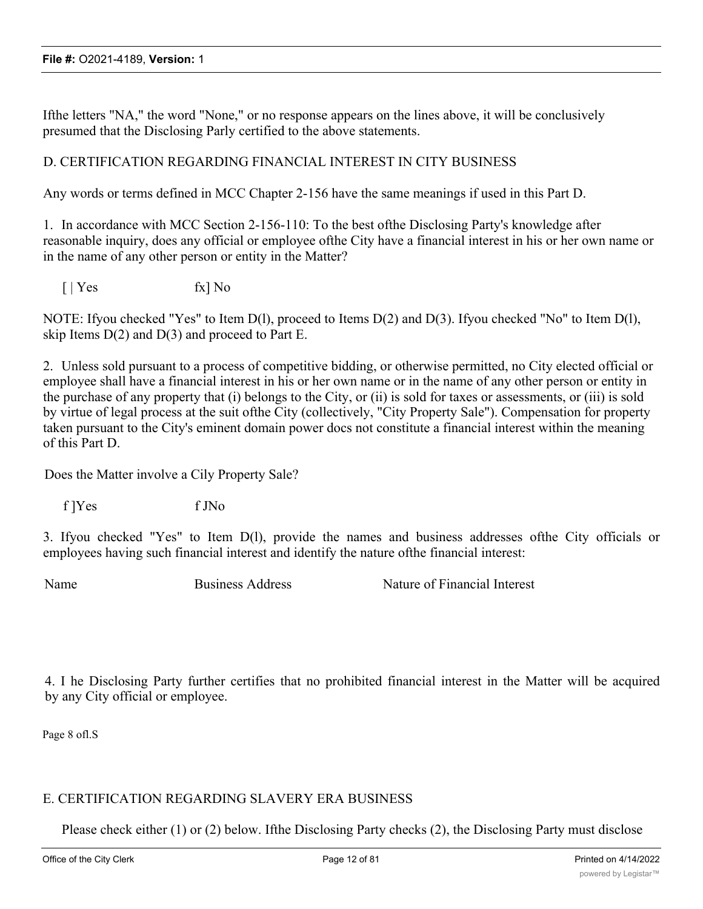Ifthe letters "NA," the word "None," or no response appears on the lines above, it will be conclusively presumed that the Disclosing Parly certified to the above statements.

D. CERTIFICATION REGARDING FINANCIAL INTEREST IN CITY BUSINESS

Any words or terms defined in MCC Chapter 2-156 have the same meanings if used in this Part D.

1. In accordance with MCC Section 2-156-110: To the best ofthe Disclosing Party's knowledge after reasonable inquiry, does any official or employee ofthe City have a financial interest in his or her own name or in the name of any other person or entity in the Matter?

[ | Yes fx] No

NOTE: Ifyou checked "Yes" to Item D(l), proceed to Items D(2) and D(3). Ifyou checked "No" to Item D(l), skip Items D(2) and D(3) and proceed to Part E.

2. Unless sold pursuant to a process of competitive bidding, or otherwise permitted, no City elected official or employee shall have a financial interest in his or her own name or in the name of any other person or entity in the purchase of any property that (i) belongs to the City, or (ii) is sold for taxes or assessments, or (iii) is sold by virtue of legal process at the suit ofthe City (collectively, "City Property Sale"). Compensation for property taken pursuant to the City's eminent domain power docs not constitute a financial interest within the meaning of this Part D.

Does the Matter involve a Cily Property Sale?

f ]Yes f JNo

3. Ifyou checked "Yes" to Item D(l), provide the names and business addresses ofthe City officials or employees having such financial interest and identify the nature ofthe financial interest:

Name Business Address Nature of Financial Interest

4. I he Disclosing Party further certifies that no prohibited financial interest in the Matter will be acquired by any City official or employee.

Page 8 ofl.S

E. CERTIFICATION REGARDING SLAVERY ERA BUSINESS

Please check either (1) or (2) below. Ifthe Disclosing Party checks (2), the Disclosing Party must disclose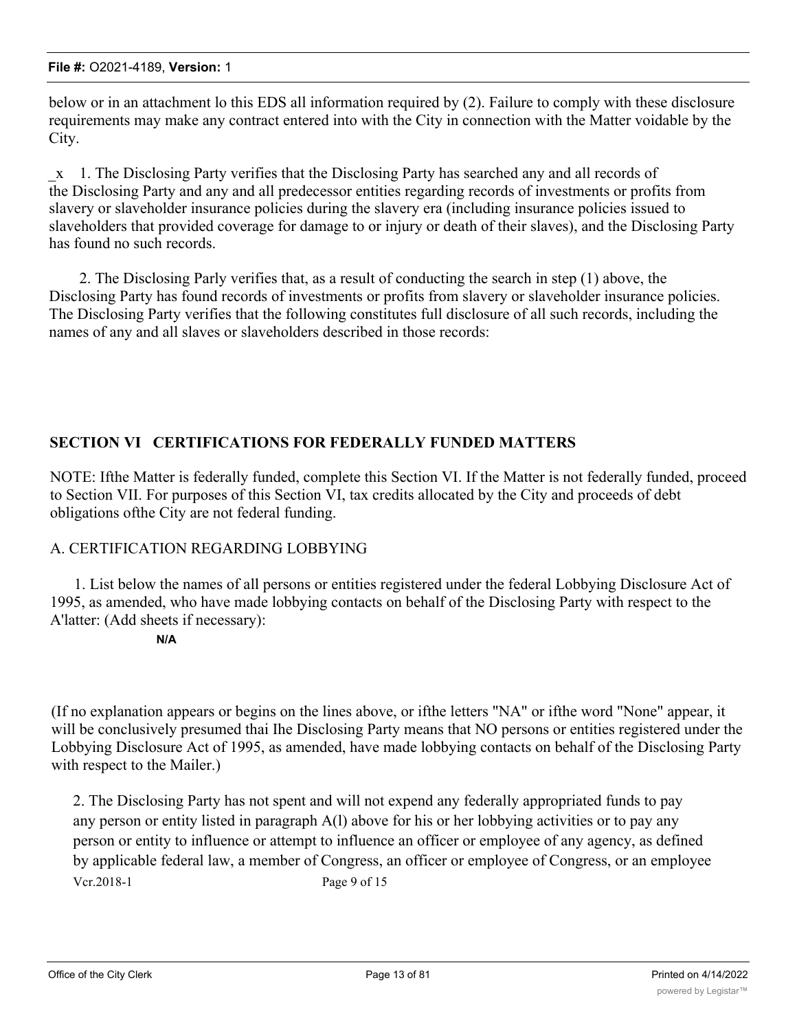below or in an attachment lo this EDS all information required by (2). Failure to comply with these disclosure requirements may make any contract entered into with the City in connection with the Matter voidable by the City.

_x 1. The Disclosing Party verifies that the Disclosing Party has searched any and all records of the Disclosing Party and any and all predecessor entities regarding records of investments or profits from slavery or slaveholder insurance policies during the slavery era (including insurance policies issued to slaveholders that provided coverage for damage to or injury or death of their slaves), and the Disclosing Party has found no such records.

2. The Disclosing Parly verifies that, as a result of conducting the search in step (1) above, the Disclosing Party has found records of investments or profits from slavery or slaveholder insurance policies. The Disclosing Party verifies that the following constitutes full disclosure of all such records, including the names of any and all slaves or slaveholders described in those records:

## SECTION VI CERTIFICATIONS FOR FEDERALLY FUNDED MATTERS

NOTE: Ifthe Matter is federally funded, complete this Section VI. If the Matter is not federally funded, proceed to Section VII. For purposes of this Section VI, tax credits allocated by the City and proceeds of debt obligations ofthe City are not federal funding.

A. CERTIFICATION REGARDING LOBBYING

1. List below the names of all persons or entities registered under the federal Lobbying Disclosure Act of 1995, as amended, who have made lobbying contacts on behalf of the Disclosing Party with respect to the A'latter: (Add sheets if necessary):

N/A

(If no explanation appears or begins on the lines above, or ifthe letters "NA" or ifthe word "None" appear, it will be conclusively presumed thai Ihe Disclosing Party means that NO persons or entities registered under the Lobbying Disclosure Act of 1995, as amended, have made lobbying contacts on behalf of the Disclosing Party with respect to the Mailer.)

2. The Disclosing Party has not spent and will not expend any federally appropriated funds to pay any person or entity listed in paragraph A(l) above for his or her lobbying activities or to pay any person or entity to influence or attempt to influence an officer or employee of any agency, as defined by applicable federal law, a member of Congress, an officer or employee of Congress, or an employee

Vcr.2018-1 Page 9 of 15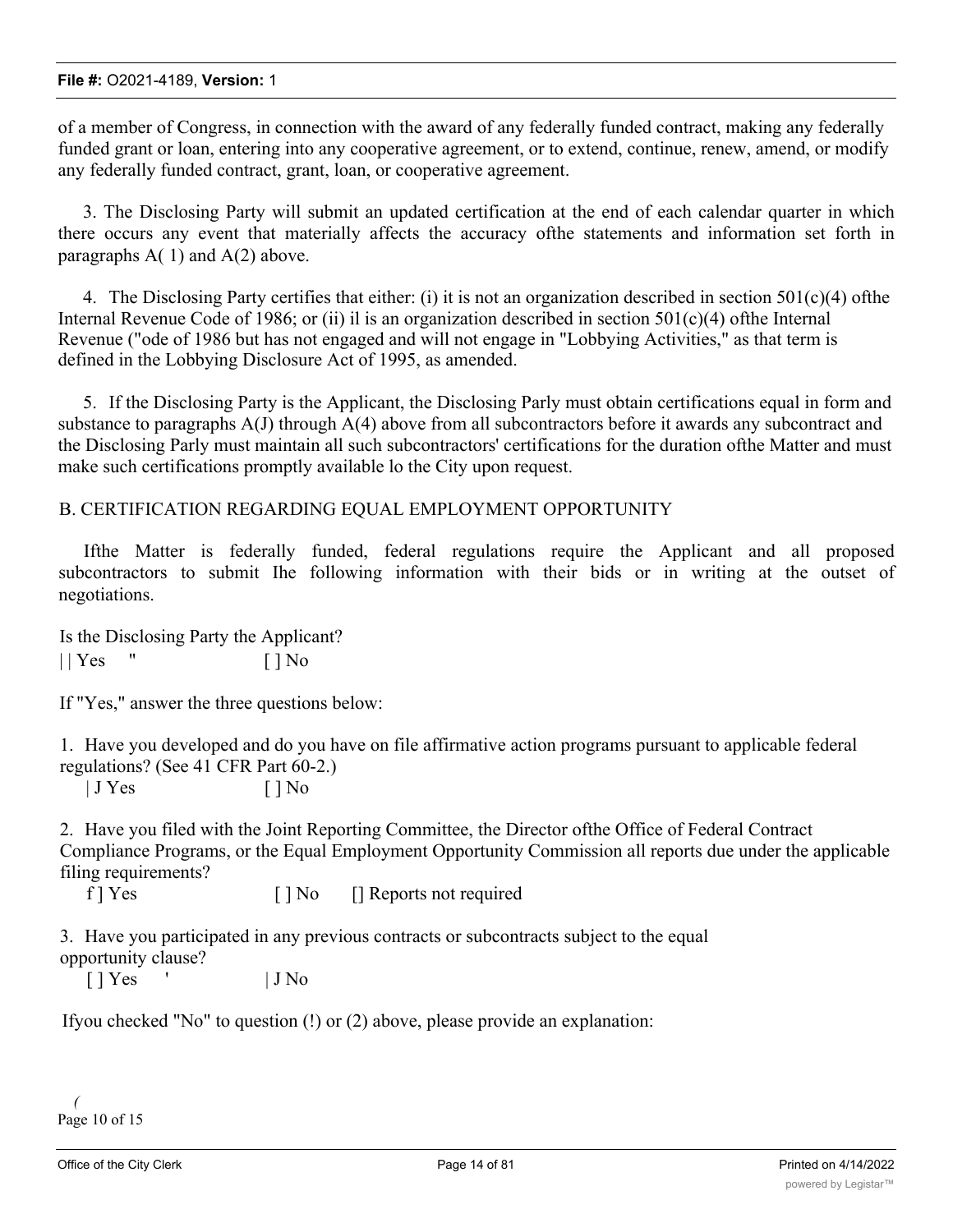of a member of Congress, in connection with the award of any federally funded contract, making any federally funded grant or loan, entering into any cooperative agreement, or to extend, continue, renew, amend, or modify any federally funded contract, grant, loan, or cooperative agreement.

3. The Disclosing Party will submit an updated certification at the end of each calendar quarter in which there occurs any event that materially affects the accuracy ofthe statements and information set forth in paragraphs A( 1) and A(2) above.

4. The Disclosing Party certifies that either: (i) it is not an organization described in section 501(c)(4) ofthe Internal Revenue Code of 1986; or (ii) il is an organization described in section 501(c)(4) ofthe Internal Revenue ("ode of 1986 but has not engaged and will not engage in "Lobbying Activities," as that term is defined in the Lobbying Disclosure Act of 1995, as amended.

5. If the Disclosing Party is the Applicant, the Disclosing Parly must obtain certifications equal in form and substance to paragraphs A(J) through A(4) above from all subcontractors before it awards any subcontract and the Disclosing Parly must maintain all such subcontractors' certifications for the duration ofthe Matter and must make such certifications promptly available lo the City upon request.

B. CERTIFICATION REGARDING EQUAL EMPLOYMENT OPPORTUNITY

Ifthe Matter is federally funded, federal regulations require the Applicant and all proposed subcontractors to submit Ihe following information with their bids or in writing at the outset of negotiations.

Is the Disclosing Party the Applicant?
| | Yes " [ ] No

If "Yes," answer the three questions below:

1. Have you developed and do you have on file affirmative action programs pursuant to applicable federal regulations? (See 41 CFR Part 60-2.)
| J Yes [ ] No

2. Have you filed with the Joint Reporting Committee, the Director ofthe Office of Federal Contract Compliance Programs, or the Equal Employment Opportunity Commission all reports due under the applicable filing requirements?
f ] Yes [ ] No [] Reports not required

3. Have you participated in any previous contracts or subcontracts subject to the equal opportunity clause?
[ ] Yes ' | J No

Ifyou checked "No" to question (!) or (2) above, please provide an explanation:

(
Page 10 of 15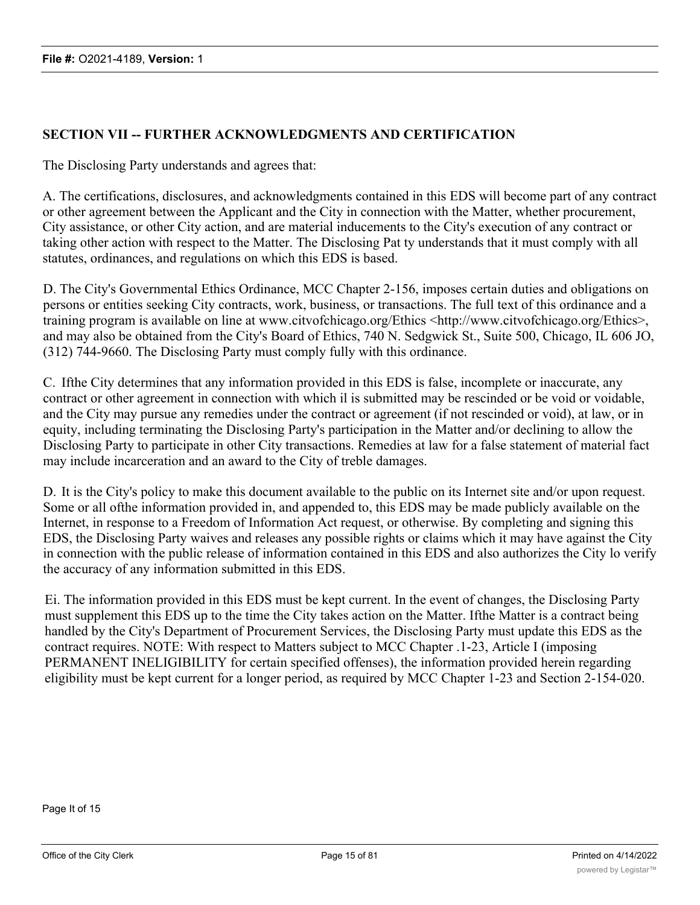## SECTION VII -- FURTHER ACKNOWLEDGMENTS AND CERTIFICATION

The Disclosing Party understands and agrees that:

A. The certifications, disclosures, and acknowledgments contained in this EDS will become part of any contract or other agreement between the Applicant and the City in connection with the Matter, whether procurement, City assistance, or other City action, and are material inducements to the City's execution of any contract or taking other action with respect to the Matter. The Disclosing Pat ty understands that it must comply with all statutes, ordinances, and regulations on which this EDS is based.

D. The City's Governmental Ethics Ordinance, MCC Chapter 2-156, imposes certain duties and obligations on persons or entities seeking City contracts, work, business, or transactions. The full text of this ordinance and a training program is available on line at www.citvofchicago.org/Ethics <http://www.citvofchicago.org/Ethics>, and may also be obtained from the City's Board of Ethics, 740 N. Sedgwick St., Suite 500, Chicago, IL 606 JO, (312) 744-9660. The Disclosing Party must comply fully with this ordinance.

C. Ifthe City determines that any information provided in this EDS is false, incomplete or inaccurate, any contract or other agreement in connection with which il is submitted may be rescinded or be void or voidable, and the City may pursue any remedies under the contract or agreement (if not rescinded or void), at law, or in equity, including terminating the Disclosing Party's participation in the Matter and/or declining to allow the Disclosing Party to participate in other City transactions. Remedies at law for a false statement of material fact may include incarceration and an award to the City of treble damages.

D. It is the City's policy to make this document available to the public on its Internet site and/or upon request. Some or all ofthe information provided in, and appended to, this EDS may be made publicly available on the Internet, in response to a Freedom of Information Act request, or otherwise. By completing and signing this EDS, the Disclosing Party waives and releases any possible rights or claims which it may have against the City in connection with the public release of information contained in this EDS and also authorizes the City lo verify the accuracy of any information submitted in this EDS.

Ei. The information provided in this EDS must be kept current. In the event of changes, the Disclosing Party must supplement this EDS up to the time the City takes action on the Matter. Ifthe Matter is a contract being handled by the City's Department of Procurement Services, the Disclosing Party must update this EDS as the contract requires. NOTE: With respect to Matters subject to MCC Chapter .1-23, Article I (imposing PERMANENT INELIGIBILITY for certain specified offenses), the information provided herein regarding eligibility must be kept current for a longer period, as required by MCC Chapter 1-23 and Section 2-154-020.

Page It of 15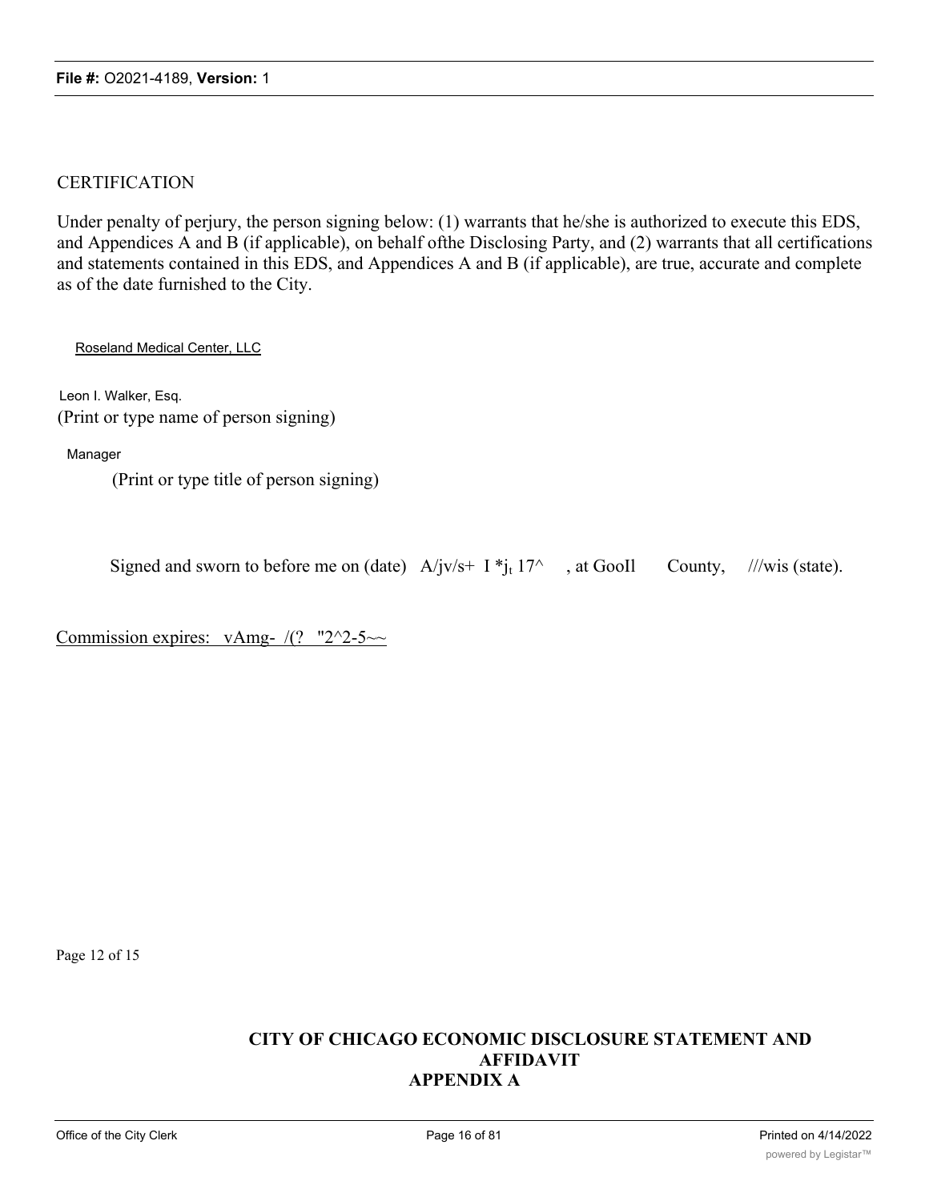CERTIFICATION

Under penalty of perjury, the person signing below: (1) warrants that he/she is authorized to execute this EDS, and Appendices A and B (if applicable), on behalf ofthe Disclosing Party, and (2) warrants that all certifications and statements contained in this EDS, and Appendices A and B (if applicable), are true, accurate and complete as of the date furnished to the City.

Roseland Medical Center, LLC

Leon I. Walker, Esq.
(Print or type name of person signing)

Manager
(Print or type title of person signing)

Signed and sworn to before me on (date) A/jv/s+ I *$j_t$ 17^ , at GooIl County, ///wis (state).

Commission expires: vAmg- /(? "2^2-5~~

Page 12 of 15

**CITY OF CHICAGO ECONOMIC DISCLOSURE STATEMENT AND AFFIDAVIT APPENDIX A**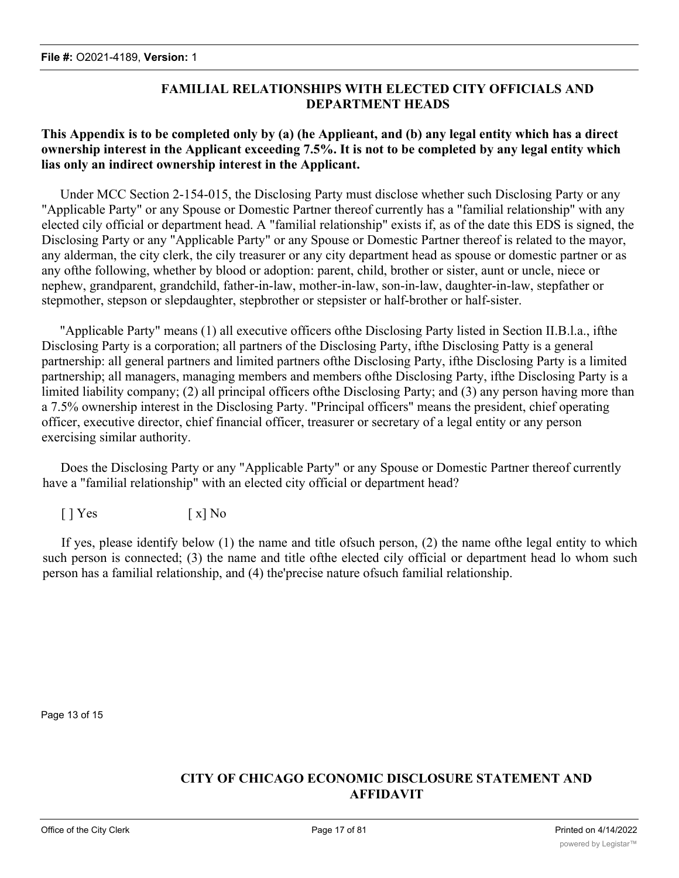## FAMILIAL RELATIONSHIPS WITH ELECTED CITY OFFICIALS AND DEPARTMENT HEADS

**This Appendix is to be completed only by (a) (he Applieant, and (b) any legal entity which has a direct ownership interest in the Applicant exceeding 7.5%. It is not to be completed by any legal entity which lias only an indirect ownership interest in the Applicant.**

Under MCC Section 2-154-015, the Disclosing Party must disclose whether such Disclosing Party or any "Applicable Party" or any Spouse or Domestic Partner thereof currently has a "familial relationship" with any elected cily official or department head. A "familial relationship" exists if, as of the date this EDS is signed, the Disclosing Party or any "Applicable Party" or any Spouse or Domestic Partner thereof is related to the mayor, any alderman, the city clerk, the cily treasurer or any city department head as spouse or domestic partner or as any ofthe following, whether by blood or adoption: parent, child, brother or sister, aunt or uncle, niece or nephew, grandparent, grandchild, father-in-law, mother-in-law, son-in-law, daughter-in-law, stepfather or stepmother, stepson or slepdaughter, stepbrother or stepsister or half-brother or half-sister.

"Applicable Party" means (1) all executive officers ofthe Disclosing Party listed in Section II.B.l.a., ifthe Disclosing Party is a corporation; all partners of the Disclosing Party, ifthe Disclosing Patty is a general partnership: all general partners and limited partners ofthe Disclosing Party, ifthe Disclosing Party is a limited partnership; all managers, managing members and members ofthe Disclosing Party, ifthe Disclosing Party is a limited liability company; (2) all principal officers ofthe Disclosing Party; and (3) any person having more than a 7.5% ownership interest in the Disclosing Party. "Principal officers" means the president, chief operating officer, executive director, chief financial officer, treasurer or secretary of a legal entity or any person exercising similar authority.

Does the Disclosing Party or any "Applicable Party" or any Spouse or Domestic Partner thereof currently have a "familial relationship" with an elected city official or department head?

[ ] Yes [ x] No

If yes, please identify below (1) the name and title ofsuch person, (2) the name ofthe legal entity to which such person is connected; (3) the name and title ofthe elected cily official or department head lo whom such person has a familial relationship, and (4) the'precise nature ofsuch familial relationship.

## CITY OF CHICAGO ECONOMIC DISCLOSURE STATEMENT AND AFFIDAVIT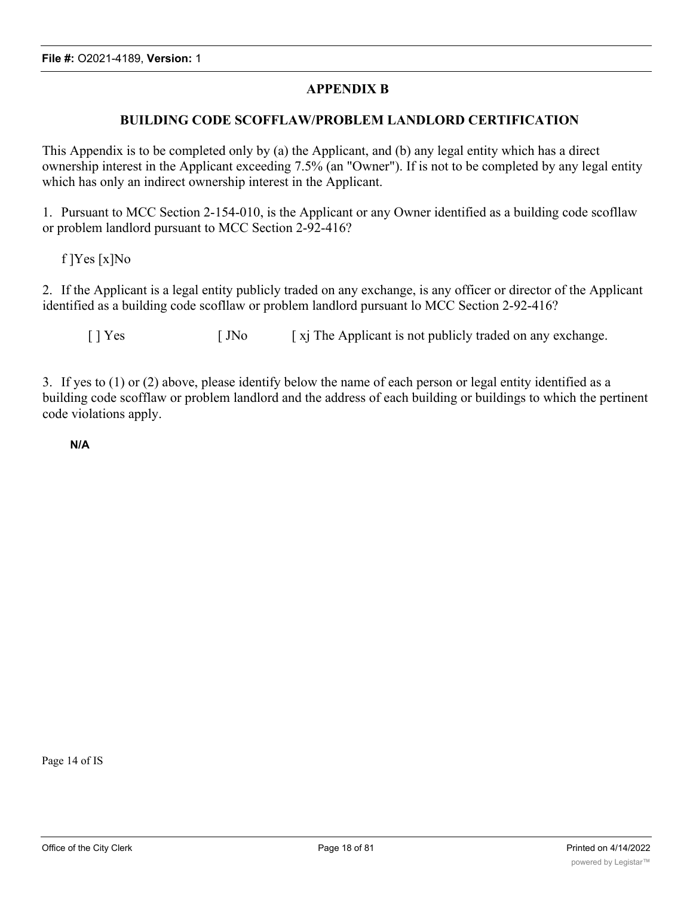## APPENDIX B

## BUILDING CODE SCOFFLAW/PROBLEM LANDLORD CERTIFICATION

This Appendix is to be completed only by (a) the Applicant, and (b) any legal entity which has a direct ownership interest in the Applicant exceeding 7.5% (an "Owner"). If is not to be completed by any legal entity which has only an indirect ownership interest in the Applicant.

1. Pursuant to MCC Section 2-154-010, is the Applicant or any Owner identified as a building code scofllaw or problem landlord pursuant to MCC Section 2-92-416?

f ]Yes [x]No

2. If the Applicant is a legal entity publicly traded on any exchange, is any officer or director of the Applicant identified as a building code scofllaw or problem landlord pursuant lo MCC Section 2-92-416?

[ ] Yes [ JNo [ xj The Applicant is not publicly traded on any exchange.

3. If yes to (1) or (2) above, please identify below the name of each person or legal entity identified as a building code scofflaw or problem landlord and the address of each building or buildings to which the pertinent code violations apply.

**N/A**

Page 14 of IS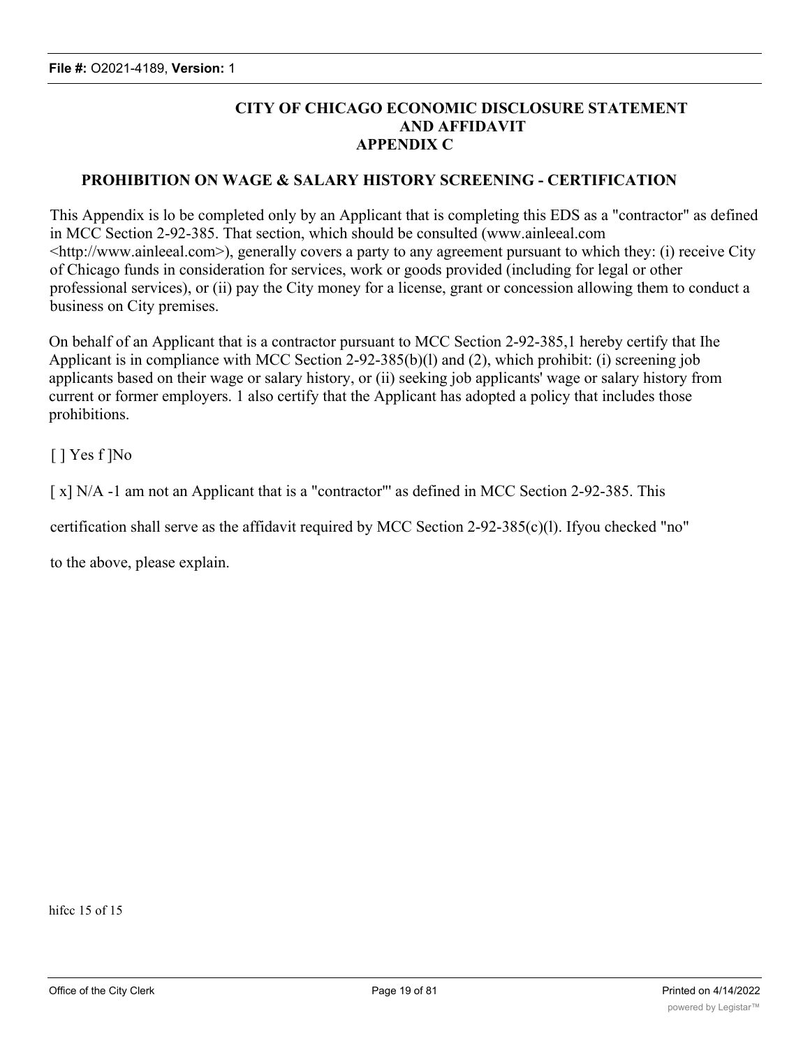**CITY OF CHICAGO ECONOMIC DISCLOSURE STATEMENT AND AFFIDAVIT APPENDIX C**

**PROHIBITION ON WAGE & SALARY HISTORY SCREENING - CERTIFICATION**

This Appendix is lo be completed only by an Applicant that is completing this EDS as a "contractor" as defined in MCC Section 2-92-385. That section, which should be consulted (www.ainleeal.com <http://www.ainleeal.com>), generally covers a party to any agreement pursuant to which they: (i) receive City of Chicago funds in consideration for services, work or goods provided (including for legal or other professional services), or (ii) pay the City money for a license, grant or concession allowing them to conduct a business on City premises.

On behalf of an Applicant that is a contractor pursuant to MCC Section 2-92-385,1 hereby certify that Ihe Applicant is in compliance with MCC Section 2-92-385(b)(l) and (2), which prohibit: (i) screening job applicants based on their wage or salary history, or (ii) seeking job applicants' wage or salary history from current or former employers. 1 also certify that the Applicant has adopted a policy that includes those prohibitions.

[ ] Yes f ]No

[ x] N/A -1 am not an Applicant that is a "contractor"' as defined in MCC Section 2-92-385. This

certification shall serve as the affidavit required by MCC Section 2-92-385(c)(l). Ifyou checked "no"

to the above, please explain.

hifcc 15 of 15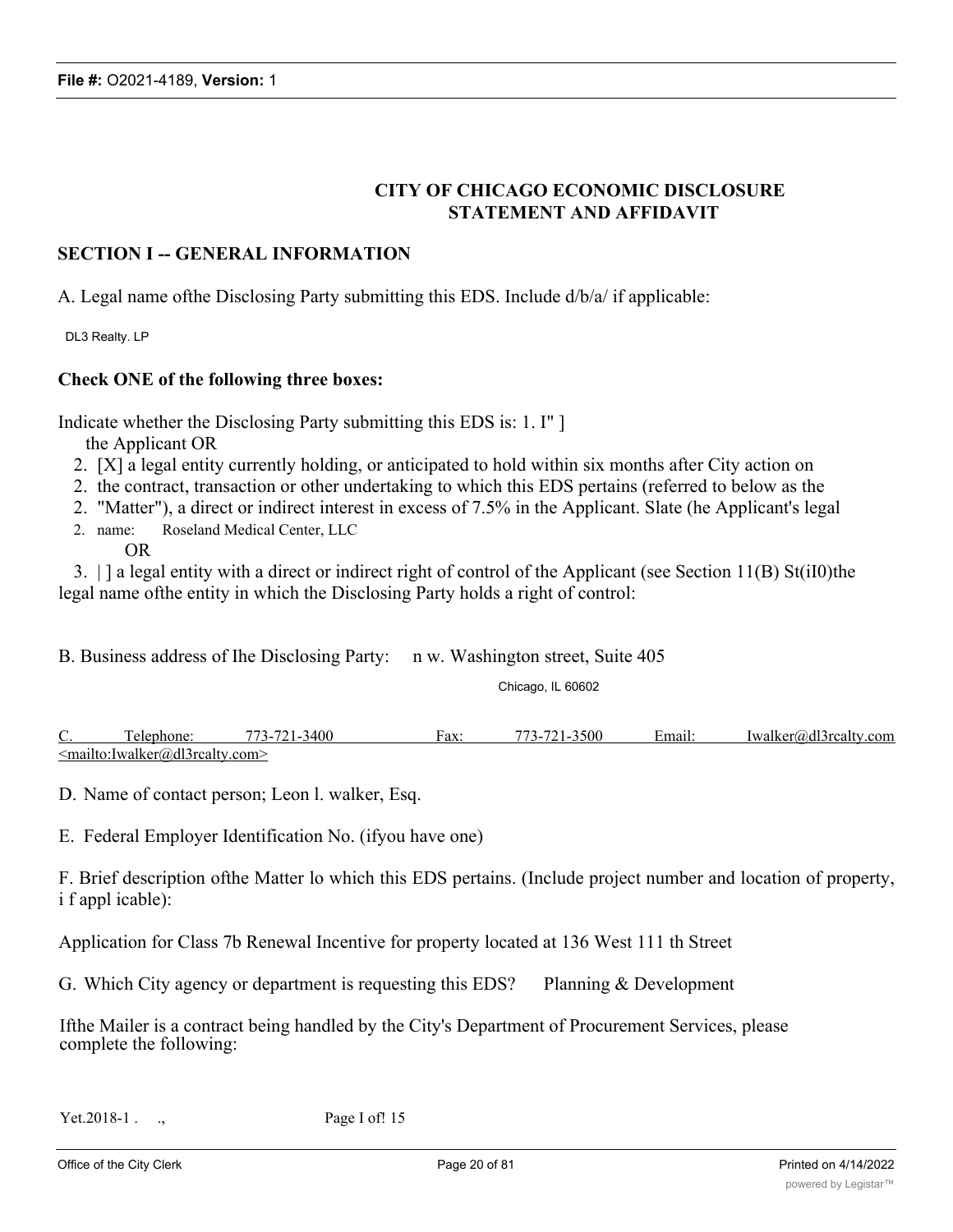## CITY OF CHICAGO ECONOMIC DISCLOSURE STATEMENT AND AFFIDAVIT

### SECTION I -- GENERAL INFORMATION

A. Legal name ofthe Disclosing Party submitting this EDS. Include d/b/a/ if applicable:

DL3 Realty. LP

**Check ONE of the following three boxes:**

Indicate whether the Disclosing Party submitting this EDS is: 1. I" ]
the Applicant OR

2. [X] a legal entity currently holding, or anticipated to hold within six months after City action on the contract, transaction or other undertaking to which this EDS pertains (referred to below as the "Matter"), a direct or indirect interest in excess of 7.5% in the Applicant. Slate (he Applicant's legal name: Roseland Medical Center, LLC

OR

3. | ] a legal entity with a direct or indirect right of control of the Applicant (see Section 11(B) St(iI0)the legal name ofthe entity in which the Disclosing Party holds a right of control:

B. Business address of Ihe Disclosing Party: n w. Washington street, Suite 405

Chicago, IL 60602

C. Telephone: 773-721-3400 Fax: 773-721-3500 Email: Iwalker@dl3rcalty.com <mailto:Iwalker@dl3rcalty.com>

D. Name of contact person; Leon l. walker, Esq.

E. Federal Employer Identification No. (ifyou have one)

F. Brief description ofthe Matter lo which this EDS pertains. (Include project number and location of property, i f appl icable):

Application for Class 7b Renewal Incentive for property located at 136 West 111 th Street

G. Which City agency or department is requesting this EDS? Planning & Development

Ifthe Mailer is a contract being handled by the City's Department of Procurement Services, please complete the following:

Yet.2018-1 . .,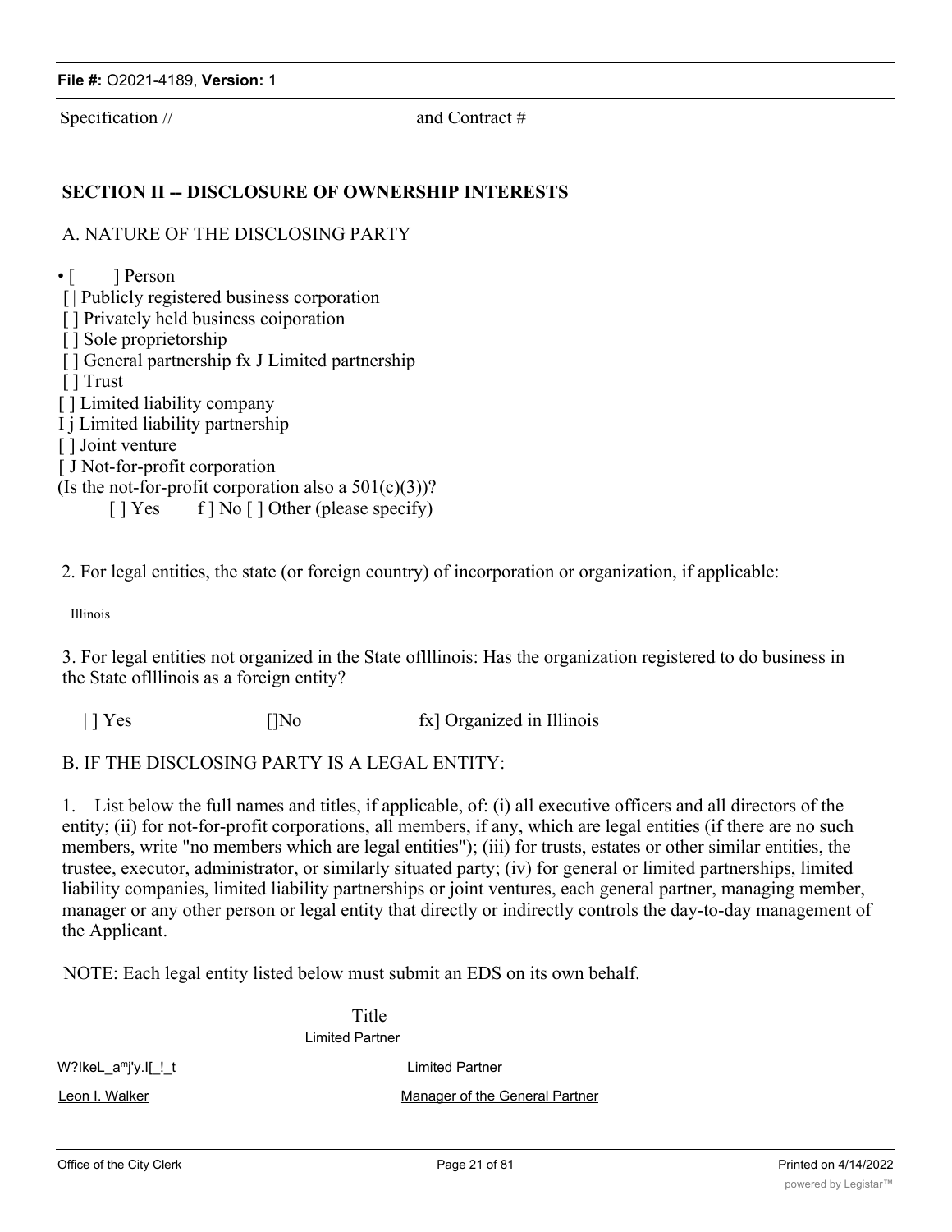Specification // and Contract #

## SECTION II -- DISCLOSURE OF OWNERSHIP INTERESTS

A. NATURE OF THE DISCLOSING PARTY

• [ ] Person
[ | Publicly registered business corporation
[ ] Privately held business coiporation
[ ] Sole proprietorship
[ ] General partnership fx J Limited partnership
[ ] Trust
[ ] Limited liability company
I j Limited liability partnership
[ ] Joint venture
[ J Not-for-profit corporation
(Is the not-for-profit corporation also a 501(c)(3))?
[ ] Yes f ] No [ ] Other (please specify)

2. For legal entities, the state (or foreign country) of incorporation or organization, if applicable:

Illinois

3. For legal entities not organized in the State oflllinois: Has the organization registered to do business in the State oflllinois as a foreign entity?

| ] Yes []No fx] Organized in Illinois

B. IF THE DISCLOSING PARTY IS A LEGAL ENTITY:

1. List below the full names and titles, if applicable, of: (i) all executive officers and all directors of the entity; (ii) for not-for-profit corporations, all members, if any, which are legal entities (if there are no such members, write "no members which are legal entities"); (iii) for trusts, estates or other similar entities, the trustee, executor, administrator, or similarly situated party; (iv) for general or limited partnerships, limited liability companies, limited liability partnerships or joint ventures, each general partner, managing member, manager or any other person or legal entity that directly or indirectly controls the day-to-day management of the Applicant.

NOTE: Each legal entity listed below must submit an EDS on its own behalf.

| Name | Title |
|---|---|
| | Limited Partner |
| W?IkeL_amj'y.I[_!_t | Limited Partner |
| Leon I. Walker | Manager of the General Partner |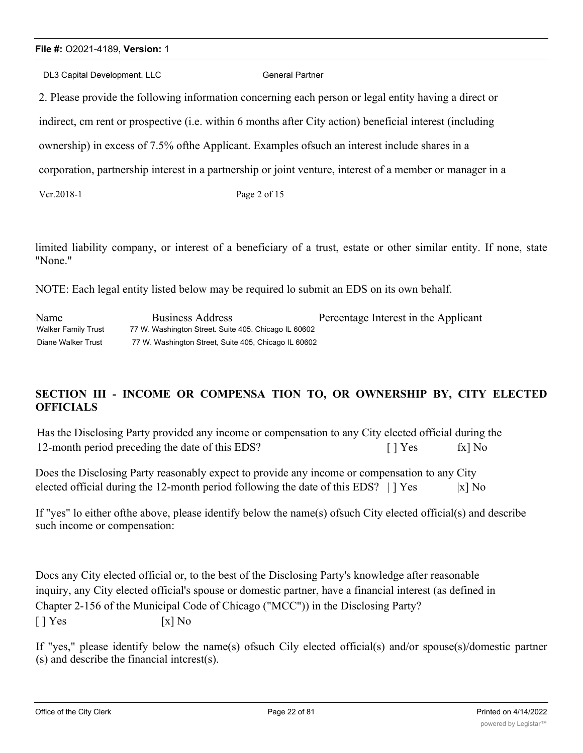| | |
|---|---|
| DL3 Capital Development. LLC | General Partner |

2. Please provide the following information concerning each person or legal entity having a direct or indirect, cm rent or prospective (i.e. within 6 months after City action) beneficial interest (including ownership) in excess of 7.5% ofthe Applicant. Examples ofsuch an interest include shares in a corporation, partnership interest in a partnership or joint venture, interest of a member or manager in a

Vcr.2018-1 Page 2 of 15

limited liability company, or interest of a beneficiary of a trust, estate or other similar entity. If none, state "None."

NOTE: Each legal entity listed below may be required lo submit an EDS on its own behalf.

| Name | Business Address | Percentage Interest in the Applicant |
|---|---|---|
| Walker Family Trust | 77 W. Washington Street. Suite 405. Chicago IL 60602 | |
| Diane Walker Trust | 77 W. Washington Street, Suite 405, Chicago IL 60602 | |

## SECTION III - INCOME OR COMPENSA TION TO, OR OWNERSHIP BY, CITY ELECTED OFFICIALS

Has the Disclosing Party provided any income or compensation to any City elected official during the 12-month period preceding the date of this EDS? [ ] Yes fx] No

Does the Disclosing Party reasonably expect to provide any income or compensation to any City elected official during the 12-month period following the date of this EDS? | ] Yes |x] No

If "yes" lo either ofthe above, please identify below the name(s) ofsuch City elected official(s) and describe such income or compensation:

Docs any City elected official or, to the best of the Disclosing Party's knowledge after reasonable inquiry, any City elected official's spouse or domestic partner, have a financial interest (as defined in Chapter 2-156 of the Municipal Code of Chicago ("MCC")) in the Disclosing Party?
[ ] Yes [x] No

If "yes," please identify below the name(s) ofsuch Cily elected official(s) and/or spouse(s)/domestic partner(s) and describe the financial intcrest(s).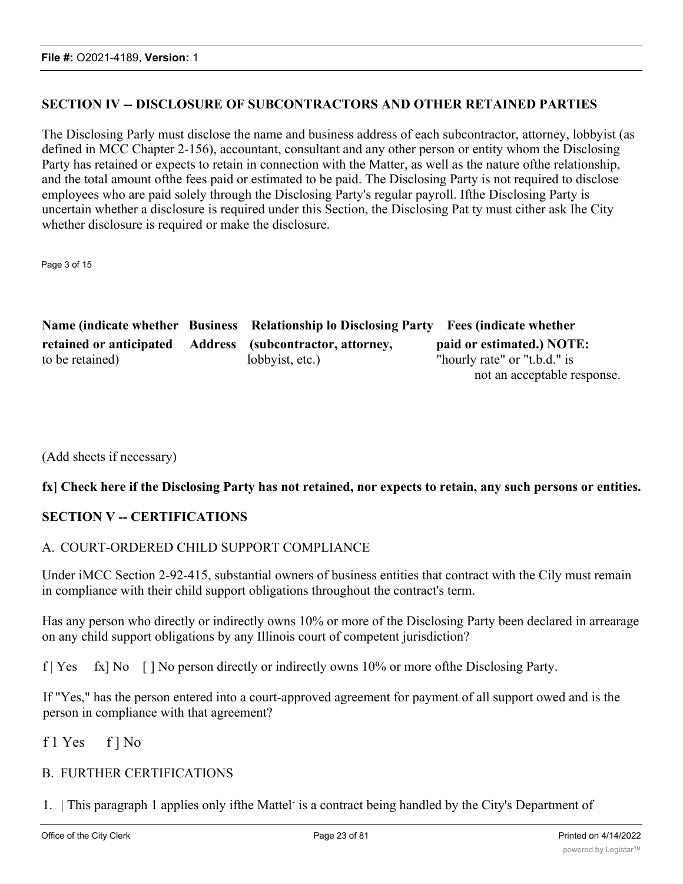## SECTION IV -- DISCLOSURE OF SUBCONTRACTORS AND OTHER RETAINED PARTIES

The Disclosing Parly must disclose the name and business address of each subcontractor, attorney, lobbyist (as defined in MCC Chapter 2-156), accountant, consultant and any other person or entity whom the Disclosing Party has retained or expects to retain in connection with the Matter, as well as the nature ofthe relationship, and the total amount ofthe fees paid or estimated to be paid. The Disclosing Party is not required to disclose employees who are paid solely through the Disclosing Party's regular payroll. Ifthe Disclosing Party is uncertain whether a disclosure is required under this Section, the Disclosing Pat ty must cither ask Ihe City whether disclosure is required or make the disclosure.

| **Name (indicate whether retained or anticipated** to be retained) | **Business Address** | **Relationship lo Disclosing Party (subcontractor, attorney,** lobbyist, etc.) | **Fees (indicate whether paid or estimated.) NOTE:** "hourly rate" or "t.b.d." is not an acceptable response. |
|---|---|---|---|
| | | | |

(Add sheets if necessary)

**fx] Check here if the Disclosing Party has not retained, nor expects to retain, any such persons or entities.**

## SECTION V -- CERTIFICATIONS

A. COURT-ORDERED CHILD SUPPORT COMPLIANCE

Under iMCC Section 2-92-415, substantial owners of business entities that contract with the Cily must remain in compliance with their child support obligations throughout the contract's term.

Has any person who directly or indirectly owns 10% or more of the Disclosing Party been declared in arrearage on any child support obligations by any Illinois court of competent jurisdiction?

f | Yes fx] No [ ] No person directly or indirectly owns 10% or more ofthe Disclosing Party.

If "Yes," has the person entered into a court-approved agreement for payment of all support owed and is the person in compliance with that agreement?

f 1 Yes f ] No

B. FURTHER CERTIFICATIONS

1. | This paragraph 1 applies only ifthe Mattel- is a contract being handled by the City's Department of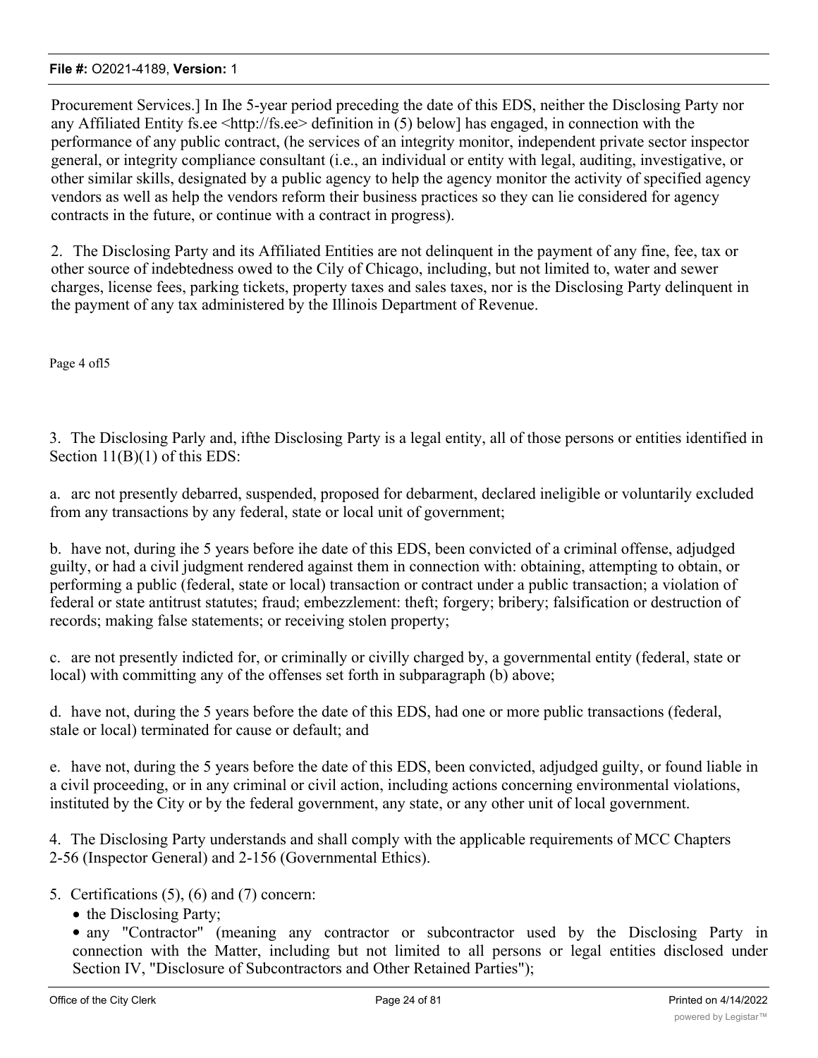Procurement Services.] In Ihe 5-year period preceding the date of this EDS, neither the Disclosing Party nor any Affiliated Entity fs.ee <http://fs.ee> definition in (5) below] has engaged, in connection with the performance of any public contract, (he services of an integrity monitor, independent private sector inspector general, or integrity compliance consultant (i.e., an individual or entity with legal, auditing, investigative, or other similar skills, designated by a public agency to help the agency monitor the activity of specified agency vendors as well as help the vendors reform their business practices so they can lie considered for agency contracts in the future, or continue with a contract in progress).

2. The Disclosing Party and its Affiliated Entities are not delinquent in the payment of any fine, fee, tax or other source of indebtedness owed to the Cily of Chicago, including, but not limited to, water and sewer charges, license fees, parking tickets, property taxes and sales taxes, nor is the Disclosing Party delinquent in the payment of any tax administered by the Illinois Department of Revenue.

Page 4 ofl5

3. The Disclosing Parly and, ifthe Disclosing Party is a legal entity, all of those persons or entities identified in Section 11(B)(1) of this EDS:

a. arc not presently debarred, suspended, proposed for debarment, declared ineligible or voluntarily excluded from any transactions by any federal, state or local unit of government;

b. have not, during ihe 5 years before ihe date of this EDS, been convicted of a criminal offense, adjudged guilty, or had a civil judgment rendered against them in connection with: obtaining, attempting to obtain, or performing a public (federal, state or local) transaction or contract under a public transaction; a violation of federal or state antitrust statutes; fraud; embezzlement: theft; forgery; bribery; falsification or destruction of records; making false statements; or receiving stolen property;

c. are not presently indicted for, or criminally or civilly charged by, a governmental entity (federal, state or local) with committing any of the offenses set forth in subparagraph (b) above;

d. have not, during the 5 years before the date of this EDS, had one or more public transactions (federal, stale or local) terminated for cause or default; and

e. have not, during the 5 years before the date of this EDS, been convicted, adjudged guilty, or found liable in a civil proceeding, or in any criminal or civil action, including actions concerning environmental violations, instituted by the City or by the federal government, any state, or any other unit of local government.

4. The Disclosing Party understands and shall comply with the applicable requirements of MCC Chapters 2-56 (Inspector General) and 2-156 (Governmental Ethics).

5. Certifications (5), (6) and (7) concern:

- the Disclosing Party;
- any "Contractor" (meaning any contractor or subcontractor used by the Disclosing Party in connection with the Matter, including but not limited to all persons or legal entities disclosed under Section IV, "Disclosure of Subcontractors and Other Retained Parties");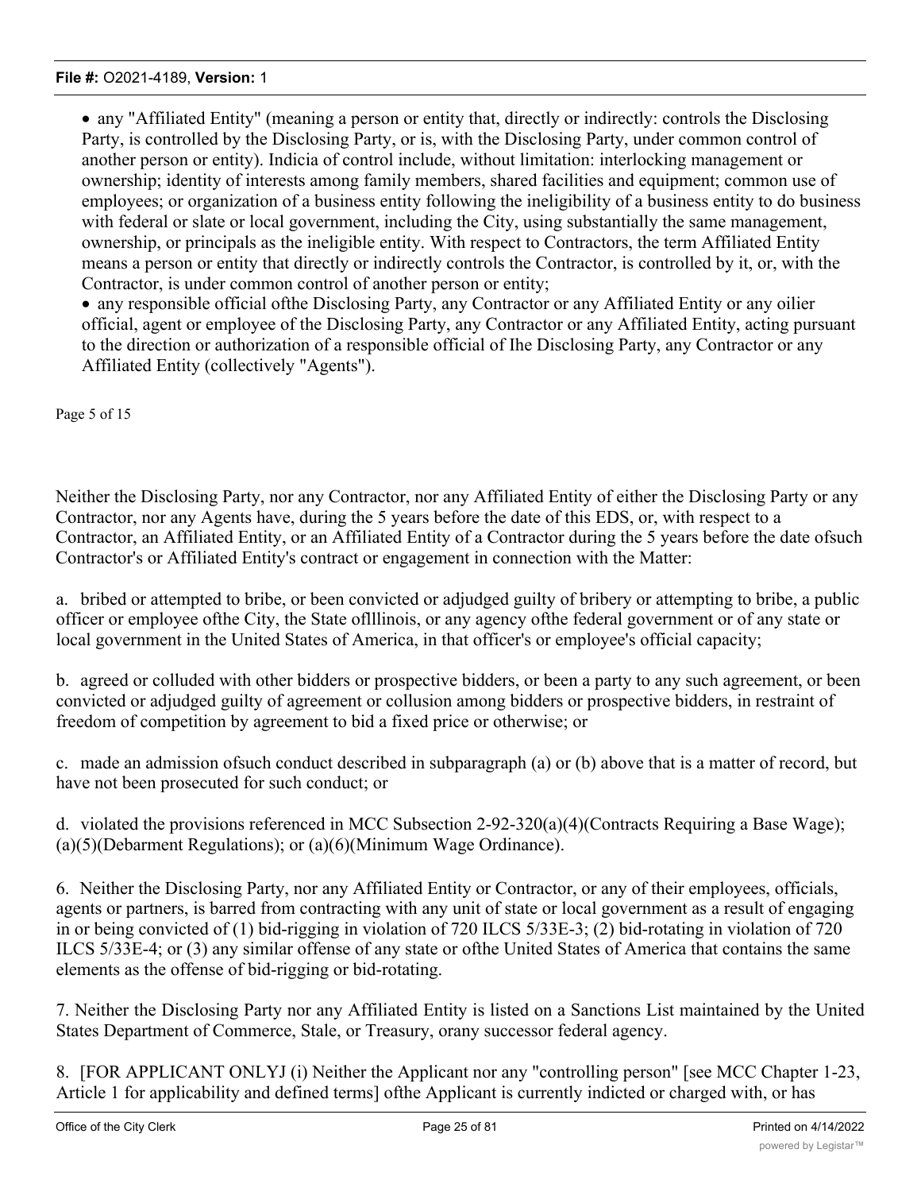- any "Affiliated Entity" (meaning a person or entity that, directly or indirectly: controls the Disclosing Party, is controlled by the Disclosing Party, or is, with the Disclosing Party, under common control of another person or entity). Indicia of control include, without limitation: interlocking management or ownership; identity of interests among family members, shared facilities and equipment; common use of employees; or organization of a business entity following the ineligibility of a business entity to do business with federal or slate or local government, including the City, using substantially the same management, ownership, or principals as the ineligible entity. With respect to Contractors, the term Affiliated Entity means a person or entity that directly or indirectly controls the Contractor, is controlled by it, or, with the Contractor, is under common control of another person or entity;
- any responsible official ofthe Disclosing Party, any Contractor or any Affiliated Entity or any oilier official, agent or employee of the Disclosing Party, any Contractor or any Affiliated Entity, acting pursuant to the direction or authorization of a responsible official of Ihe Disclosing Party, any Contractor or any Affiliated Entity (collectively "Agents").

Page 5 of 15

Neither the Disclosing Party, nor any Contractor, nor any Affiliated Entity of either the Disclosing Party or any Contractor, nor any Agents have, during the 5 years before the date of this EDS, or, with respect to a Contractor, an Affiliated Entity, or an Affiliated Entity of a Contractor during the 5 years before the date ofsuch Contractor's or Affiliated Entity's contract or engagement in connection with the Matter:

a. bribed or attempted to bribe, or been convicted or adjudged guilty of bribery or attempting to bribe, a public officer or employee ofthe City, the State oflllinois, or any agency ofthe federal government or of any state or local government in the United States of America, in that officer's or employee's official capacity;

b. agreed or colluded with other bidders or prospective bidders, or been a party to any such agreement, or been convicted or adjudged guilty of agreement or collusion among bidders or prospective bidders, in restraint of freedom of competition by agreement to bid a fixed price or otherwise; or

c. made an admission ofsuch conduct described in subparagraph (a) or (b) above that is a matter of record, but have not been prosecuted for such conduct; or

d. violated the provisions referenced in MCC Subsection 2-92-320(a)(4)(Contracts Requiring a Base Wage); (a)(5)(Debarment Regulations); or (a)(6)(Minimum Wage Ordinance).

6. Neither the Disclosing Party, nor any Affiliated Entity or Contractor, or any of their employees, officials, agents or partners, is barred from contracting with any unit of state or local government as a result of engaging in or being convicted of (1) bid-rigging in violation of 720 ILCS 5/33E-3; (2) bid-rotating in violation of 720 ILCS 5/33E-4; or (3) any similar offense of any state or ofthe United States of America that contains the same elements as the offense of bid-rigging or bid-rotating.

7. Neither the Disclosing Party nor any Affiliated Entity is listed on a Sanctions List maintained by the United States Department of Commerce, Stale, or Treasury, orany successor federal agency.

8. [FOR APPLICANT ONLYJ (i) Neither the Applicant nor any "controlling person" [see MCC Chapter 1-23, Article 1 for applicability and defined terms] ofthe Applicant is currently indicted or charged with, or has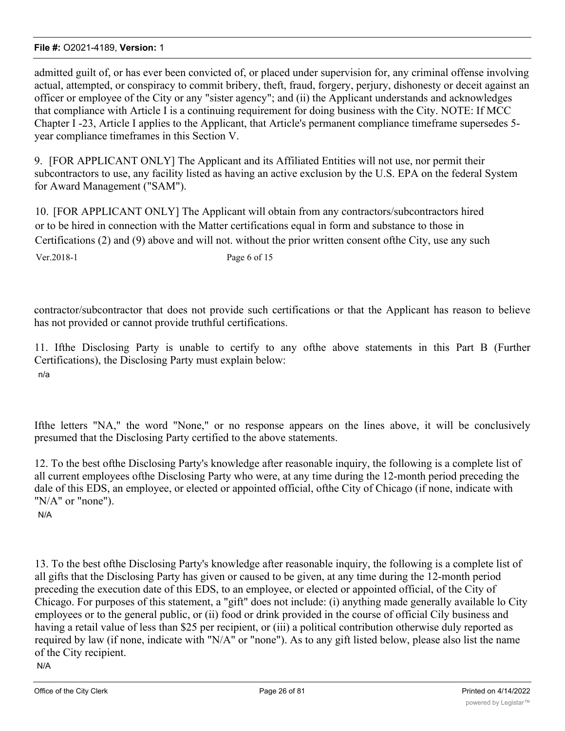admitted guilt of, or has ever been convicted of, or placed under supervision for, any criminal offense involving actual, attempted, or conspiracy to commit bribery, theft, fraud, forgery, perjury, dishonesty or deceit against an officer or employee of the City or any "sister agency"; and (ii) the Applicant understands and acknowledges that compliance with Article I is a continuing requirement for doing business with the City. NOTE: If MCC Chapter I -23, Article I applies to the Applicant, that Article's permanent compliance timeframe supersedes 5-year compliance timeframes in this Section V.

9. [FOR APPLICANT ONLY] The Applicant and its Affiliated Entities will not use, nor permit their subcontractors to use, any facility listed as having an active exclusion by the U.S. EPA on the federal System for Award Management ("SAM").

10. [FOR APPLICANT ONLY] The Applicant will obtain from any contractors/subcontractors hired or to be hired in connection with the Matter certifications equal in form and substance to those in Certifications (2) and (9) above and will not. without the prior written consent ofthe City, use any such

Ver.2018-1 Page 6 of 15

contractor/subcontractor that does not provide such certifications or that the Applicant has reason to believe has not provided or cannot provide truthful certifications.

11. Ifthe Disclosing Party is unable to certify to any ofthe above statements in this Part B (Further Certifications), the Disclosing Party must explain below:

n/a

Ifthe letters "NA," the word "None," or no response appears on the lines above, it will be conclusively presumed that the Disclosing Party certified to the above statements.

12. To the best ofthe Disclosing Party's knowledge after reasonable inquiry, the following is a complete list of all current employees ofthe Disclosing Party who were, at any time during the 12-month period preceding the dale of this EDS, an employee, or elected or appointed official, ofthe City of Chicago (if none, indicate with "N/A" or "none").

N/A

13. To the best ofthe Disclosing Party's knowledge after reasonable inquiry, the following is a complete list of all gifts that the Disclosing Party has given or caused to be given, at any time during the 12-month period preceding the execution date of this EDS, to an employee, or elected or appointed official, of the City of Chicago. For purposes of this statement, a "gift" does not include: (i) anything made generally available lo City employees or to the general public, or (ii) food or drink provided in the course of official Cily business and having a retail value of less than $25 per recipient, or (iii) a political contribution otherwise duly reported as required by law (if none, indicate with "N/A" or "none"). As to any gift listed below, please also list the name of the City recipient.

N/A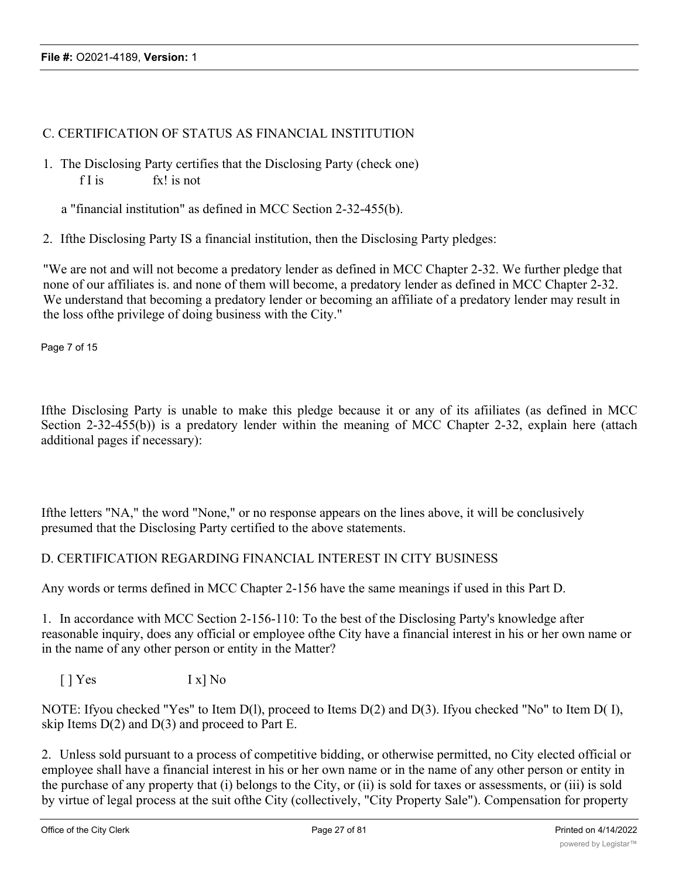C. CERTIFICATION OF STATUS AS FINANCIAL INSTITUTION

1. The Disclosing Party certifies that the Disclosing Party (check one)
   f I is fx! is not

   a "financial institution" as defined in MCC Section 2-32-455(b).

2. Ifthe Disclosing Party IS a financial institution, then the Disclosing Party pledges:

"We are not and will not become a predatory lender as defined in MCC Chapter 2-32. We further pledge that none of our affiliates is. and none of them will become, a predatory lender as defined in MCC Chapter 2-32. We understand that becoming a predatory lender or becoming an affiliate of a predatory lender may result in the loss ofthe privilege of doing business with the City."

Page 7 of 15

Ifthe Disclosing Party is unable to make this pledge because it or any of its afiiliates (as defined in MCC Section 2-32-455(b)) is a predatory lender within the meaning of MCC Chapter 2-32, explain here (attach additional pages if necessary):

Ifthe letters "NA," the word "None," or no response appears on the lines above, it will be conclusively presumed that the Disclosing Party certified to the above statements.

D. CERTIFICATION REGARDING FINANCIAL INTEREST IN CITY BUSINESS

Any words or terms defined in MCC Chapter 2-156 have the same meanings if used in this Part D.

1. In accordance with MCC Section 2-156-110: To the best of the Disclosing Party's knowledge after reasonable inquiry, does any official or employee ofthe City have a financial interest in his or her own name or in the name of any other person or entity in the Matter?

[ ] Yes I x] No

NOTE: Ifyou checked "Yes" to Item D(l), proceed to Items D(2) and D(3). Ifyou checked "No" to Item D( I), skip Items D(2) and D(3) and proceed to Part E.

2. Unless sold pursuant to a process of competitive bidding, or otherwise permitted, no City elected official or employee shall have a financial interest in his or her own name or in the name of any other person or entity in the purchase of any property that (i) belongs to the City, or (ii) is sold for taxes or assessments, or (iii) is sold by virtue of legal process at the suit ofthe City (collectively, "City Property Sale"). Compensation for property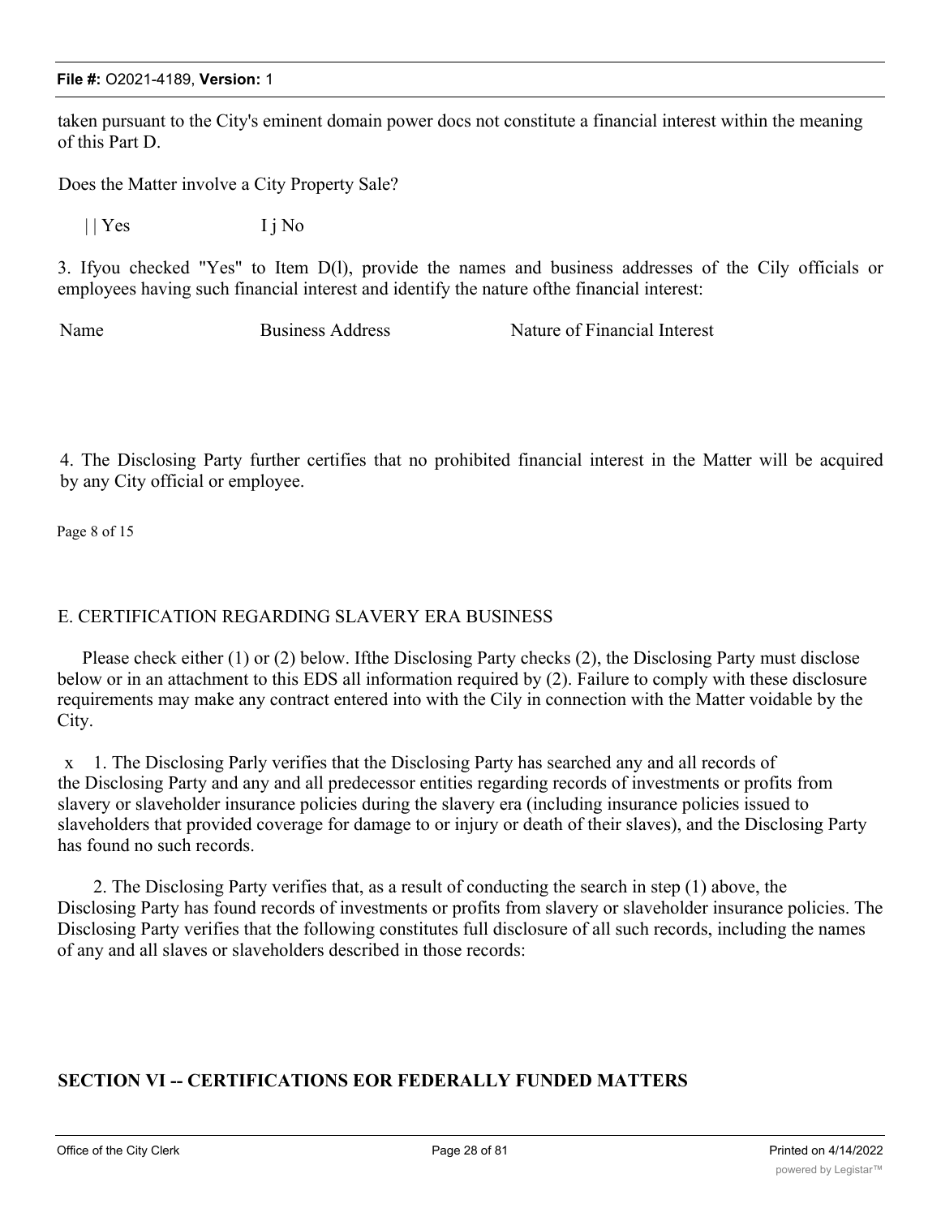taken pursuant to the City's eminent domain power docs not constitute a financial interest within the meaning of this Part D.

Does the Matter involve a City Property Sale?

| | Yes I j No

3. Ifyou checked "Yes" to Item D(l), provide the names and business addresses of the Cily officials or employees having such financial interest and identify the nature ofthe financial interest:

| Name | Business Address | Nature of Financial Interest |
|---|---|---|

4. The Disclosing Party further certifies that no prohibited financial interest in the Matter will be acquired by any City official or employee.

Page 8 of 15

E. CERTIFICATION REGARDING SLAVERY ERA BUSINESS

Please check either (1) or (2) below. Ifthe Disclosing Party checks (2), the Disclosing Party must disclose below or in an attachment to this EDS all information required by (2). Failure to comply with these disclosure requirements may make any contract entered into with the Cily in connection with the Matter voidable by the City.

x 1. The Disclosing Parly verifies that the Disclosing Party has searched any and all records of the Disclosing Party and any and all predecessor entities regarding records of investments or profits from slavery or slaveholder insurance policies during the slavery era (including insurance policies issued to slaveholders that provided coverage for damage to or injury or death of their slaves), and the Disclosing Party has found no such records.

2. The Disclosing Party verifies that, as a result of conducting the search in step (1) above, the Disclosing Party has found records of investments or profits from slavery or slaveholder insurance policies. The Disclosing Party verifies that the following constitutes full disclosure of all such records, including the names of any and all slaves or slaveholders described in those records:

**SECTION VI -- CERTIFICATIONS EOR FEDERALLY FUNDED MATTERS**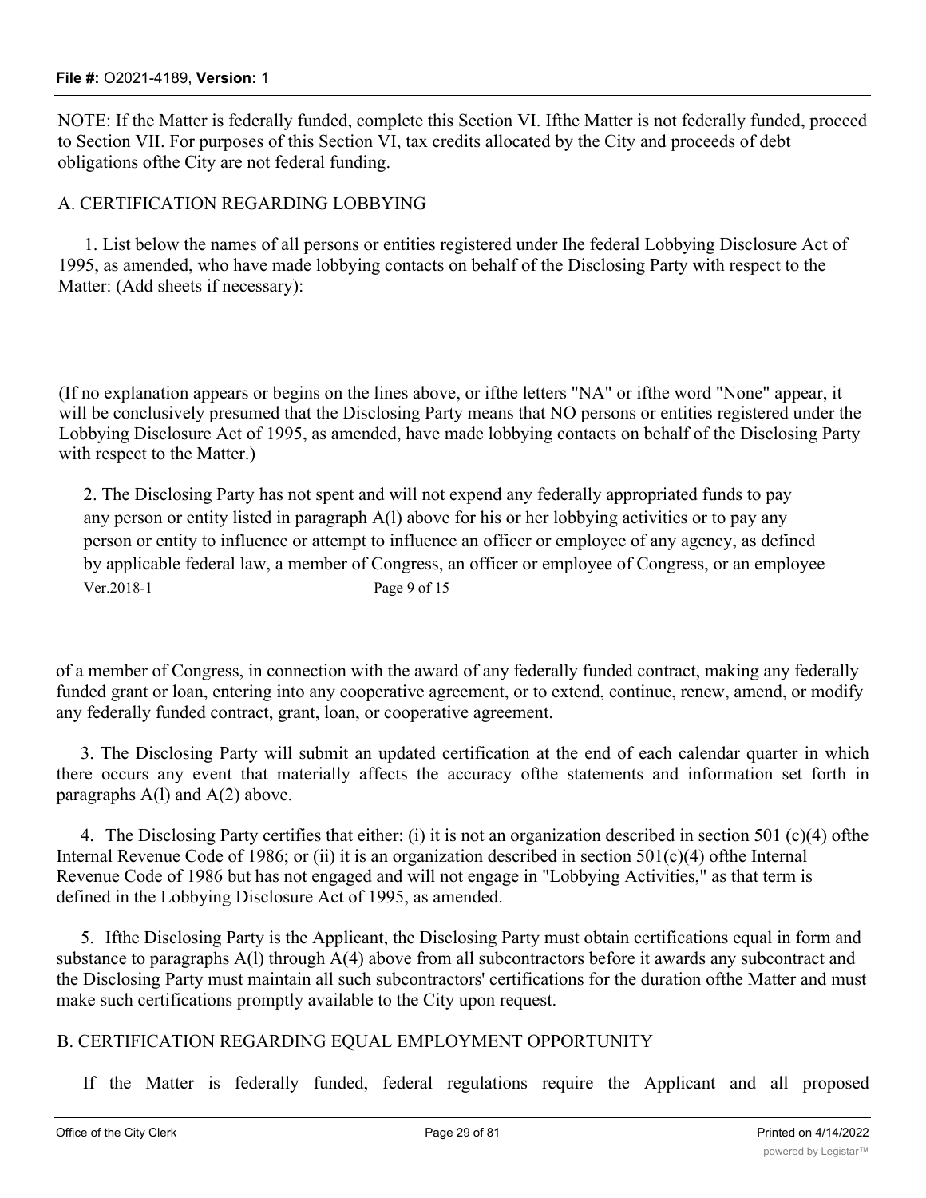NOTE: If the Matter is federally funded, complete this Section VI. Ifthe Matter is not federally funded, proceed to Section VII. For purposes of this Section VI, tax credits allocated by the City and proceeds of debt obligations ofthe City are not federal funding.

A. CERTIFICATION REGARDING LOBBYING

1. List below the names of all persons or entities registered under Ihe federal Lobbying Disclosure Act of 1995, as amended, who have made lobbying contacts on behalf of the Disclosing Party with respect to the Matter: (Add sheets if necessary):

(If no explanation appears or begins on the lines above, or ifthe letters "NA" or ifthe word "None" appear, it will be conclusively presumed that the Disclosing Party means that NO persons or entities registered under the Lobbying Disclosure Act of 1995, as amended, have made lobbying contacts on behalf of the Disclosing Party with respect to the Matter.)

2. The Disclosing Party has not spent and will not expend any federally appropriated funds to pay any person or entity listed in paragraph A(l) above for his or her lobbying activities or to pay any person or entity to influence or attempt to influence an officer or employee of any agency, as defined by applicable federal law, a member of Congress, an officer or employee of Congress, or an employee of a member of Congress, in connection with the award of any federally funded contract, making any federally funded grant or loan, entering into any cooperative agreement, or to extend, continue, renew, amend, or modify any federally funded contract, grant, loan, or cooperative agreement.

3. The Disclosing Party will submit an updated certification at the end of each calendar quarter in which there occurs any event that materially affects the accuracy ofthe statements and information set forth in paragraphs A(l) and A(2) above.

4. The Disclosing Party certifies that either: (i) it is not an organization described in section 501 (c)(4) ofthe Internal Revenue Code of 1986; or (ii) it is an organization described in section 501(c)(4) ofthe Internal Revenue Code of 1986 but has not engaged and will not engage in "Lobbying Activities," as that term is defined in the Lobbying Disclosure Act of 1995, as amended.

5. Ifthe Disclosing Party is the Applicant, the Disclosing Party must obtain certifications equal in form and substance to paragraphs A(l) through A(4) above from all subcontractors before it awards any subcontract and the Disclosing Party must maintain all such subcontractors' certifications for the duration ofthe Matter and must make such certifications promptly available to the City upon request.

B. CERTIFICATION REGARDING EQUAL EMPLOYMENT OPPORTUNITY

If the Matter is federally funded, federal regulations require the Applicant and all proposed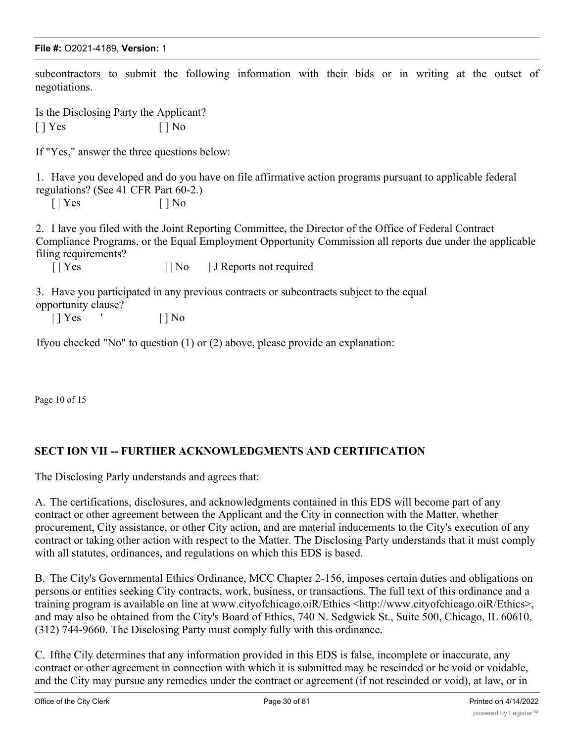subcontractors to submit the following information with their bids or in writing at the outset of negotiations.

Is the Disclosing Party the Applicant?

[ ] Yes [ ] No

If "Yes," answer the three questions below:

1. Have you developed and do you have on file affirmative action programs pursuant to applicable federal regulations? (See 41 CFR Part 60-2.)

   [ | Yes [ ] No

2. I lave you filed with the Joint Reporting Committee, the Director of the Office of Federal Contract Compliance Programs, or the Equal Employment Opportunity Commission all reports due under the applicable filing requirements?

   [ | Yes | | No | J Reports not required

3. Have you participated in any previous contracts or subcontracts subject to the equal opportunity clause?

   | ] Yes ' | ] No

Ifyou checked "No" to question (1) or (2) above, please provide an explanation:

Page 10 of 15

**SECT ION VII -- FURTHER ACKNOWLEDGMENTS AND CERTIFICATION**

The Disclosing Parly understands and agrees that:

A. The certifications, disclosures, and acknowledgments contained in this EDS will become part of any contract or other agreement between the Applicant and the City in connection with the Matter, whether procurement, City assistance, or other City action, and are material inducements to the City's execution of any contract or taking other action with respect to the Matter. The Disclosing Party understands that it must comply with all statutes, ordinances, and regulations on which this EDS is based.

B. The City's Governmental Ethics Ordinance, MCC Chapter 2-156, imposes certain duties and obligations on persons or entities seeking City contracts, work, business, or transactions. The full text of this ordinance and a training program is available on line at www.cityofchicago.oiR/Ethics <http://www.cityofchicago.oiR/Ethics>, and may also be obtained from the City's Board of Ethics, 740 N. Sedgwick St., Suite 500, Chicago, IL 60610, (312) 744-9660. The Disclosing Party must comply fully with this ordinance.

C. Ifthe Cily determines that any information provided in this EDS is false, incomplete or inaccurate, any contract or other agreement in connection with which it is submitted may be rescinded or be void or voidable, and the City may pursue any remedies under the contract or agreement (if not rescinded or void), at law, or in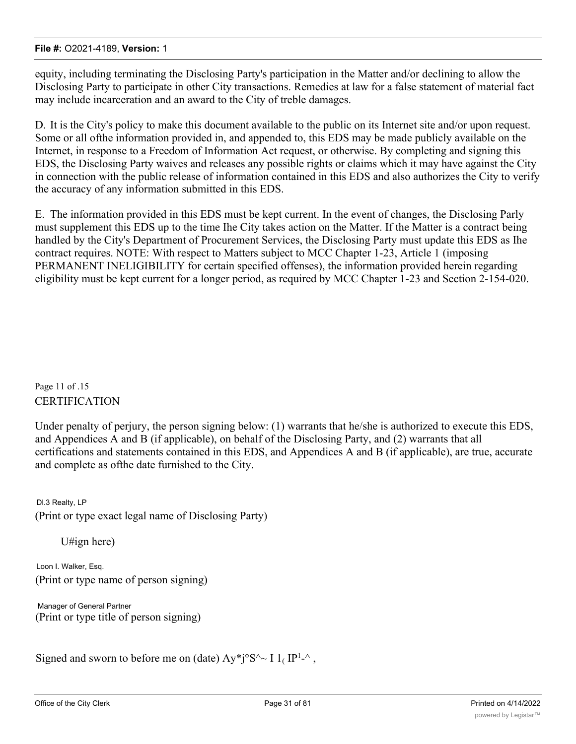equity, including terminating the Disclosing Party's participation in the Matter and/or declining to allow the Disclosing Party to participate in other City transactions. Remedies at law for a false statement of material fact may include incarceration and an award to the City of treble damages.

D. It is the City's policy to make this document available to the public on its Internet site and/or upon request. Some or all ofthe information provided in, and appended to, this EDS may be made publicly available on the Internet, in response to a Freedom of Information Act request, or otherwise. By completing and signing this EDS, the Disclosing Party waives and releases any possible rights or claims which it may have against the City in connection with the public release of information contained in this EDS and also authorizes the City to verify the accuracy of any information submitted in this EDS.

E. The information provided in this EDS must be kept current. In the event of changes, the Disclosing Parly must supplement this EDS up to the time Ihe City takes action on the Matter. If the Matter is a contract being handled by the City's Department of Procurement Services, the Disclosing Party must update this EDS as Ihe contract requires. NOTE: With respect to Matters subject to MCC Chapter 1-23, Article 1 (imposing PERMANENT INELIGIBILITY for certain specified offenses), the information provided herein regarding eligibility must be kept current for a longer period, as required by MCC Chapter 1-23 and Section 2-154-020.

Page 11 of .15

CERTIFICATION

Under penalty of perjury, the person signing below: (1) warrants that he/she is authorized to execute this EDS, and Appendices A and B (if applicable), on behalf of the Disclosing Party, and (2) warrants that all certifications and statements contained in this EDS, and Appendices A and B (if applicable), are true, accurate and complete as ofthe date furnished to the City.

Dl.3 Realty, LP

(Print or type exact legal name of Disclosing Party)

U#ign here)

Loon I. Walker, Esq.

(Print or type name of person signing)

Manager of General Partner

(Print or type title of person signing)

Signed and sworn to before me on (date) Ay*j°S^~ I 1( IP1-^ ,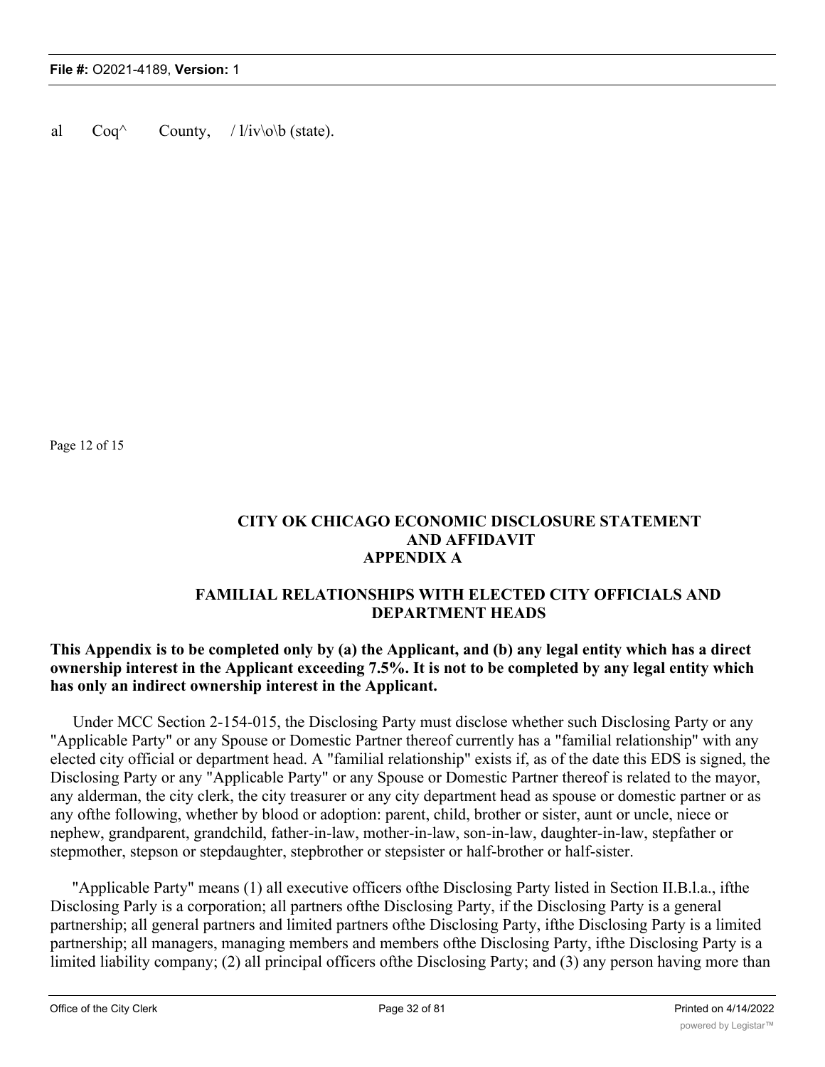al Coq^ County, / l/iv\o\b (state).

Page 12 of 15

## CITY OK CHICAGO ECONOMIC DISCLOSURE STATEMENT AND AFFIDAVIT APPENDIX A

### FAMILIAL RELATIONSHIPS WITH ELECTED CITY OFFICIALS AND DEPARTMENT HEADS

**This Appendix is to be completed only by (a) the Applicant, and (b) any legal entity which has a direct ownership interest in the Applicant exceeding 7.5%. It is not to be completed by any legal entity which has only an indirect ownership interest in the Applicant.**

Under MCC Section 2-154-015, the Disclosing Party must disclose whether such Disclosing Party or any "Applicable Party" or any Spouse or Domestic Partner thereof currently has a "familial relationship" with any elected city official or department head. A "familial relationship" exists if, as of the date this EDS is signed, the Disclosing Party or any "Applicable Party" or any Spouse or Domestic Partner thereof is related to the mayor, any alderman, the city clerk, the city treasurer or any city department head as spouse or domestic partner or as any ofthe following, whether by blood or adoption: parent, child, brother or sister, aunt or uncle, niece or nephew, grandparent, grandchild, father-in-law, mother-in-law, son-in-law, daughter-in-law, stepfather or stepmother, stepson or stepdaughter, stepbrother or stepsister or half-brother or half-sister.

"Applicable Party" means (1) all executive officers ofthe Disclosing Party listed in Section II.B.l.a., ifthe Disclosing Parly is a corporation; all partners ofthe Disclosing Party, if the Disclosing Party is a general partnership; all general partners and limited partners ofthe Disclosing Party, ifthe Disclosing Party is a limited partnership; all managers, managing members and members ofthe Disclosing Party, ifthe Disclosing Party is a limited liability company; (2) all principal officers ofthe Disclosing Party; and (3) any person having more than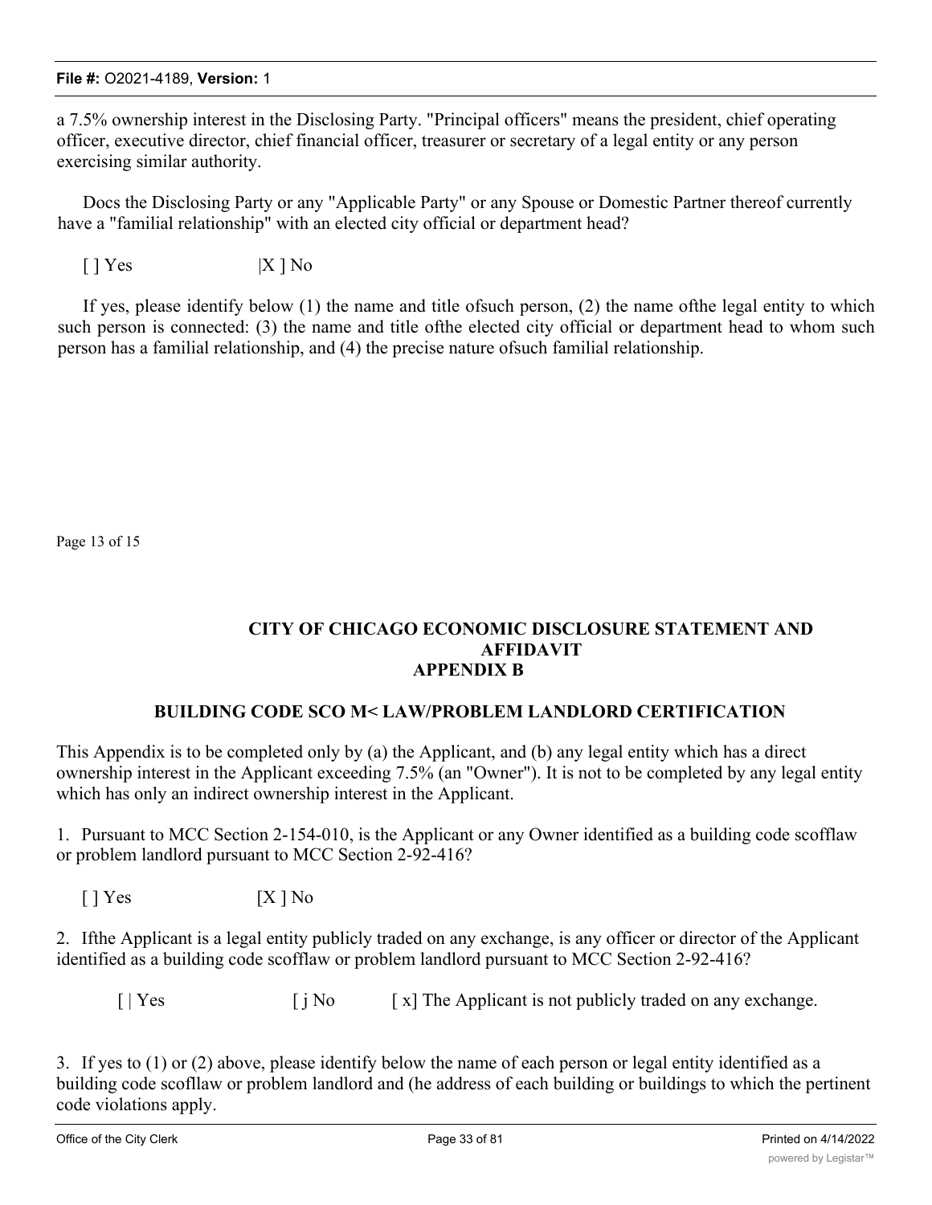a 7.5% ownership interest in the Disclosing Party. "Principal officers" means the president, chief operating officer, executive director, chief financial officer, treasurer or secretary of a legal entity or any person exercising similar authority.

Docs the Disclosing Party or any "Applicable Party" or any Spouse or Domestic Partner thereof currently have a "familial relationship" with an elected city official or department head?

[ ] Yes |X ] No

If yes, please identify below (1) the name and title ofsuch person, (2) the name ofthe legal entity to which such person is connected: (3) the name and title ofthe elected city official or department head to whom such person has a familial relationship, and (4) the precise nature ofsuch familial relationship.

Page 13 of 15

**CITY OF CHICAGO ECONOMIC DISCLOSURE STATEMENT AND AFFIDAVIT**
**APPENDIX B**

**BUILDING CODE SCO M< LAW/PROBLEM LANDLORD CERTIFICATION**

This Appendix is to be completed only by (a) the Applicant, and (b) any legal entity which has a direct ownership interest in the Applicant exceeding 7.5% (an "Owner"). It is not to be completed by any legal entity which has only an indirect ownership interest in the Applicant.

1. Pursuant to MCC Section 2-154-010, is the Applicant or any Owner identified as a building code scofflaw or problem landlord pursuant to MCC Section 2-92-416?

[ ] Yes [X ] No

2. Ifthe Applicant is a legal entity publicly traded on any exchange, is any officer or director of the Applicant identified as a building code scofflaw or problem landlord pursuant to MCC Section 2-92-416?

[ | Yes [ j No [ x] The Applicant is not publicly traded on any exchange.

3. If yes to (1) or (2) above, please identify below the name of each person or legal entity identified as a building code scofflaw or problem landlord and (he address of each building or buildings to which the pertinent code violations apply.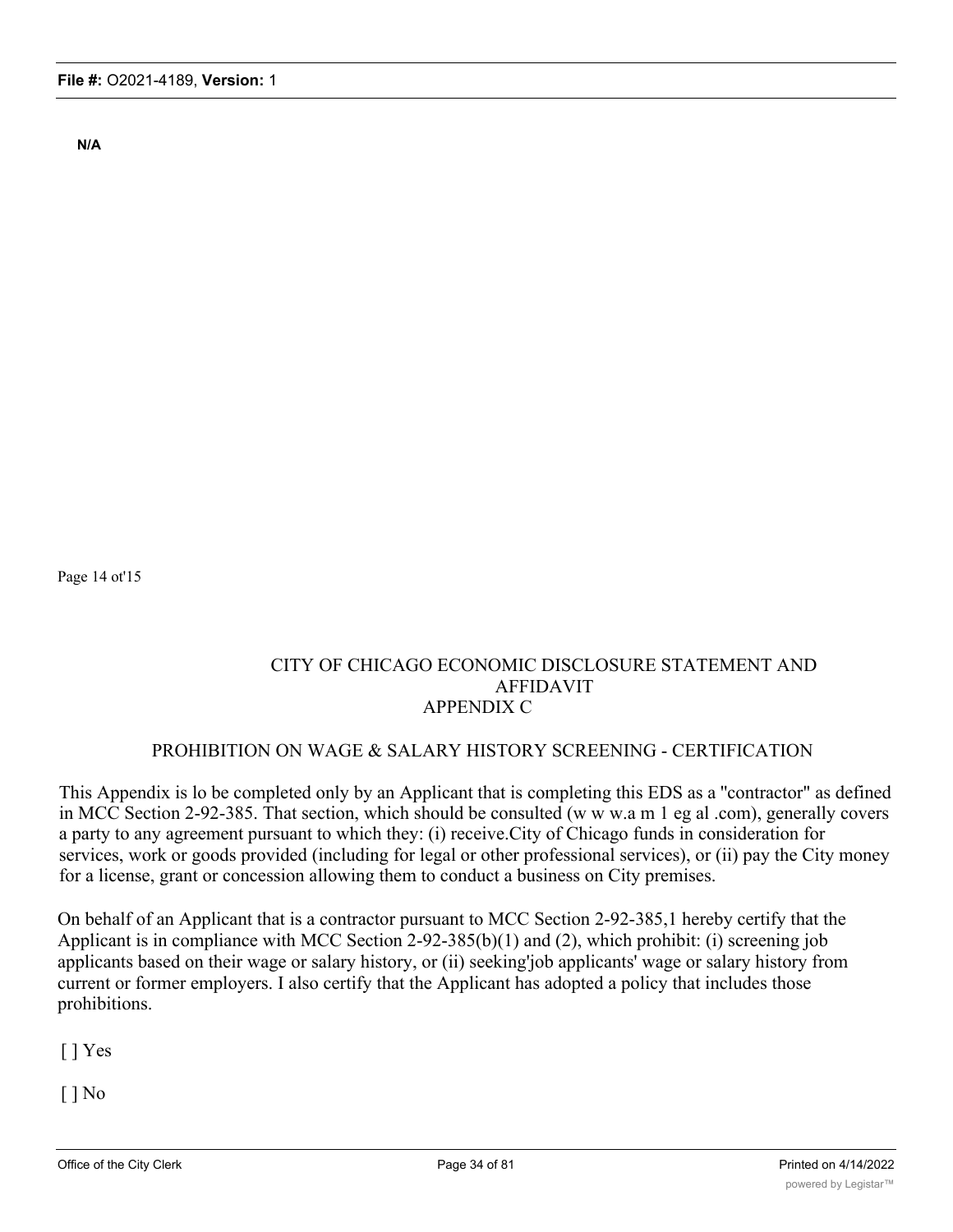N/A

Page 14 ot'15

# CITY OF CHICAGO ECONOMIC DISCLOSURE STATEMENT AND AFFIDAVIT
## APPENDIX C

## PROHIBITION ON WAGE & SALARY HISTORY SCREENING - CERTIFICATION

This Appendix is lo be completed only by an Applicant that is completing this EDS as a "contractor" as defined in MCC Section 2-92-385. That section, which should be consulted (w w w.a m 1 eg al .com), generally covers a party to any agreement pursuant to which they: (i) receive.City of Chicago funds in consideration for services, work or goods provided (including for legal or other professional services), or (ii) pay the City money for a license, grant or concession allowing them to conduct a business on City premises.

On behalf of an Applicant that is a contractor pursuant to MCC Section 2-92-385,1 hereby certify that the Applicant is in compliance with MCC Section 2-92-385(b)(1) and (2), which prohibit: (i) screening job applicants based on their wage or salary history, or (ii) seeking'job applicants' wage or salary history from current or former employers. I also certify that the Applicant has adopted a policy that includes those prohibitions.

[ ] Yes

[ ] No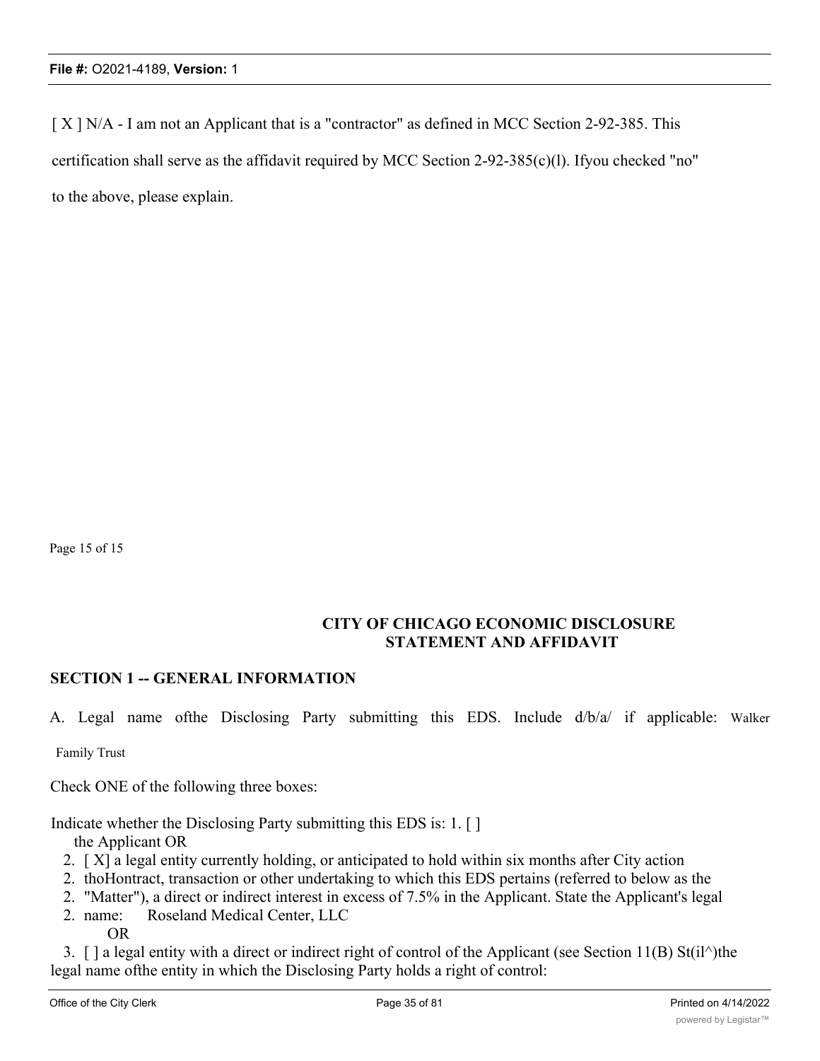[ X ] N/A - I am not an Applicant that is a "contractor" as defined in MCC Section 2-92-385. This certification shall serve as the affidavit required by MCC Section 2-92-385(c)(l). Ifyou checked "no" to the above, please explain.

Page 15 of 15

**CITY OF CHICAGO ECONOMIC DISCLOSURE STATEMENT AND AFFIDAVIT**

## SECTION 1 -- GENERAL INFORMATION

A. Legal name ofthe Disclosing Party submitting this EDS. Include d/b/a/ if applicable: Walker Family Trust

Check ONE of the following three boxes:

Indicate whether the Disclosing Party submitting this EDS is: 1. [ ] the Applicant OR

2. [ X] a legal entity currently holding, or anticipated to hold within six months after City action thoHontract, transaction or other undertaking to which this EDS pertains (referred to below as the "Matter"), a direct or indirect interest in excess of 7.5% in the Applicant. State the Applicant's legal name: Roseland Medical Center, LLC

OR

3. [ ] a legal entity with a direct or indirect right of control of the Applicant (see Section 11(B) St(il^)the legal name ofthe entity in which the Disclosing Party holds a right of control: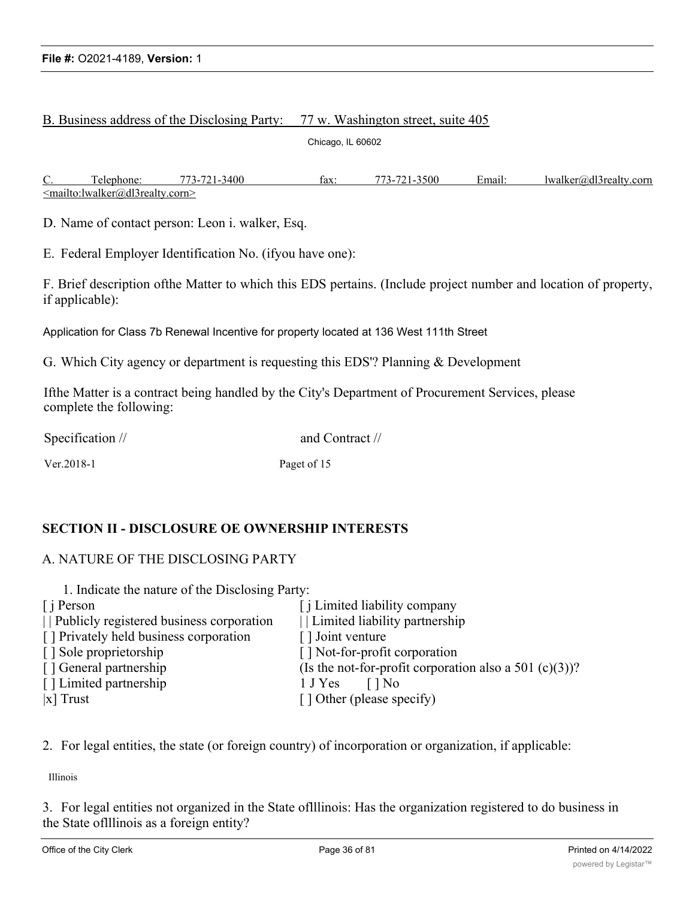B. Business address of the Disclosing Party: 77 w. Washington street, suite 405

Chicago, IL 60602

C. Telephone: 773-721-3400 fax: 773-721-3500 Email: lwalker@dl3realty.corn <mailto:lwalker@dl3realty.corn>

D. Name of contact person: Leon i. walker, Esq.

E. Federal Employer Identification No. (ifyou have one):

F. Brief description ofthe Matter to which this EDS pertains. (Include project number and location of property, if applicable):

Application for Class 7b Renewal Incentive for property located at 136 West 111th Street

G. Which City agency or department is requesting this EDS'? Planning & Development

Ifthe Matter is a contract being handled by the City's Department of Procurement Services, please complete the following:

Specification // and Contract //

Ver.2018-1 Paget of 15

## SECTION II - DISCLOSURE OE OWNERSHIP INTERESTS

A. NATURE OF THE DISCLOSING PARTY

1. Indicate the nature of the Disclosing Party:

[ j Person
| | Publicly registered business corporation
[ ] Privately held business corporation
[ ] Sole proprietorship
[ ] General partnership
[ ] Limited partnership
|x] Trust
[ j Limited liability company
| | Limited liability partnership
[ ] Joint venture
[ ] Not-for-profit corporation
(Is the not-for-profit corporation also a 501 (c)(3))?
1 J Yes [ ] No
[ ] Other (please specify)

2. For legal entities, the state (or foreign country) of incorporation or organization, if applicable:

Illinois

3. For legal entities not organized in the State oflllinois: Has the organization registered to do business in the State oflllinois as a foreign entity?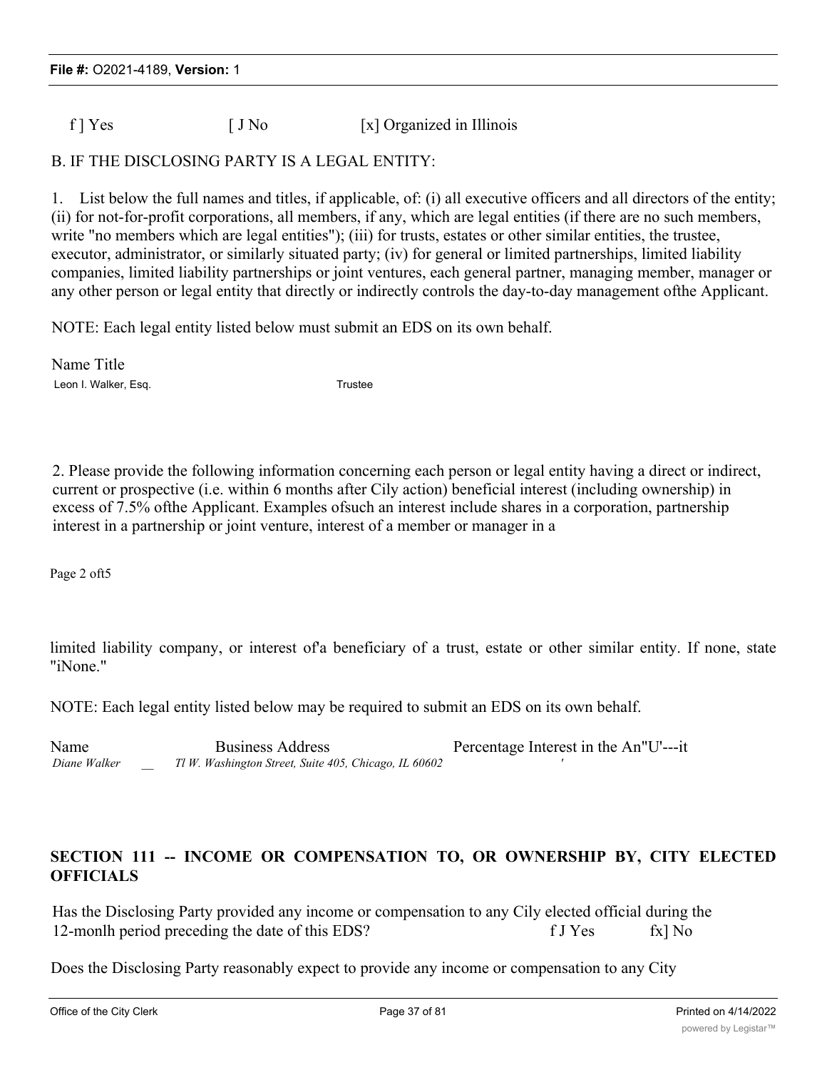f ] Yes [ J No [x] Organized in Illinois

B. IF THE DISCLOSING PARTY IS A LEGAL ENTITY:

1. List below the full names and titles, if applicable, of: (i) all executive officers and all directors of the entity; (ii) for not-for-profit corporations, all members, if any, which are legal entities (if there are no such members, write "no members which are legal entities"); (iii) for trusts, estates or other similar entities, the trustee, executor, administrator, or similarly situated party; (iv) for general or limited partnerships, limited liability companies, limited liability partnerships or joint ventures, each general partner, managing member, manager or any other person or legal entity that directly or indirectly controls the day-to-day management ofthe Applicant.

NOTE: Each legal entity listed below must submit an EDS on its own behalf.

| Name | Title |
|---|---|
| Leon I. Walker, Esq. | Trustee |

2. Please provide the following information concerning each person or legal entity having a direct or indirect, current or prospective (i.e. within 6 months after Cily action) beneficial interest (including ownership) in excess of 7.5% ofthe Applicant. Examples ofsuch an interest include shares in a corporation, partnership interest in a partnership or joint venture, interest of a member or manager in a

Page 2 oft5

limited liability company, or interest of'a beneficiary of a trust, estate or other similar entity. If none, state "iNone."

NOTE: Each legal entity listed below may be required to submit an EDS on its own behalf.

| Name | Business Address | Percentage Interest in the An"U'---it |
|---|---|---|
| *Diane Walker* __ | *Tl W. Washington Street, Suite 405, Chicago, IL 60602* | ' |

## SECTION 111 -- INCOME OR COMPENSATION TO, OR OWNERSHIP BY, CITY ELECTED OFFICIALS

Has the Disclosing Party provided any income or compensation to any Cily elected official during the 12-monlh period preceding the date of this EDS? f J Yes fx] No

Does the Disclosing Party reasonably expect to provide any income or compensation to any City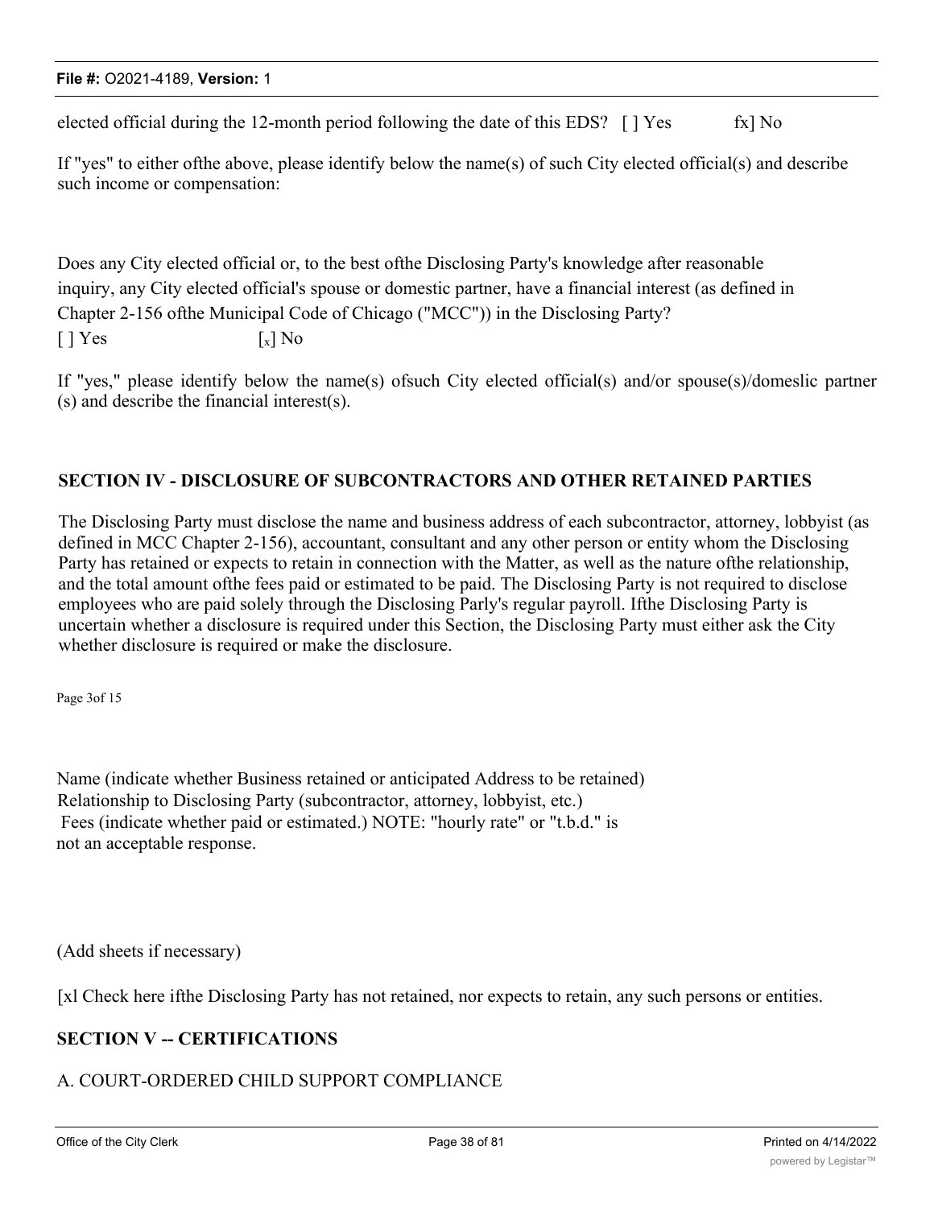elected official during the 12-month period following the date of this EDS? [ ] Yes fx] No

If "yes" to either ofthe above, please identify below the name(s) of such City elected official(s) and describe such income or compensation:

Does any City elected official or, to the best ofthe Disclosing Party's knowledge after reasonable inquiry, any City elected official's spouse or domestic partner, have a financial interest (as defined in Chapter 2-156 ofthe Municipal Code of Chicago ("MCC")) in the Disclosing Party?

[ ] Yes [x] No

If "yes," please identify below the name(s) ofsuch City elected official(s) and/or spouse(s)/domeslic partner (s) and describe the financial interest(s).

## SECTION IV - DISCLOSURE OF SUBCONTRACTORS AND OTHER RETAINED PARTIES

The Disclosing Party must disclose the name and business address of each subcontractor, attorney, lobbyist (as defined in MCC Chapter 2-156), accountant, consultant and any other person or entity whom the Disclosing Party has retained or expects to retain in connection with the Matter, as well as the nature ofthe relationship, and the total amount ofthe fees paid or estimated to be paid. The Disclosing Party is not required to disclose employees who are paid solely through the Disclosing Parly's regular payroll. Ifthe Disclosing Party is uncertain whether a disclosure is required under this Section, the Disclosing Party must either ask the City whether disclosure is required or make the disclosure.

Page 3of 15

Name (indicate whether Business retained or anticipated Address to be retained)
Relationship to Disclosing Party (subcontractor, attorney, lobbyist, etc.)
Fees (indicate whether paid or estimated.) NOTE: "hourly rate" or "t.b.d." is not an acceptable response.

(Add sheets if necessary)

[xl Check here ifthe Disclosing Party has not retained, nor expects to retain, any such persons or entities.

## SECTION V -- CERTIFICATIONS

A. COURT-ORDERED CHILD SUPPORT COMPLIANCE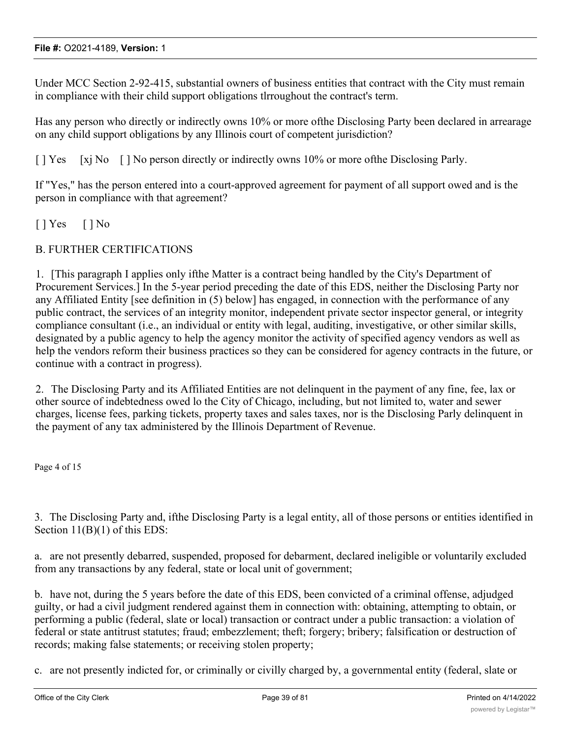Under MCC Section 2-92-415, substantial owners of business entities that contract with the City must remain in compliance with their child support obligations tlrroughout the contract's term.

Has any person who directly or indirectly owns 10% or more ofthe Disclosing Party been declared in arrearage on any child support obligations by any Illinois court of competent jurisdiction?

[ ] Yes [xj No [ ] No person directly or indirectly owns 10% or more ofthe Disclosing Parly.

If "Yes," has the person entered into a court-approved agreement for payment of all support owed and is the person in compliance with that agreement?

[ ] Yes [ ] No

B. FURTHER CERTIFICATIONS

1. [This paragraph I applies only ifthe Matter is a contract being handled by the City's Department of Procurement Services.] In the 5-year period preceding the date of this EDS, neither the Disclosing Party nor any Affiliated Entity [see definition in (5) below] has engaged, in connection with the performance of any public contract, the services of an integrity monitor, independent private sector inspector general, or integrity compliance consultant (i.e., an individual or entity with legal, auditing, investigative, or other similar skills, designated by a public agency to help the agency monitor the activity of specified agency vendors as well as help the vendors reform their business practices so they can be considered for agency contracts in the future, or continue with a contract in progress).

2. The Disclosing Party and its Affiliated Entities are not delinquent in the payment of any fine, fee, lax or other source of indebtedness owed lo the City of Chicago, including, but not limited to, water and sewer charges, license fees, parking tickets, property taxes and sales taxes, nor is the Disclosing Parly delinquent in the payment of any tax administered by the Illinois Department of Revenue.

Page 4 of 15

3. The Disclosing Party and, ifthe Disclosing Party is a legal entity, all of those persons or entities identified in Section 11(B)(1) of this EDS:

a. are not presently debarred, suspended, proposed for debarment, declared ineligible or voluntarily excluded from any transactions by any federal, state or local unit of government;

b. have not, during the 5 years before the date of this EDS, been convicted of a criminal offense, adjudged guilty, or had a civil judgment rendered against them in connection with: obtaining, attempting to obtain, or performing a public (federal, slate or local) transaction or contract under a public transaction: a violation of federal or state antitrust statutes; fraud; embezzlement; theft; forgery; bribery; falsification or destruction of records; making false statements; or receiving stolen property;

c. are not presently indicted for, or criminally or civilly charged by, a governmental entity (federal, slate or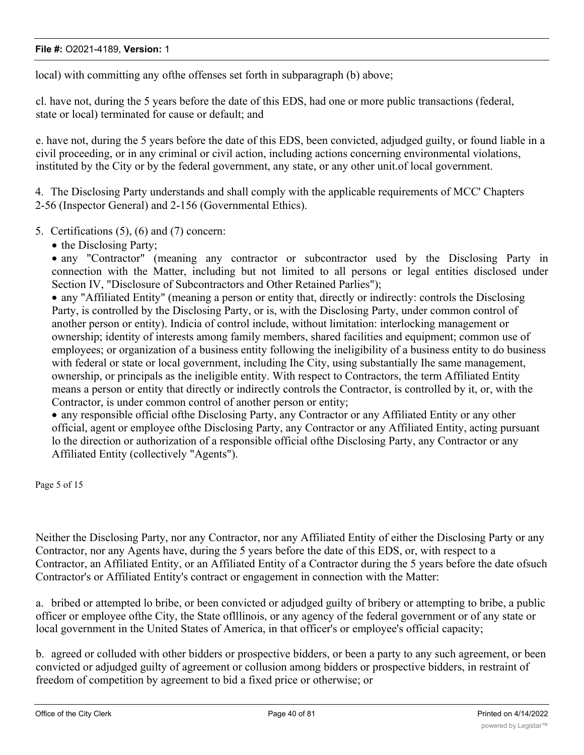local) with committing any ofthe offenses set forth in subparagraph (b) above;

cl. have not, during the 5 years before the date of this EDS, had one or more public transactions (federal, state or local) terminated for cause or default; and

e. have not, during the 5 years before the date of this EDS, been convicted, adjudged guilty, or found liable in a civil proceeding, or in any criminal or civil action, including actions concerning environmental violations, instituted by the City or by the federal government, any state, or any other unit.of local government.

4. The Disclosing Party understands and shall comply with the applicable requirements of MCC' Chapters 2-56 (Inspector General) and 2-156 (Governmental Ethics).

5. Certifications (5), (6) and (7) concern:

- the Disclosing Party;
- any "Contractor" (meaning any contractor or subcontractor used by the Disclosing Party in connection with the Matter, including but not limited to all persons or legal entities disclosed under Section IV, "Disclosure of Subcontractors and Other Retained Parlies");
- any "Affiliated Entity" (meaning a person or entity that, directly or indirectly: controls the Disclosing Party, is controlled by the Disclosing Party, or is, with the Disclosing Party, under common control of another person or entity). Indicia of control include, without limitation: interlocking management or ownership; identity of interests among family members, shared facilities and equipment; common use of employees; or organization of a business entity following the ineligibility of a business entity to do business with federal or state or local government, including Ihe City, using substantially Ihe same management, ownership, or principals as the ineligible entity. With respect to Contractors, the term Affiliated Entity means a person or entity that directly or indirectly controls the Contractor, is controlled by it, or, with the Contractor, is under common control of another person or entity;
- any responsible official ofthe Disclosing Party, any Contractor or any Affiliated Entity or any other official, agent or employee ofthe Disclosing Party, any Contractor or any Affiliated Entity, acting pursuant lo the direction or authorization of a responsible official ofthe Disclosing Party, any Contractor or any Affiliated Entity (collectively "Agents").

Neither the Disclosing Party, nor any Contractor, nor any Affiliated Entity of either the Disclosing Party or any Contractor, nor any Agents have, during the 5 years before the date of this EDS, or, with respect to a Contractor, an Affiliated Entity, or an Affiliated Entity of a Contractor during the 5 years before the date ofsuch Contractor's or Affiliated Entity's contract or engagement in connection with the Matter:

a. bribed or attempted lo bribe, or been convicted or adjudged guilty of bribery or attempting to bribe, a public officer or employee ofthe City, the State oflllinois, or any agency of the federal government or of any state or local government in the United States of America, in that officer's or employee's official capacity;

b. agreed or colluded with other bidders or prospective bidders, or been a party to any such agreement, or been convicted or adjudged guilty of agreement or collusion among bidders or prospective bidders, in restraint of freedom of competition by agreement to bid a fixed price or otherwise; or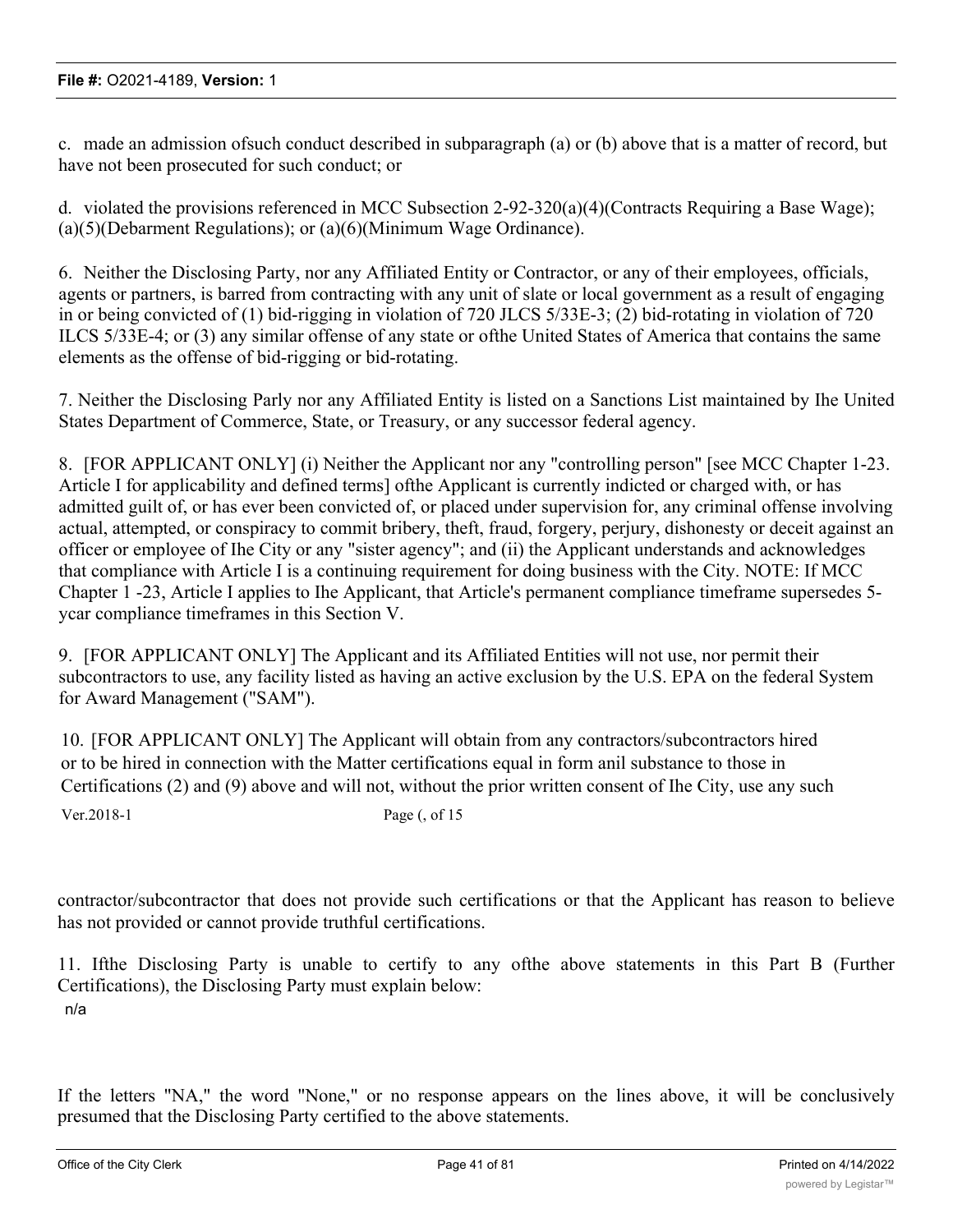c. made an admission ofsuch conduct described in subparagraph (a) or (b) above that is a matter of record, but have not been prosecuted for such conduct; or

d. violated the provisions referenced in MCC Subsection 2-92-320(a)(4)(Contracts Requiring a Base Wage); (a)(5)(Debarment Regulations); or (a)(6)(Minimum Wage Ordinance).

6. Neither the Disclosing Party, nor any Affiliated Entity or Contractor, or any of their employees, officials, agents or partners, is barred from contracting with any unit of slate or local government as a result of engaging in or being convicted of (1) bid-rigging in violation of 720 JLCS 5/33E-3; (2) bid-rotating in violation of 720 ILCS 5/33E-4; or (3) any similar offense of any state or ofthe United States of America that contains the same elements as the offense of bid-rigging or bid-rotating.

7. Neither the Disclosing Parly nor any Affiliated Entity is listed on a Sanctions List maintained by Ihe United States Department of Commerce, State, or Treasury, or any successor federal agency.

8. [FOR APPLICANT ONLY] (i) Neither the Applicant nor any "controlling person" [see MCC Chapter 1-23. Article I for applicability and defined terms] ofthe Applicant is currently indicted or charged with, or has admitted guilt of, or has ever been convicted of, or placed under supervision for, any criminal offense involving actual, attempted, or conspiracy to commit bribery, theft, fraud, forgery, perjury, dishonesty or deceit against an officer or employee of Ihe City or any "sister agency"; and (ii) the Applicant understands and acknowledges that compliance with Article I is a continuing requirement for doing business with the City. NOTE: If MCC Chapter 1 -23, Article I applies to Ihe Applicant, that Article's permanent compliance timeframe supersedes 5-ycar compliance timeframes in this Section V.

9. [FOR APPLICANT ONLY] The Applicant and its Affiliated Entities will not use, nor permit their subcontractors to use, any facility listed as having an active exclusion by the U.S. EPA on the federal System for Award Management ("SAM").

10. [FOR APPLICANT ONLY] The Applicant will obtain from any contractors/subcontractors hired or to be hired in connection with the Matter certifications equal in form anil substance to those in Certifications (2) and (9) above and will not, without the prior written consent of Ihe City, use any such contractor/subcontractor that does not provide such certifications or that the Applicant has reason to believe has not provided or cannot provide truthful certifications.

11. Ifthe Disclosing Party is unable to certify to any ofthe above statements in this Part B (Further Certifications), the Disclosing Party must explain below:

n/a

If the letters "NA," the word "None," or no response appears on the lines above, it will be conclusively presumed that the Disclosing Party certified to the above statements.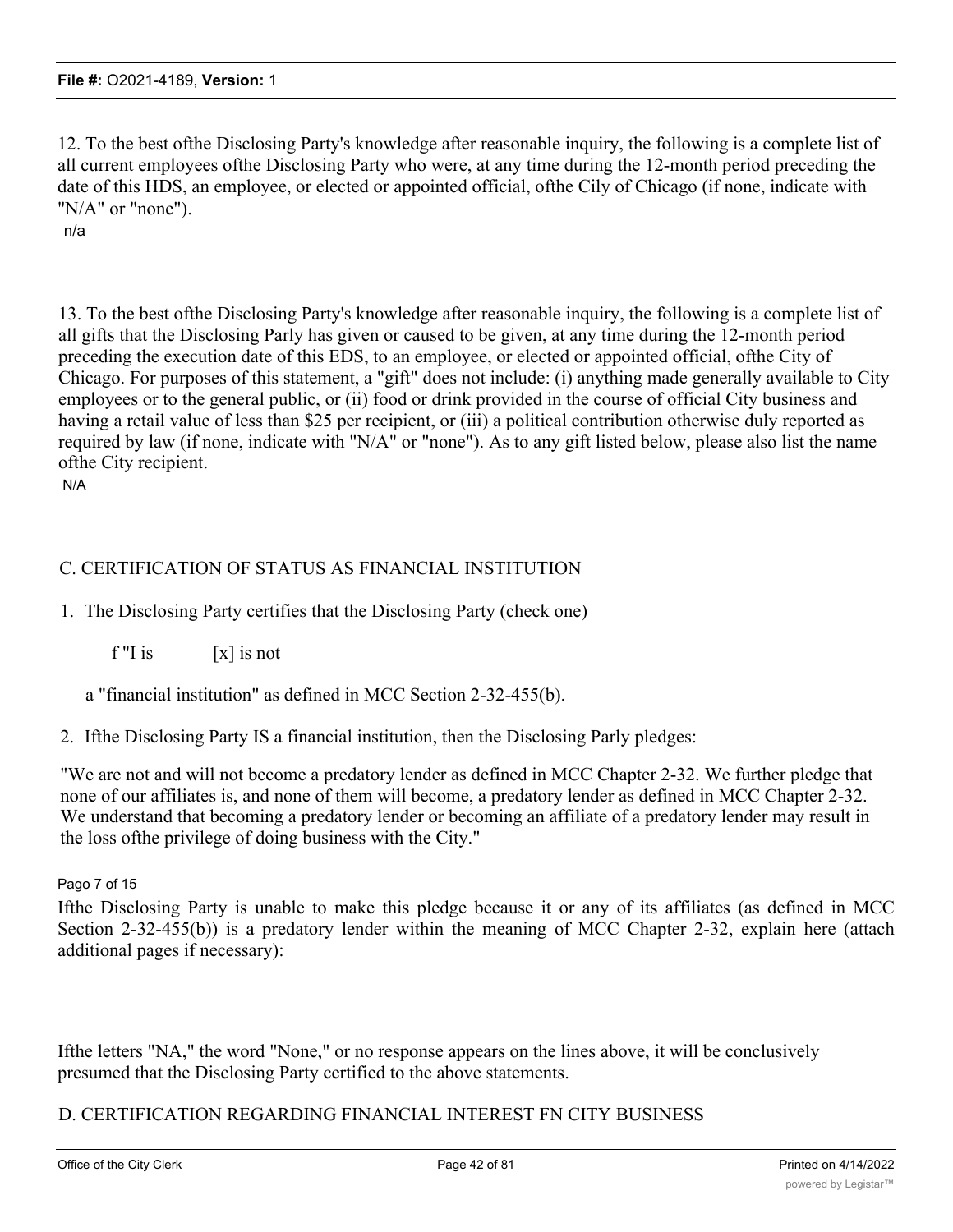12. To the best ofthe Disclosing Party's knowledge after reasonable inquiry, the following is a complete list of all current employees ofthe Disclosing Party who were, at any time during the 12-month period preceding the date of this HDS, an employee, or elected or appointed official, ofthe Cily of Chicago (if none, indicate with "N/A" or "none").

n/a

13. To the best ofthe Disclosing Party's knowledge after reasonable inquiry, the following is a complete list of all gifts that the Disclosing Parly has given or caused to be given, at any time during the 12-month period preceding the execution date of this EDS, to an employee, or elected or appointed official, ofthe City of Chicago. For purposes of this statement, a "gift" does not include: (i) anything made generally available to City employees or to the general public, or (ii) food or drink provided in the course of official City business and having a retail value of less than $25 per recipient, or (iii) a political contribution otherwise duly reported as required by law (if none, indicate with "N/A" or "none"). As to any gift listed below, please also list the name ofthe City recipient.

N/A

## C. CERTIFICATION OF STATUS AS FINANCIAL INSTITUTION

1. The Disclosing Party certifies that the Disclosing Party (check one)

   f "I is [x] is not

   a "financial institution" as defined in MCC Section 2-32-455(b).

2. Ifthe Disclosing Party IS a financial institution, then the Disclosing Parly pledges:

"We are not and will not become a predatory lender as defined in MCC Chapter 2-32. We further pledge that none of our affiliates is, and none of them will become, a predatory lender as defined in MCC Chapter 2-32. We understand that becoming a predatory lender or becoming an affiliate of a predatory lender may result in the loss ofthe privilege of doing business with the City."

Pago 7 of 15

Ifthe Disclosing Party is unable to make this pledge because it or any of its affiliates (as defined in MCC Section 2-32-455(b)) is a predatory lender within the meaning of MCC Chapter 2-32, explain here (attach additional pages if necessary):

Ifthe letters "NA," the word "None," or no response appears on the lines above, it will be conclusively presumed that the Disclosing Party certified to the above statements.

## D. CERTIFICATION REGARDING FINANCIAL INTEREST FN CITY BUSINESS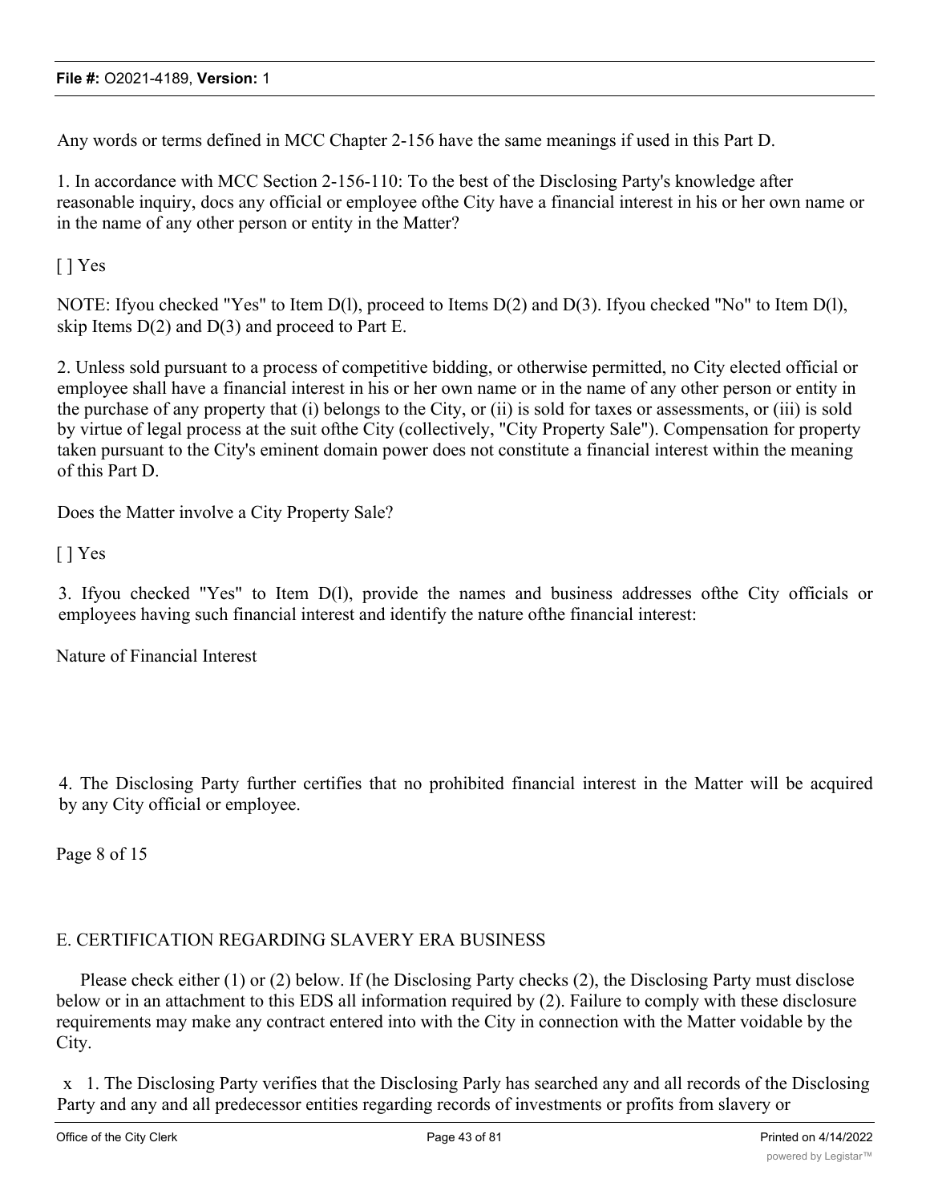Any words or terms defined in MCC Chapter 2-156 have the same meanings if used in this Part D.

1. In accordance with MCC Section 2-156-110: To the best of the Disclosing Party's knowledge after reasonable inquiry, docs any official or employee ofthe City have a financial interest in his or her own name or in the name of any other person or entity in the Matter?

[ ] Yes

NOTE: Ifyou checked "Yes" to Item D(l), proceed to Items D(2) and D(3). Ifyou checked "No" to Item D(l), skip Items D(2) and D(3) and proceed to Part E.

2. Unless sold pursuant to a process of competitive bidding, or otherwise permitted, no City elected official or employee shall have a financial interest in his or her own name or in the name of any other person or entity in the purchase of any property that (i) belongs to the City, or (ii) is sold for taxes or assessments, or (iii) is sold by virtue of legal process at the suit ofthe City (collectively, "City Property Sale"). Compensation for property taken pursuant to the City's eminent domain power does not constitute a financial interest within the meaning of this Part D.

Does the Matter involve a City Property Sale?

[ ] Yes

3. Ifyou checked "Yes" to Item D(l), provide the names and business addresses ofthe City officials or employees having such financial interest and identify the nature ofthe financial interest:

Nature of Financial Interest

4. The Disclosing Party further certifies that no prohibited financial interest in the Matter will be acquired by any City official or employee.

Page 8 of 15

## E. CERTIFICATION REGARDING SLAVERY ERA BUSINESS

Please check either (1) or (2) below. If (he Disclosing Party checks (2), the Disclosing Party must disclose below or in an attachment to this EDS all information required by (2). Failure to comply with these disclosure requirements may make any contract entered into with the City in connection with the Matter voidable by the City.

x 1. The Disclosing Party verifies that the Disclosing Parly has searched any and all records of the Disclosing Party and any and all predecessor entities regarding records of investments or profits from slavery or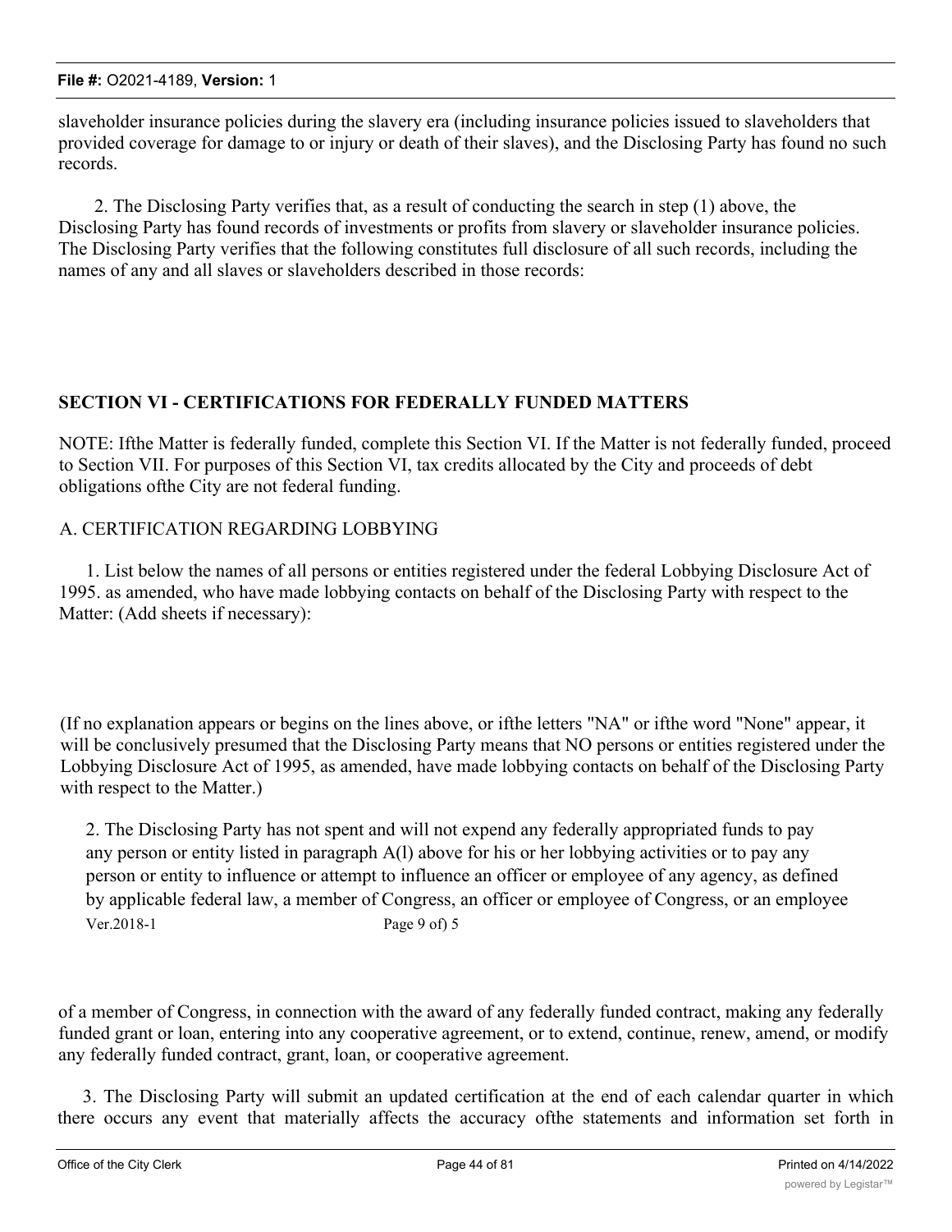slaveholder insurance policies during the slavery era (including insurance policies issued to slaveholders that provided coverage for damage to or injury or death of their slaves), and the Disclosing Party has found no such records.

2. The Disclosing Party verifies that, as a result of conducting the search in step (1) above, the Disclosing Party has found records of investments or profits from slavery or slaveholder insurance policies. The Disclosing Party verifies that the following constitutes full disclosure of all such records, including the names of any and all slaves or slaveholders described in those records:

## SECTION VI - CERTIFICATIONS FOR FEDERALLY FUNDED MATTERS

NOTE: Ifthe Matter is federally funded, complete this Section VI. If the Matter is not federally funded, proceed to Section VII. For purposes of this Section VI, tax credits allocated by the City and proceeds of debt obligations ofthe City are not federal funding.

A. CERTIFICATION REGARDING LOBBYING

1. List below the names of all persons or entities registered under the federal Lobbying Disclosure Act of 1995. as amended, who have made lobbying contacts on behalf of the Disclosing Party with respect to the Matter: (Add sheets if necessary):

(If no explanation appears or begins on the lines above, or ifthe letters "NA" or ifthe word "None" appear, it will be conclusively presumed that the Disclosing Party means that NO persons or entities registered under the Lobbying Disclosure Act of 1995, as amended, have made lobbying contacts on behalf of the Disclosing Party with respect to the Matter.)

2. The Disclosing Party has not spent and will not expend any federally appropriated funds to pay any person or entity listed in paragraph A(l) above for his or her lobbying activities or to pay any person or entity to influence or attempt to influence an officer or employee of any agency, as defined by applicable federal law, a member of Congress, an officer or employee of Congress, or an employee

Ver.2018-1 Page 9 of) 5

of a member of Congress, in connection with the award of any federally funded contract, making any federally funded grant or loan, entering into any cooperative agreement, or to extend, continue, renew, amend, or modify any federally funded contract, grant, loan, or cooperative agreement.

3. The Disclosing Party will submit an updated certification at the end of each calendar quarter in which there occurs any event that materially affects the accuracy ofthe statements and information set forth in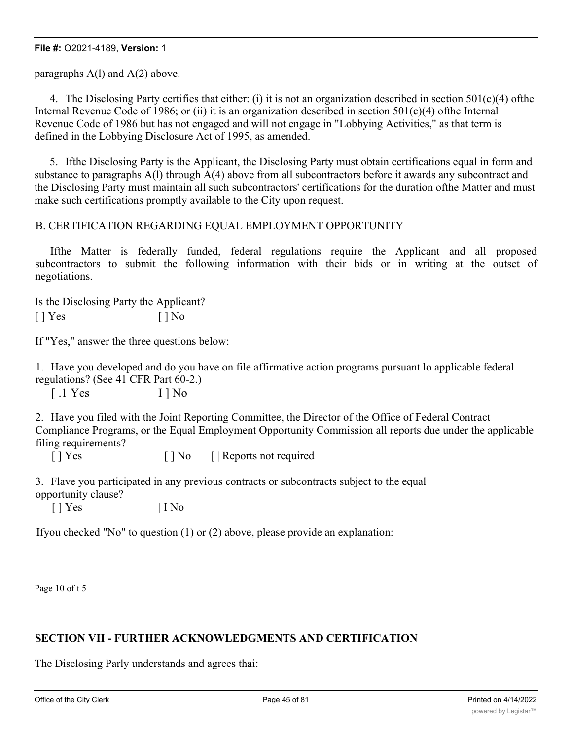paragraphs A(l) and A(2) above.

4. The Disclosing Party certifies that either: (i) it is not an organization described in section 501(c)(4) ofthe Internal Revenue Code of 1986; or (ii) it is an organization described in section 501(c)(4) ofthe Internal Revenue Code of 1986 but has not engaged and will not engage in "Lobbying Activities," as that term is defined in the Lobbying Disclosure Act of 1995, as amended.

5. Ifthe Disclosing Party is the Applicant, the Disclosing Party must obtain certifications equal in form and substance to paragraphs A(l) through A(4) above from all subcontractors before it awards any subcontract and the Disclosing Party must maintain all such subcontractors' certifications for the duration ofthe Matter and must make such certifications promptly available to the City upon request.

B. CERTIFICATION REGARDING EQUAL EMPLOYMENT OPPORTUNITY

Ifthe Matter is federally funded, federal regulations require the Applicant and all proposed subcontractors to submit the following information with their bids or in writing at the outset of negotiations.

Is the Disclosing Party the Applicant?
[ ] Yes [ ] No

If "Yes," answer the three questions below:

1. Have you developed and do you have on file affirmative action programs pursuant lo applicable federal regulations? (See 41 CFR Part 60-2.)
[ .1 Yes I ] No

2. Have you filed with the Joint Reporting Committee, the Director of the Office of Federal Contract Compliance Programs, or the Equal Employment Opportunity Commission all reports due under the applicable filing requirements?
[ ] Yes [ ] No [ | Reports not required

3. Flave you participated in any previous contracts or subcontracts subject to the equal opportunity clause?
[ ] Yes | I No

Ifyou checked "No" to question (1) or (2) above, please provide an explanation:

Page 10 of t 5

## SECTION VII - FURTHER ACKNOWLEDGMENTS AND CERTIFICATION

The Disclosing Parly understands and agrees thai: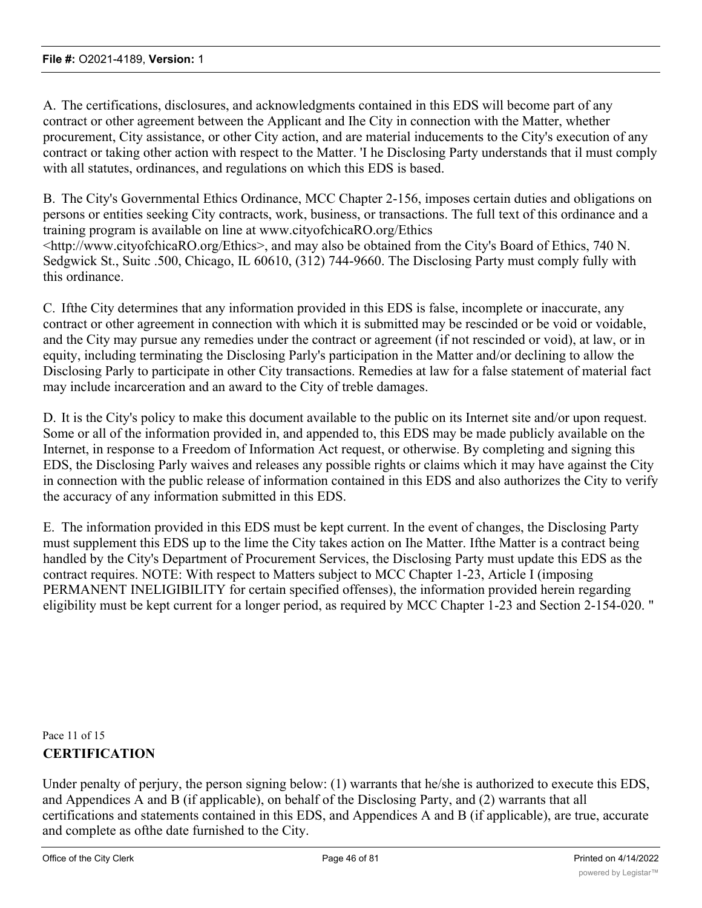A. The certifications, disclosures, and acknowledgments contained in this EDS will become part of any contract or other agreement between the Applicant and Ihe City in connection with the Matter, whether procurement, City assistance, or other City action, and are material inducements to the City's execution of any contract or taking other action with respect to the Matter. 'I he Disclosing Party understands that il must comply with all statutes, ordinances, and regulations on which this EDS is based.

B. The City's Governmental Ethics Ordinance, MCC Chapter 2-156, imposes certain duties and obligations on persons or entities seeking City contracts, work, business, or transactions. The full text of this ordinance and a training program is available on line at www.cityofchicaRO.org/Ethics <http://www.cityofchicaRO.org/Ethics>, and may also be obtained from the City's Board of Ethics, 740 N. Sedgwick St., Suitc .500, Chicago, IL 60610, (312) 744-9660. The Disclosing Party must comply fully with this ordinance.

C. Ifthe City determines that any information provided in this EDS is false, incomplete or inaccurate, any contract or other agreement in connection with which it is submitted may be rescinded or be void or voidable, and the City may pursue any remedies under the contract or agreement (if not rescinded or void), at law, or in equity, including terminating the Disclosing Parly's participation in the Matter and/or declining to allow the Disclosing Parly to participate in other City transactions. Remedies at law for a false statement of material fact may include incarceration and an award to the City of treble damages.

D. It is the City's policy to make this document available to the public on its Internet site and/or upon request. Some or all of the information provided in, and appended to, this EDS may be made publicly available on the Internet, in response to a Freedom of Information Act request, or otherwise. By completing and signing this EDS, the Disclosing Parly waives and releases any possible rights or claims which it may have against the City in connection with the public release of information contained in this EDS and also authorizes the City to verify the accuracy of any information submitted in this EDS.

E. The information provided in this EDS must be kept current. In the event of changes, the Disclosing Party must supplement this EDS up to the lime the City takes action on Ihe Matter. Ifthe Matter is a contract being handled by the City's Department of Procurement Services, the Disclosing Party must update this EDS as the contract requires. NOTE: With respect to Matters subject to MCC Chapter 1-23, Article I (imposing PERMANENT INELIGIBILITY for certain specified offenses), the information provided herein regarding eligibility must be kept current for a longer period, as required by MCC Chapter 1-23 and Section 2-154-020. "

Pace 11 of 15

**CERTIFICATION**

Under penalty of perjury, the person signing below: (1) warrants that he/she is authorized to execute this EDS, and Appendices A and B (if applicable), on behalf of the Disclosing Party, and (2) warrants that all certifications and statements contained in this EDS, and Appendices A and B (if applicable), are true, accurate and complete as ofthe date furnished to the City.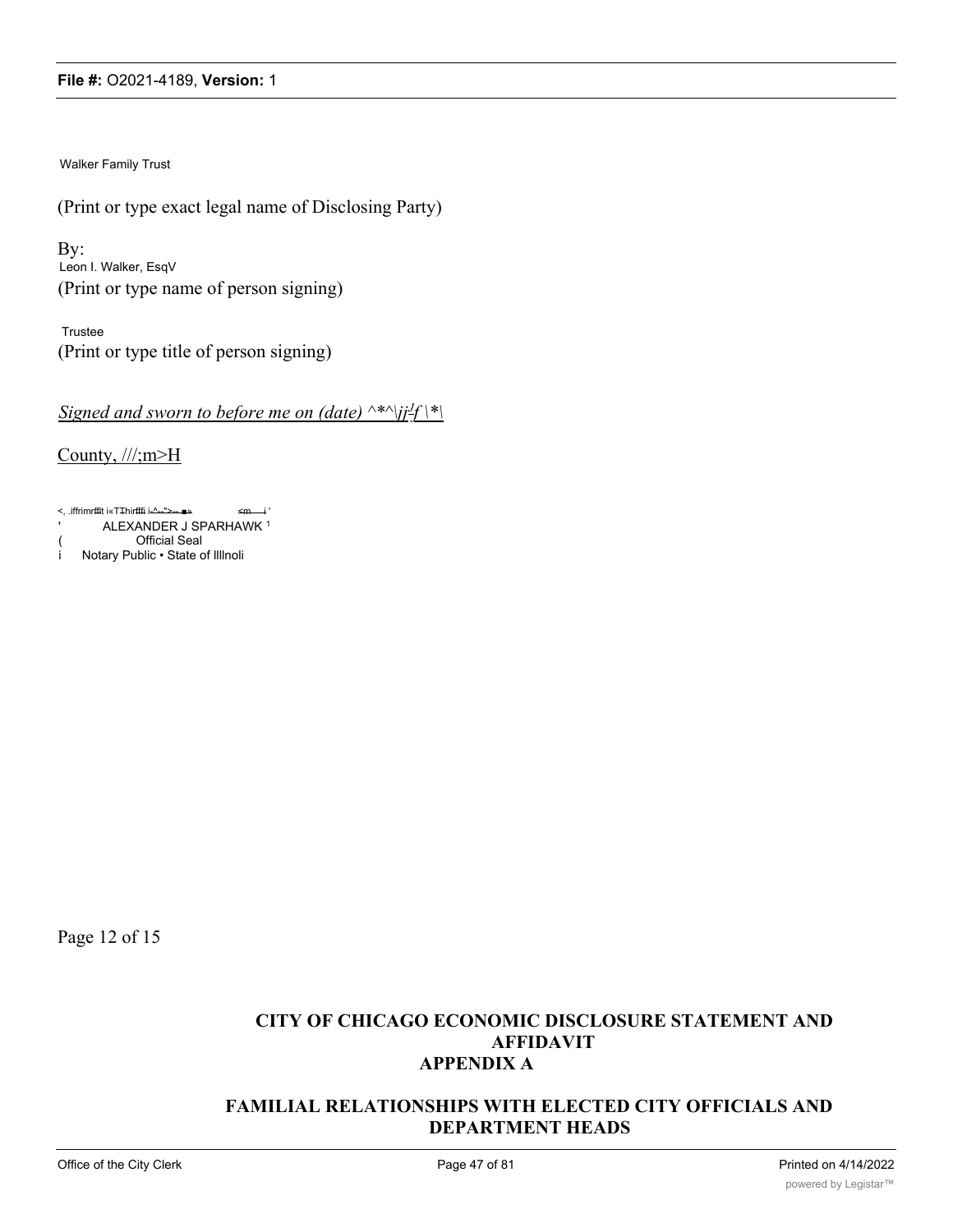Walker Family Trust

(Print or type exact legal name of Disclosing Party)

By:
Leon I. Walker, EsqV
(Print or type name of person signing)

Trustee
(Print or type title of person signing)

*Signed and sworn to before me on (date) ^*^|jj^J^f \*\*

County, ///;m>H

<, .iffrimrffit i«TThirffi i-^-">-- ■» ≤m—i '
' ALEXANDER J SPARHAWK 1
( Official Seal
i Notary Public • State of Illlnoli

Page 12 of 15

## CITY OF CHICAGO ECONOMIC DISCLOSURE STATEMENT AND AFFIDAVIT
## APPENDIX A

## FAMILIAL RELATIONSHIPS WITH ELECTED CITY OFFICIALS AND DEPARTMENT HEADS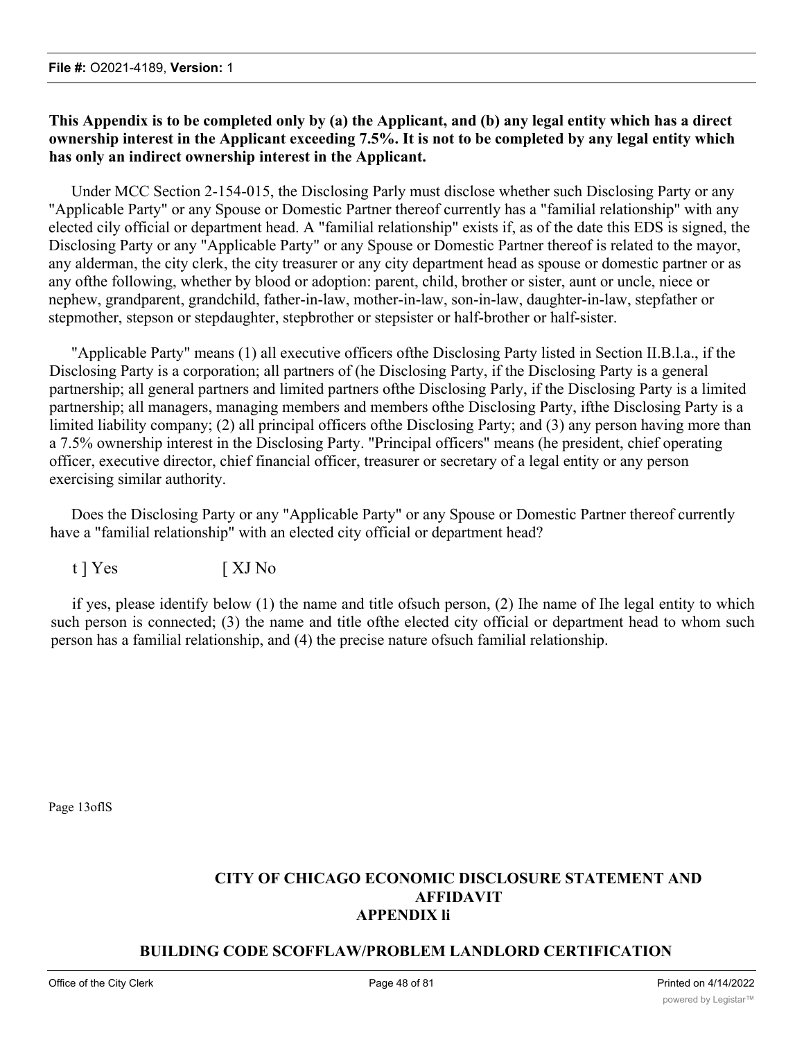**This Appendix is to be completed only by (a) the Applicant, and (b) any legal entity which has a direct ownership interest in the Applicant exceeding 7.5%. It is not to be completed by any legal entity which has only an indirect ownership interest in the Applicant.**

Under MCC Section 2-154-015, the Disclosing Parly must disclose whether such Disclosing Party or any "Applicable Party" or any Spouse or Domestic Partner thereof currently has a "familial relationship" with any elected cily official or department head. A "familial relationship" exists if, as of the date this EDS is signed, the Disclosing Party or any "Applicable Party" or any Spouse or Domestic Partner thereof is related to the mayor, any alderman, the city clerk, the city treasurer or any city department head as spouse or domestic partner or as any ofthe following, whether by blood or adoption: parent, child, brother or sister, aunt or uncle, niece or nephew, grandparent, grandchild, father-in-law, mother-in-law, son-in-law, daughter-in-law, stepfather or stepmother, stepson or stepdaughter, stepbrother or stepsister or half-brother or half-sister.

"Applicable Party" means (1) all executive officers ofthe Disclosing Party listed in Section II.B.l.a., if the Disclosing Party is a corporation; all partners of (he Disclosing Party, if the Disclosing Party is a general partnership; all general partners and limited partners ofthe Disclosing Parly, if the Disclosing Party is a limited partnership; all managers, managing members and members ofthe Disclosing Party, ifthe Disclosing Party is a limited liability company; (2) all principal officers ofthe Disclosing Party; and (3) any person having more than a 7.5% ownership interest in the Disclosing Party. "Principal officers" means (he president, chief operating officer, executive director, chief financial officer, treasurer or secretary of a legal entity or any person exercising similar authority.

Does the Disclosing Party or any "Applicable Party" or any Spouse or Domestic Partner thereof currently have a "familial relationship" with an elected city official or department head?

t ] Yes [ XJ No

if yes, please identify below (1) the name and title ofsuch person, (2) Ihe name of Ihe legal entity to which such person is connected; (3) the name and title ofthe elected city official or department head to whom such person has a familial relationship, and (4) the precise nature ofsuch familial relationship.

Page 13oflS

**CITY OF CHICAGO ECONOMIC DISCLOSURE STATEMENT AND AFFIDAVIT**
**APPENDIX li**

**BUILDING CODE SCOFFLAW/PROBLEM LANDLORD CERTIFICATION**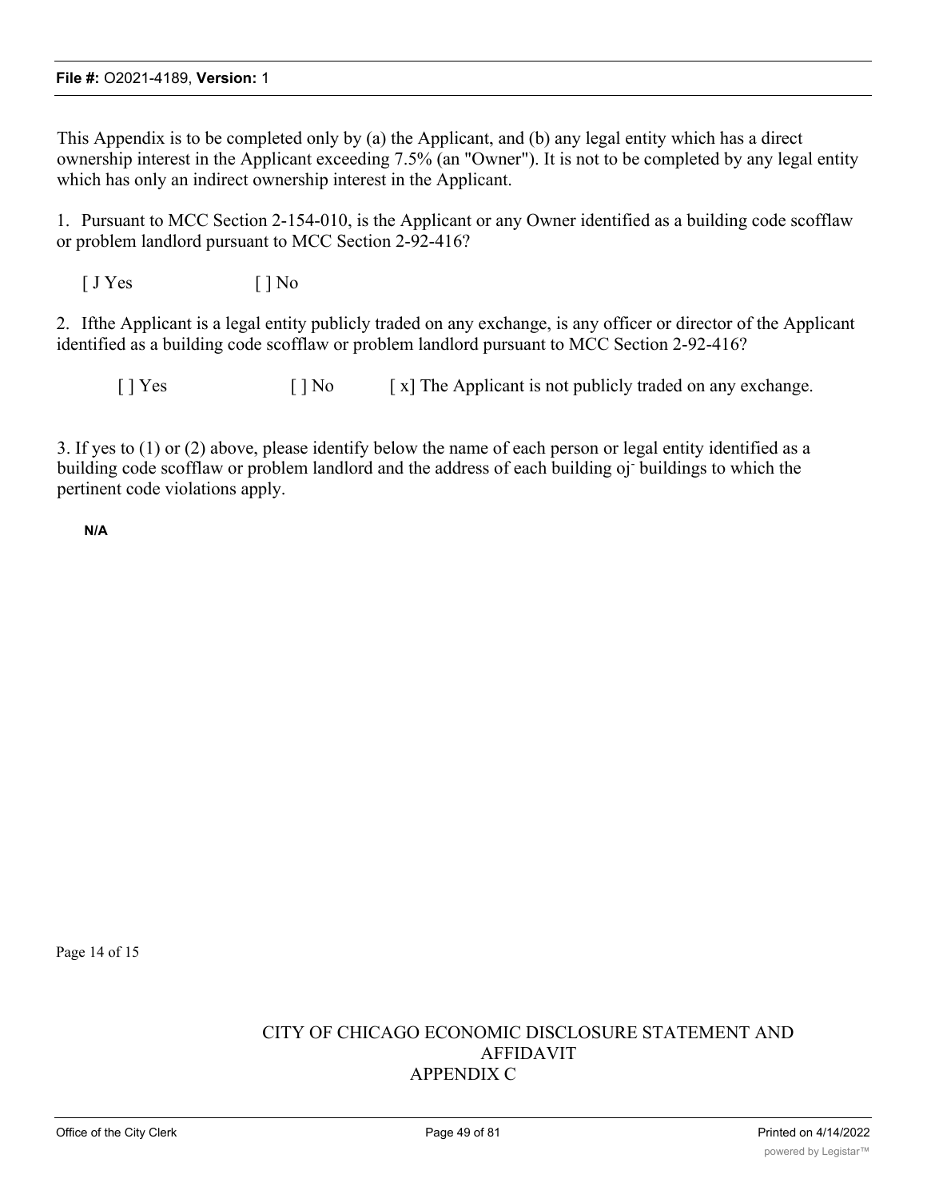This Appendix is to be completed only by (a) the Applicant, and (b) any legal entity which has a direct ownership interest in the Applicant exceeding 7.5% (an "Owner"). It is not to be completed by any legal entity which has only an indirect ownership interest in the Applicant.

1. Pursuant to MCC Section 2-154-010, is the Applicant or any Owner identified as a building code scofflaw or problem landlord pursuant to MCC Section 2-92-416?

[ J Yes [ ] No

2. Ifthe Applicant is a legal entity publicly traded on any exchange, is any officer or director of the Applicant identified as a building code scofflaw or problem landlord pursuant to MCC Section 2-92-416?

[ ] Yes [ ] No [ x] The Applicant is not publicly traded on any exchange.

3. If yes to (1) or (2) above, please identify below the name of each person or legal entity identified as a building code scofflaw or problem landlord and the address of each building oj- buildings to which the pertinent code violations apply.

N/A

Page 14 of 15

CITY OF CHICAGO ECONOMIC DISCLOSURE STATEMENT AND AFFIDAVIT
APPENDIX C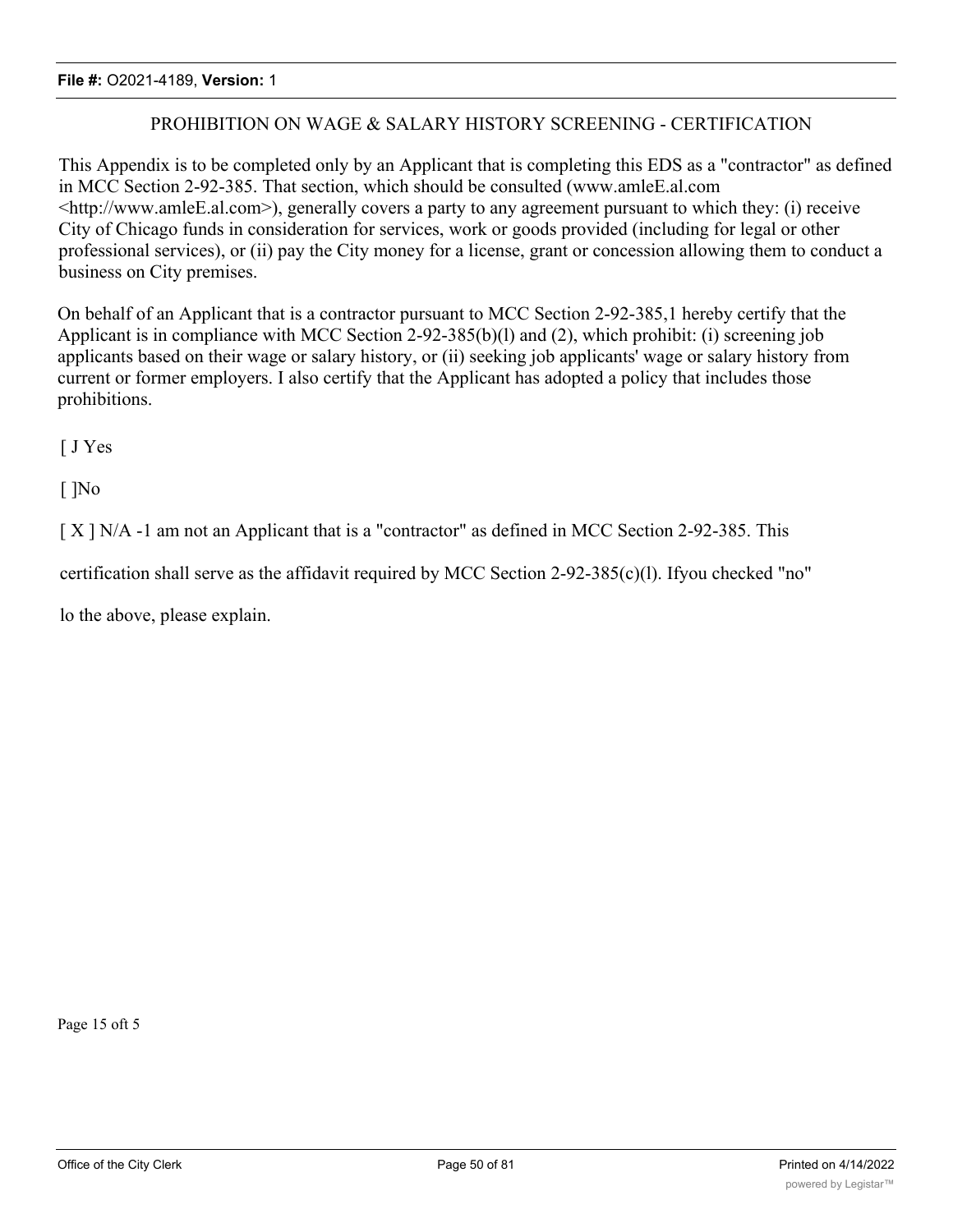## PROHIBITION ON WAGE & SALARY HISTORY SCREENING - CERTIFICATION

This Appendix is to be completed only by an Applicant that is completing this EDS as a "contractor" as defined in MCC Section 2-92-385. That section, which should be consulted (www.amleE.al.com <http://www.amleE.al.com>), generally covers a party to any agreement pursuant to which they: (i) receive City of Chicago funds in consideration for services, work or goods provided (including for legal or other professional services), or (ii) pay the City money for a license, grant or concession allowing them to conduct a business on City premises.

On behalf of an Applicant that is a contractor pursuant to MCC Section 2-92-385,1 hereby certify that the Applicant is in compliance with MCC Section 2-92-385(b)(l) and (2), which prohibit: (i) screening job applicants based on their wage or salary history, or (ii) seeking job applicants' wage or salary history from current or former employers. I also certify that the Applicant has adopted a policy that includes those prohibitions.

[ J Yes

[ ]No

[ X ] N/A -1 am not an Applicant that is a "contractor" as defined in MCC Section 2-92-385. This

certification shall serve as the affidavit required by MCC Section 2-92-385(c)(l). Ifyou checked "no"

lo the above, please explain.

Page 15 oft 5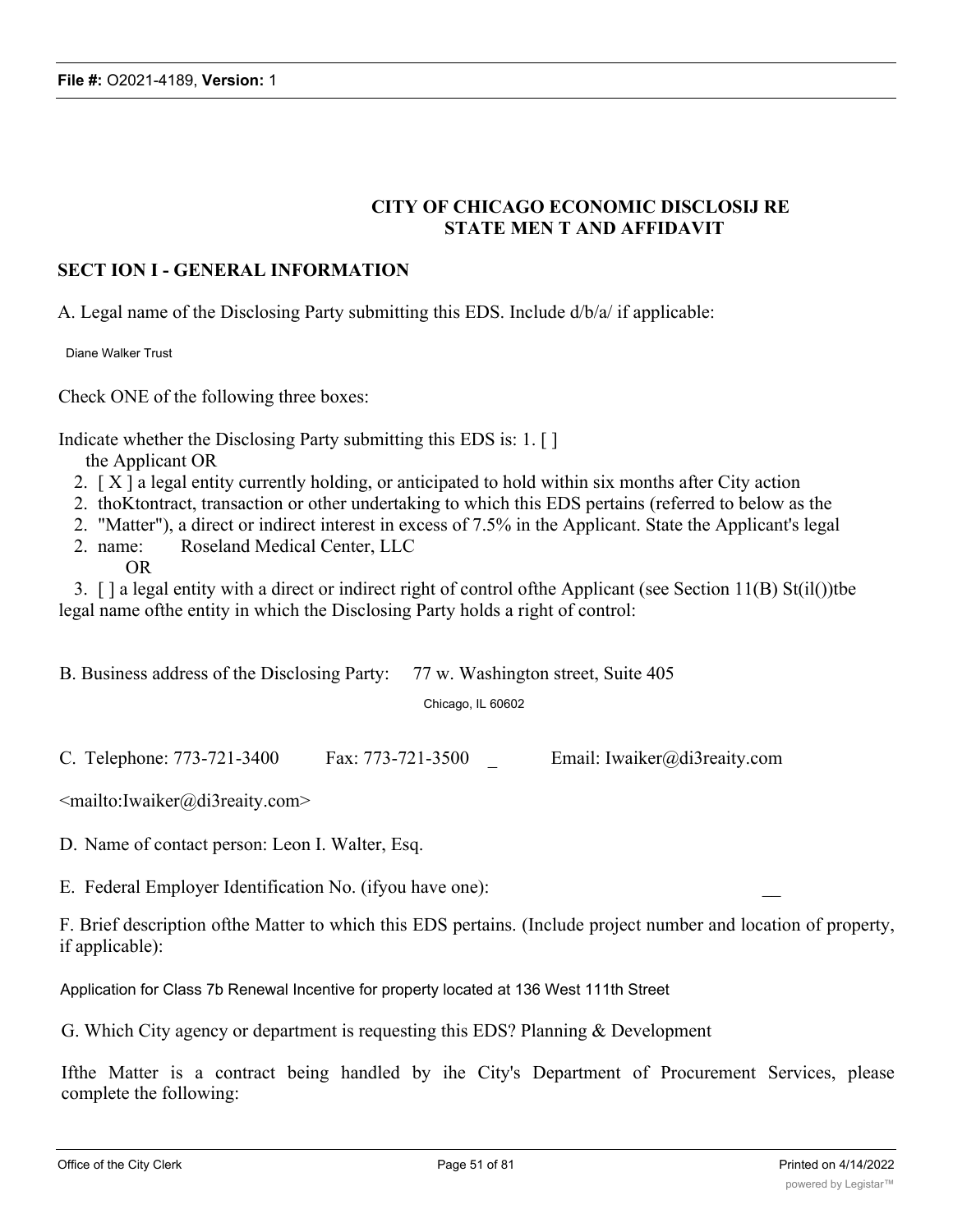## CITY OF CHICAGO ECONOMIC DISCLOSIJ RE STATE MEN T AND AFFIDAVIT

### SECT ION I - GENERAL INFORMATION

A. Legal name of the Disclosing Party submitting this EDS. Include d/b/a/ if applicable:

Diane Walker Trust

Check ONE of the following three boxes:

Indicate whether the Disclosing Party submitting this EDS is: 1. [ ] the Applicant OR

2. [ X ] a legal entity currently holding, or anticipated to hold within six months after City action thoKtontract, transaction or other undertaking to which this EDS pertains (referred to below as the "Matter"), a direct or indirect interest in excess of 7.5% in the Applicant. State the Applicant's legal name: Roseland Medical Center, LLC

OR

3. [ ] a legal entity with a direct or indirect right of control ofthe Applicant (see Section 11(B) St(il())tbe legal name ofthe entity in which the Disclosing Party holds a right of control:

B. Business address of the Disclosing Party: 77 w. Washington street, Suite 405

Chicago, IL 60602

C. Telephone: 773-721-3400 Fax: 773-721-3500 _ Email: Iwaiker@di3reaity.com

<mailto:Iwaiker@di3reaity.com>

D. Name of contact person: Leon I. Walter, Esq.

E. Federal Employer Identification No. (ifyou have one): __

F. Brief description ofthe Matter to which this EDS pertains. (Include project number and location of property, if applicable):

Application for Class 7b Renewal Incentive for property located at 136 West 111th Street

G. Which City agency or department is requesting this EDS? Planning & Development

Ifthe Matter is a contract being handled by ihe City's Department of Procurement Services, please complete the following: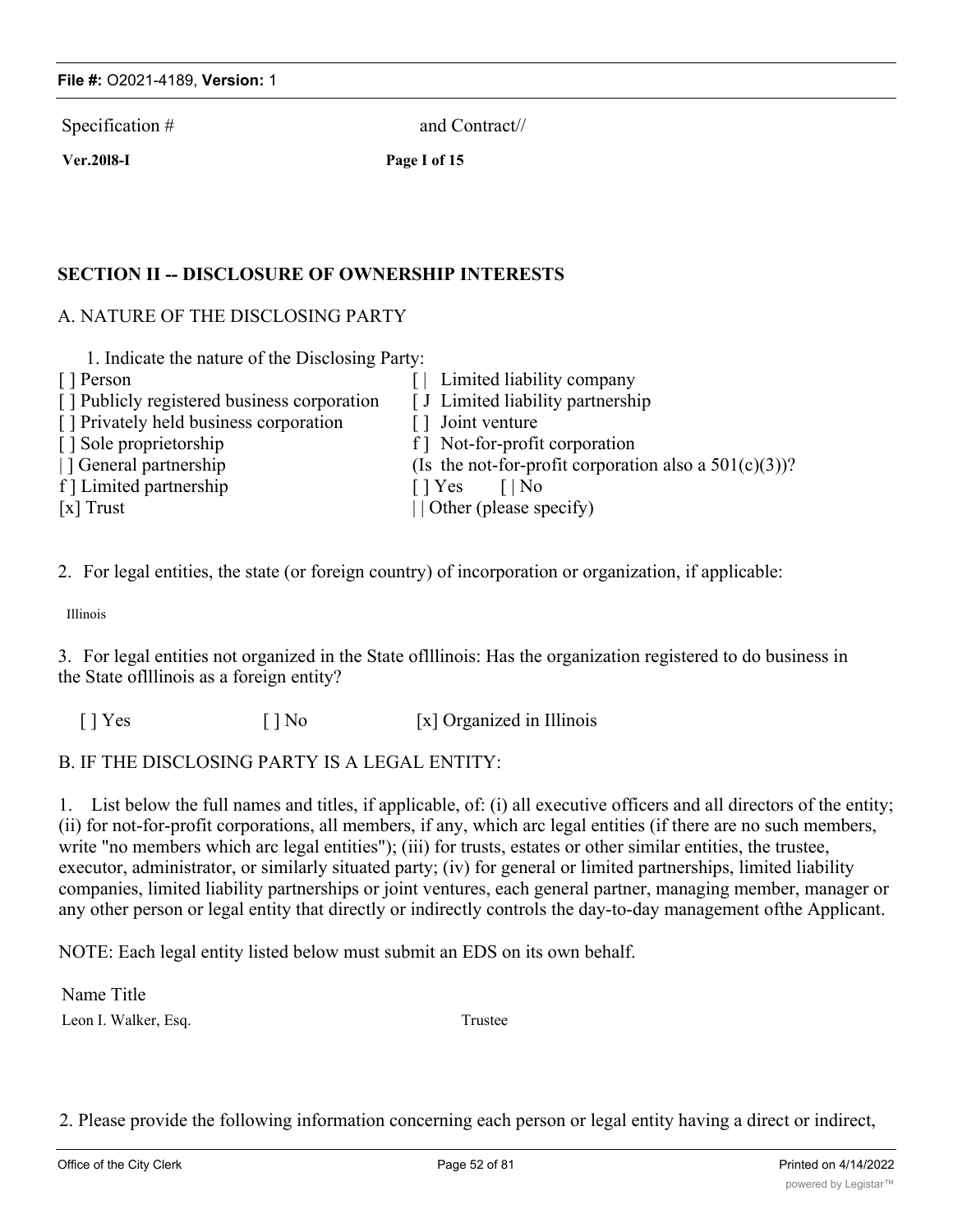Specification # and Contract//

**Ver.20l8-I** **Page I of 15**

## SECTION II -- DISCLOSURE OF OWNERSHIP INTERESTS

A. NATURE OF THE DISCLOSING PARTY

1. Indicate the nature of the Disclosing Party:

| | |
|---|---|
| [ ] Person | [ \| Limited liability company |
| [ ] Publicly registered business corporation | [ J Limited liability partnership |
| [ ] Privately held business corporation | [ ] Joint venture |
| [ ] Sole proprietorship | f ] Not-for-profit corporation |
| \| ] General partnership | (Is the not-for-profit corporation also a 501(c)(3))? |
| f ] Limited partnership | [ ] Yes [ \| No |
| [x] Trust | \| \| Other (please specify) |

2. For legal entities, the state (or foreign country) of incorporation or organization, if applicable:

Illinois

3. For legal entities not organized in the State oflllinois: Has the organization registered to do business in the State oflllinois as a foreign entity?

[ ] Yes [ ] No [x] Organized in Illinois

B. IF THE DISCLOSING PARTY IS A LEGAL ENTITY:

1. List below the full names and titles, if applicable, of: (i) all executive officers and all directors of the entity; (ii) for not-for-profit corporations, all members, if any, which arc legal entities (if there are no such members, write "no members which arc legal entities"); (iii) for trusts, estates or other similar entities, the trustee, executor, administrator, or similarly situated party; (iv) for general or limited partnerships, limited liability companies, limited liability partnerships or joint ventures, each general partner, managing member, manager or any other person or legal entity that directly or indirectly controls the day-to-day management ofthe Applicant.

NOTE: Each legal entity listed below must submit an EDS on its own behalf.

| Name | Title |
|---|---|
| Leon I. Walker, Esq. | Trustee |

2. Please provide the following information concerning each person or legal entity having a direct or indirect,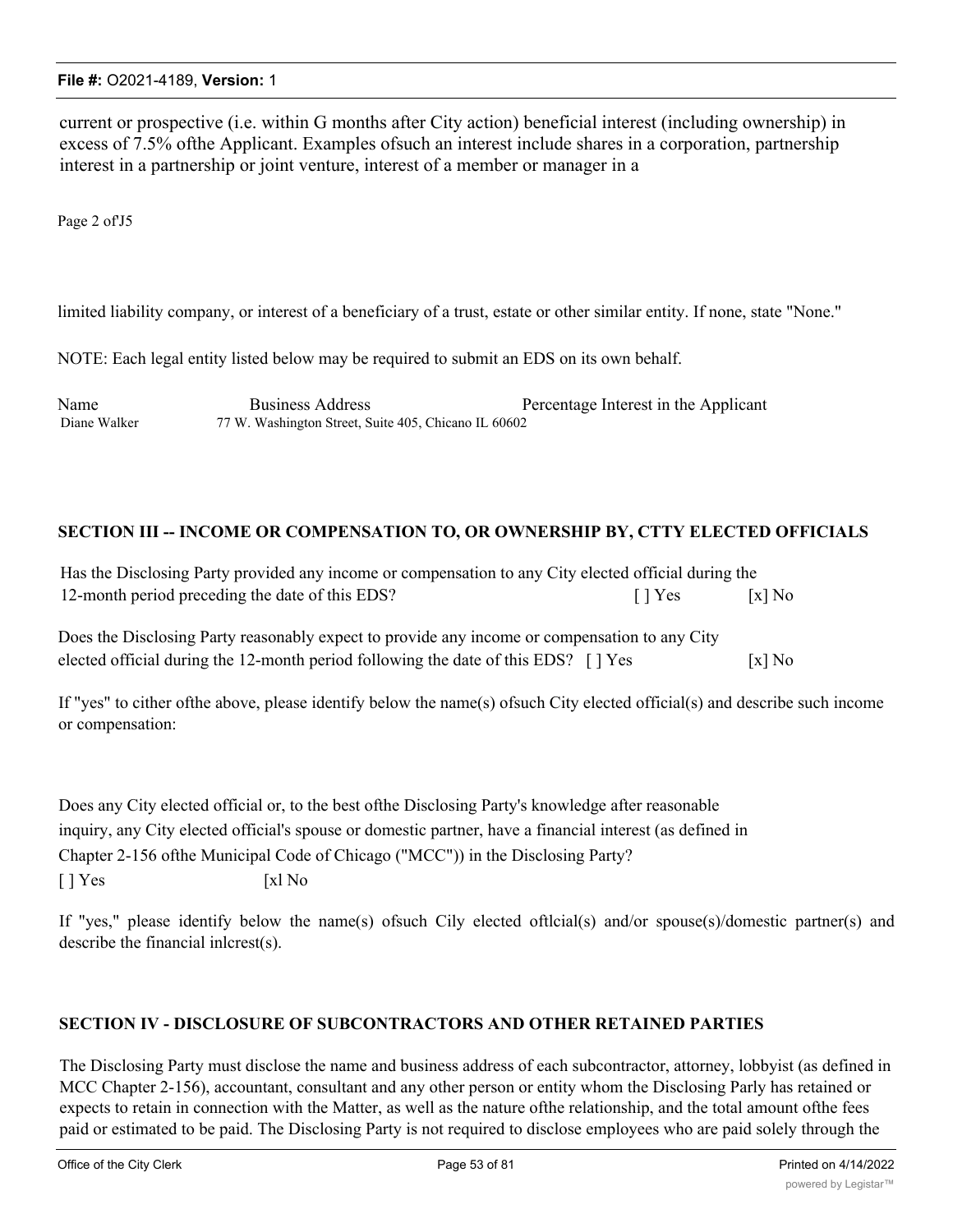current or prospective (i.e. within G months after City action) beneficial interest (including ownership) in excess of 7.5% ofthe Applicant. Examples ofsuch an interest include shares in a corporation, partnership interest in a partnership or joint venture, interest of a member or manager in a

Page 2 of'J5

limited liability company, or interest of a beneficiary of a trust, estate or other similar entity. If none, state "None."

NOTE: Each legal entity listed below may be required to submit an EDS on its own behalf.

| Name | Business Address | Percentage Interest in the Applicant |
| --- | --- | --- |
| Diane Walker | 77 W. Washington Street, Suite 405, Chicano IL 60602 | |

**SECTION III -- INCOME OR COMPENSATION TO, OR OWNERSHIP BY, CTTY ELECTED OFFICIALS**

Has the Disclosing Party provided any income or compensation to any City elected official during the 12-month period preceding the date of this EDS? [ ] Yes [x] No

Does the Disclosing Party reasonably expect to provide any income or compensation to any City elected official during the 12-month period following the date of this EDS? [ ] Yes [x] No

If "yes" to cither ofthe above, please identify below the name(s) ofsuch City elected official(s) and describe such income or compensation:

Does any City elected official or, to the best ofthe Disclosing Party's knowledge after reasonable inquiry, any City elected official's spouse or domestic partner, have a financial interest (as defined in Chapter 2-156 ofthe Municipal Code of Chicago ("MCC")) in the Disclosing Party?
[ ] Yes [xl No

If "yes," please identify below the name(s) ofsuch Cily elected oftlcial(s) and/or spouse(s)/domestic partner(s) and describe the financial inlcrest(s).

**SECTION IV - DISCLOSURE OF SUBCONTRACTORS AND OTHER RETAINED PARTIES**

The Disclosing Party must disclose the name and business address of each subcontractor, attorney, lobbyist (as defined in MCC Chapter 2-156), accountant, consultant and any other person or entity whom the Disclosing Parly has retained or expects to retain in connection with the Matter, as well as the nature ofthe relationship, and the total amount ofthe fees paid or estimated to be paid. The Disclosing Party is not required to disclose employees who are paid solely through the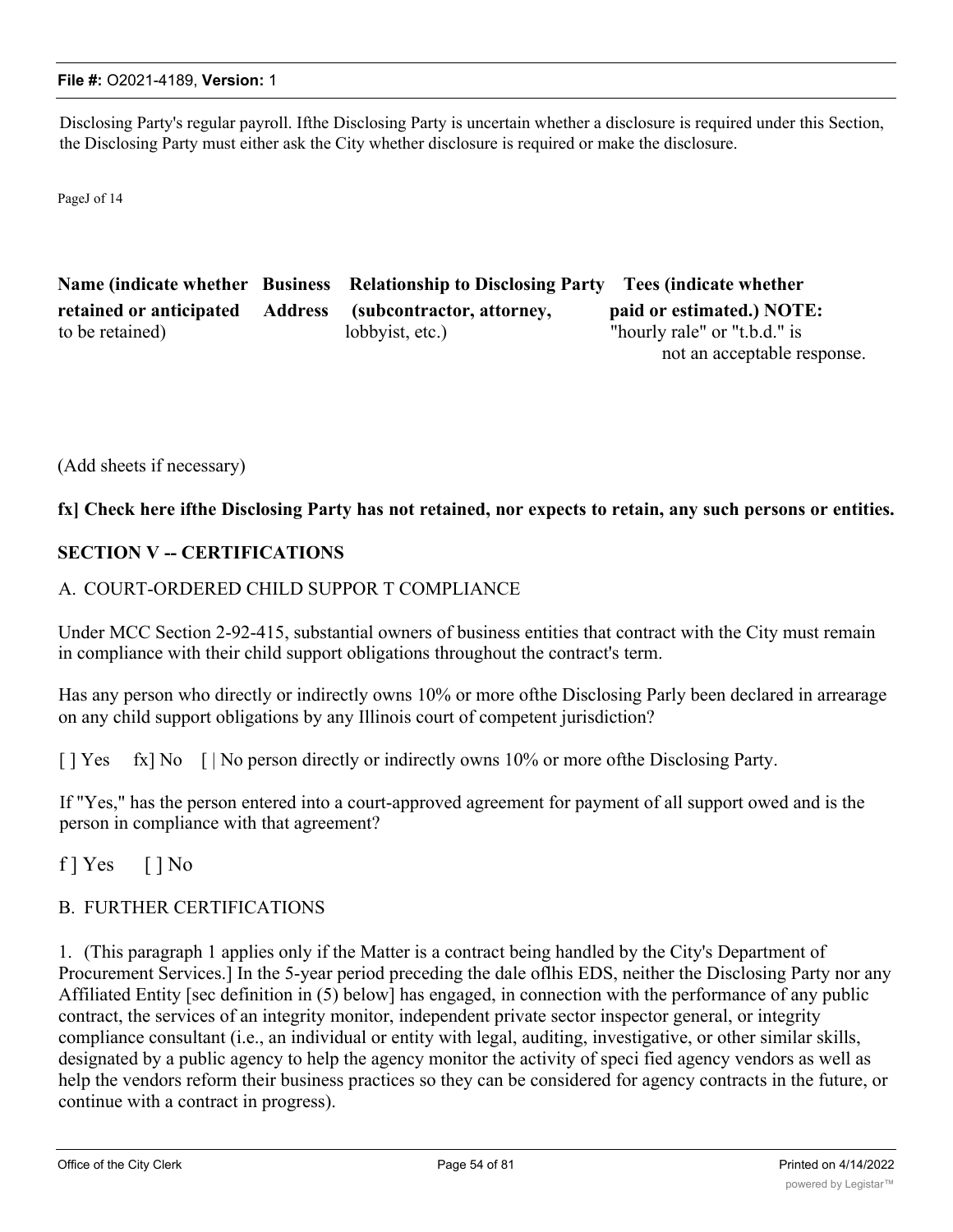Disclosing Party's regular payroll. Ifthe Disclosing Party is uncertain whether a disclosure is required under this Section, the Disclosing Party must either ask the City whether disclosure is required or make the disclosure.

PageJ of 14

| Name (indicate whether retained or anticipated to be retained) | Business Address | Relationship to Disclosing Party (subcontractor, attorney, lobbyist, etc.) | Tees (indicate whether paid or estimated.) NOTE: "hourly rale" or "t.b.d." is not an acceptable response. |
|---|---|---|---|
| | | | |

(Add sheets if necessary)

**fx] Check here ifthe Disclosing Party has not retained, nor expects to retain, any such persons or entities.**

## SECTION V -- CERTIFICATIONS

### A. COURT-ORDERED CHILD SUPPOR T COMPLIANCE

Under MCC Section 2-92-415, substantial owners of business entities that contract with the City must remain in compliance with their child support obligations throughout the contract's term.

Has any person who directly or indirectly owns 10% or more ofthe Disclosing Parly been declared in arrearage on any child support obligations by any Illinois court of competent jurisdiction?

[ ] Yes fx] No [ | No person directly or indirectly owns 10% or more ofthe Disclosing Party.

If "Yes," has the person entered into a court-approved agreement for payment of all support owed and is the person in compliance with that agreement?

f ] Yes [ ] No

### B. FURTHER CERTIFICATIONS

1. (This paragraph 1 applies only if the Matter is a contract being handled by the City's Department of Procurement Services.] In the 5-year period preceding the dale oflhis EDS, neither the Disclosing Party nor any Affiliated Entity [sec definition in (5) below] has engaged, in connection with the performance of any public contract, the services of an integrity monitor, independent private sector inspector general, or integrity compliance consultant (i.e., an individual or entity with legal, auditing, investigative, or other similar skills, designated by a public agency to help the agency monitor the activity of speci fied agency vendors as well as help the vendors reform their business practices so they can be considered for agency contracts in the future, or continue with a contract in progress).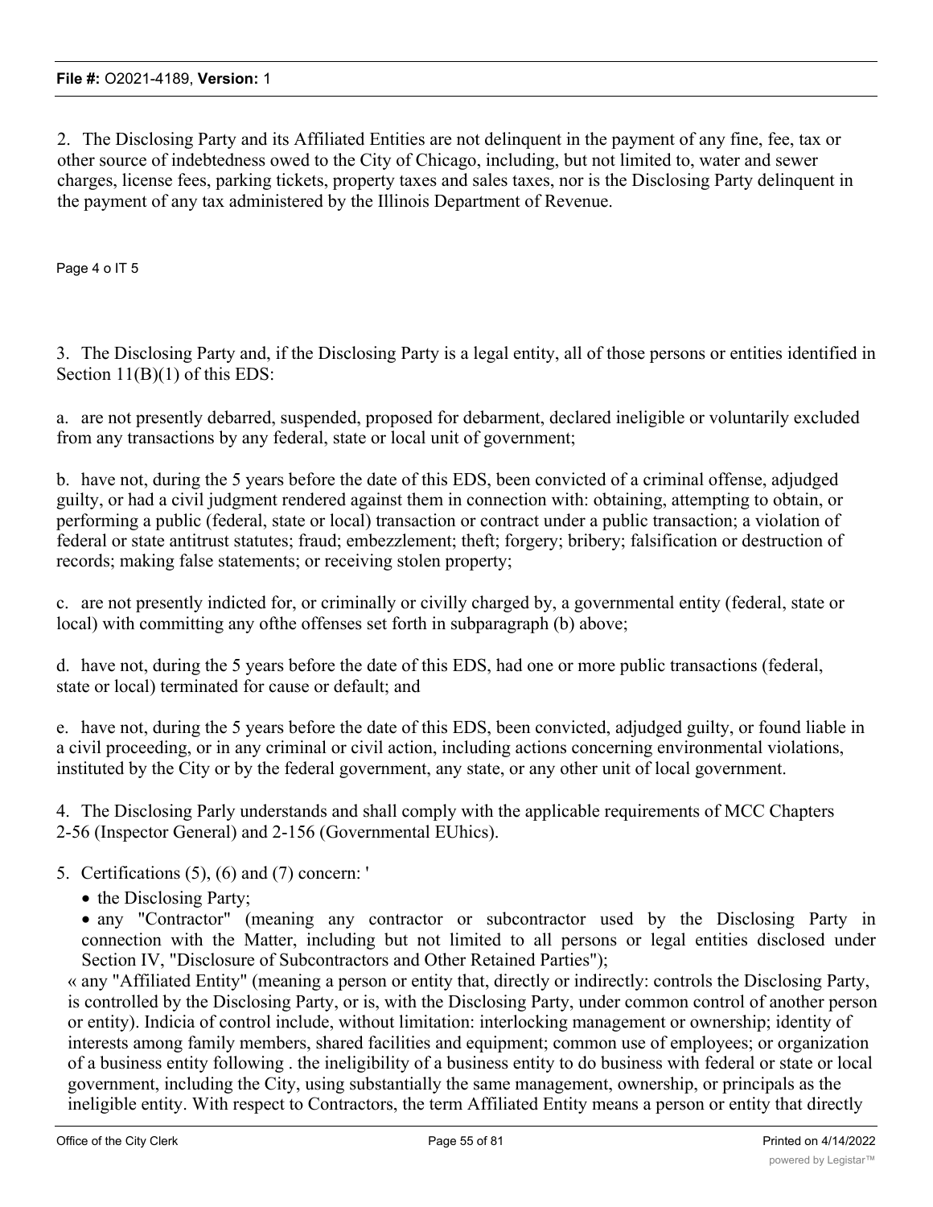2. The Disclosing Party and its Affiliated Entities are not delinquent in the payment of any fine, fee, tax or other source of indebtedness owed to the City of Chicago, including, but not limited to, water and sewer charges, license fees, parking tickets, property taxes and sales taxes, nor is the Disclosing Party delinquent in the payment of any tax administered by the Illinois Department of Revenue.

Page 4 o IT 5

3. The Disclosing Party and, if the Disclosing Party is a legal entity, all of those persons or entities identified in Section 11(B)(1) of this EDS:

a. are not presently debarred, suspended, proposed for debarment, declared ineligible or voluntarily excluded from any transactions by any federal, state or local unit of government;

b. have not, during the 5 years before the date of this EDS, been convicted of a criminal offense, adjudged guilty, or had a civil judgment rendered against them in connection with: obtaining, attempting to obtain, or performing a public (federal, state or local) transaction or contract under a public transaction; a violation of federal or state antitrust statutes; fraud; embezzlement; theft; forgery; bribery; falsification or destruction of records; making false statements; or receiving stolen property;

c. are not presently indicted for, or criminally or civilly charged by, a governmental entity (federal, state or local) with committing any ofthe offenses set forth in subparagraph (b) above;

d. have not, during the 5 years before the date of this EDS, had one or more public transactions (federal, state or local) terminated for cause or default; and

e. have not, during the 5 years before the date of this EDS, been convicted, adjudged guilty, or found liable in a civil proceeding, or in any criminal or civil action, including actions concerning environmental violations, instituted by the City or by the federal government, any state, or any other unit of local government.

4. The Disclosing Parly understands and shall comply with the applicable requirements of MCC Chapters 2-56 (Inspector General) and 2-156 (Governmental EUhics).

5. Certifications (5), (6) and (7) concern: '

- the Disclosing Party;
- any "Contractor" (meaning any contractor or subcontractor used by the Disclosing Party in connection with the Matter, including but not limited to all persons or legal entities disclosed under Section IV, "Disclosure of Subcontractors and Other Retained Parties");

« any "Affiliated Entity" (meaning a person or entity that, directly or indirectly: controls the Disclosing Party, is controlled by the Disclosing Party, or is, with the Disclosing Party, under common control of another person or entity). Indicia of control include, without limitation: interlocking management or ownership; identity of interests among family members, shared facilities and equipment; common use of employees; or organization of a business entity following . the ineligibility of a business entity to do business with federal or state or local government, including the City, using substantially the same management, ownership, or principals as the ineligible entity. With respect to Contractors, the term Affiliated Entity means a person or entity that directly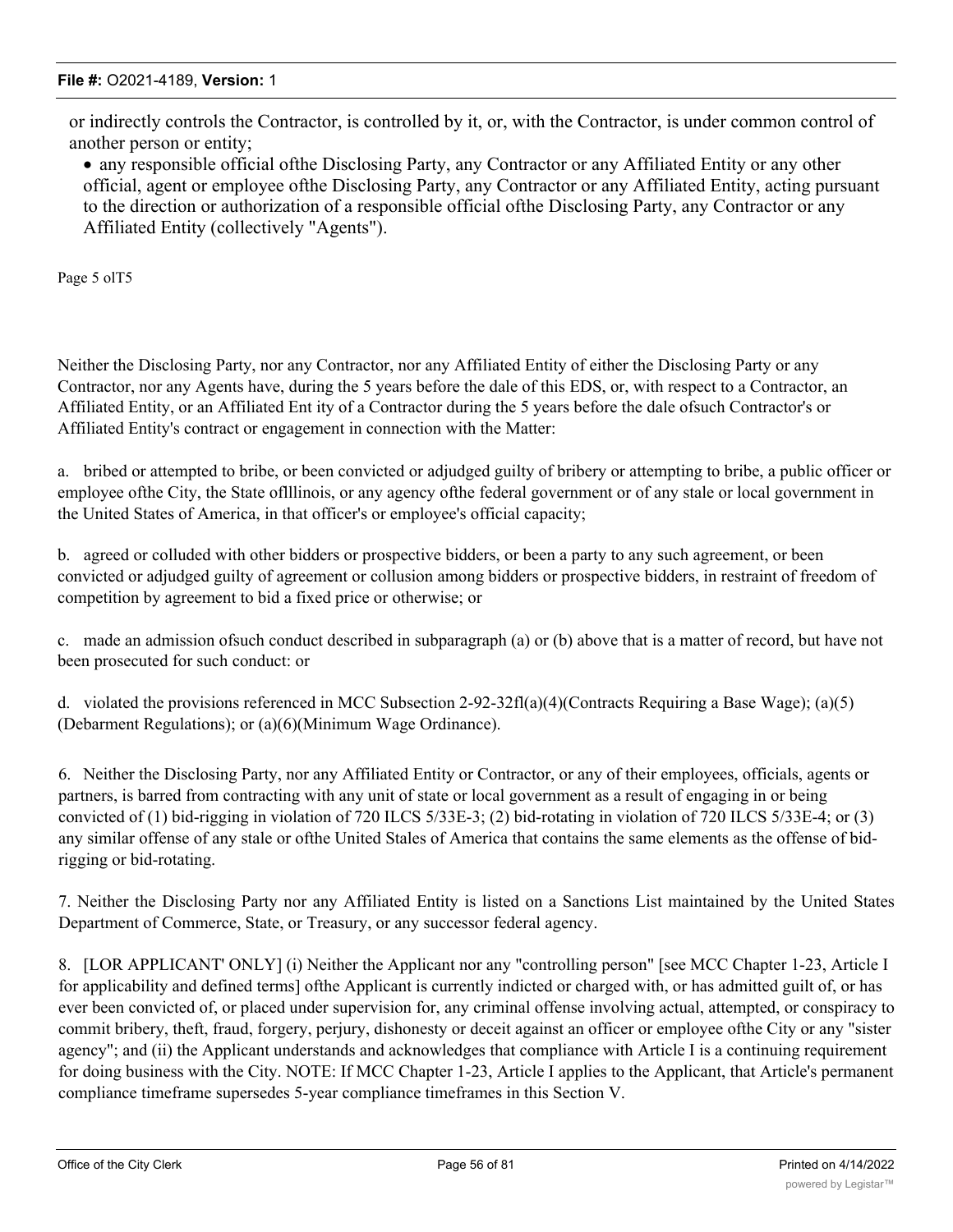or indirectly controls the Contractor, is controlled by it, or, with the Contractor, is under common control of another person or entity;

- any responsible official ofthe Disclosing Party, any Contractor or any Affiliated Entity or any other official, agent or employee ofthe Disclosing Party, any Contractor or any Affiliated Entity, acting pursuant to the direction or authorization of a responsible official ofthe Disclosing Party, any Contractor or any Affiliated Entity (collectively "Agents").

Page 5 olT5

Neither the Disclosing Party, nor any Contractor, nor any Affiliated Entity of either the Disclosing Party or any Contractor, nor any Agents have, during the 5 years before the dale of this EDS, or, with respect to a Contractor, an Affiliated Entity, or an Affiliated Ent ity of a Contractor during the 5 years before the dale ofsuch Contractor's or Affiliated Entity's contract or engagement in connection with the Matter:

a. bribed or attempted to bribe, or been convicted or adjudged guilty of bribery or attempting to bribe, a public officer or employee ofthe City, the State oflllinois, or any agency ofthe federal government or of any stale or local government in the United States of America, in that officer's or employee's official capacity;

b. agreed or colluded with other bidders or prospective bidders, or been a party to any such agreement, or been convicted or adjudged guilty of agreement or collusion among bidders or prospective bidders, in restraint of freedom of competition by agreement to bid a fixed price or otherwise; or

c. made an admission ofsuch conduct described in subparagraph (a) or (b) above that is a matter of record, but have not been prosecuted for such conduct: or

d. violated the provisions referenced in MCC Subsection 2-92-32fl(a)(4)(Contracts Requiring a Base Wage); (a)(5) (Debarment Regulations); or (a)(6)(Minimum Wage Ordinance).

6. Neither the Disclosing Party, nor any Affiliated Entity or Contractor, or any of their employees, officials, agents or partners, is barred from contracting with any unit of state or local government as a result of engaging in or being convicted of (1) bid-rigging in violation of 720 ILCS 5/33E-3; (2) bid-rotating in violation of 720 ILCS 5/33E-4; or (3) any similar offense of any stale or ofthe United Stales of America that contains the same elements as the offense of bid-rigging or bid-rotating.

7. Neither the Disclosing Party nor any Affiliated Entity is listed on a Sanctions List maintained by the United States Department of Commerce, State, or Treasury, or any successor federal agency.

8. [LOR APPLICANT' ONLY] (i) Neither the Applicant nor any "controlling person" [see MCC Chapter 1-23, Article I for applicability and defined terms] ofthe Applicant is currently indicted or charged with, or has admitted guilt of, or has ever been convicted of, or placed under supervision for, any criminal offense involving actual, attempted, or conspiracy to commit bribery, theft, fraud, forgery, perjury, dishonesty or deceit against an officer or employee ofthe City or any "sister agency"; and (ii) the Applicant understands and acknowledges that compliance with Article I is a continuing requirement for doing business with the City. NOTE: If MCC Chapter 1-23, Article I applies to the Applicant, that Article's permanent compliance timeframe supersedes 5-year compliance timeframes in this Section V.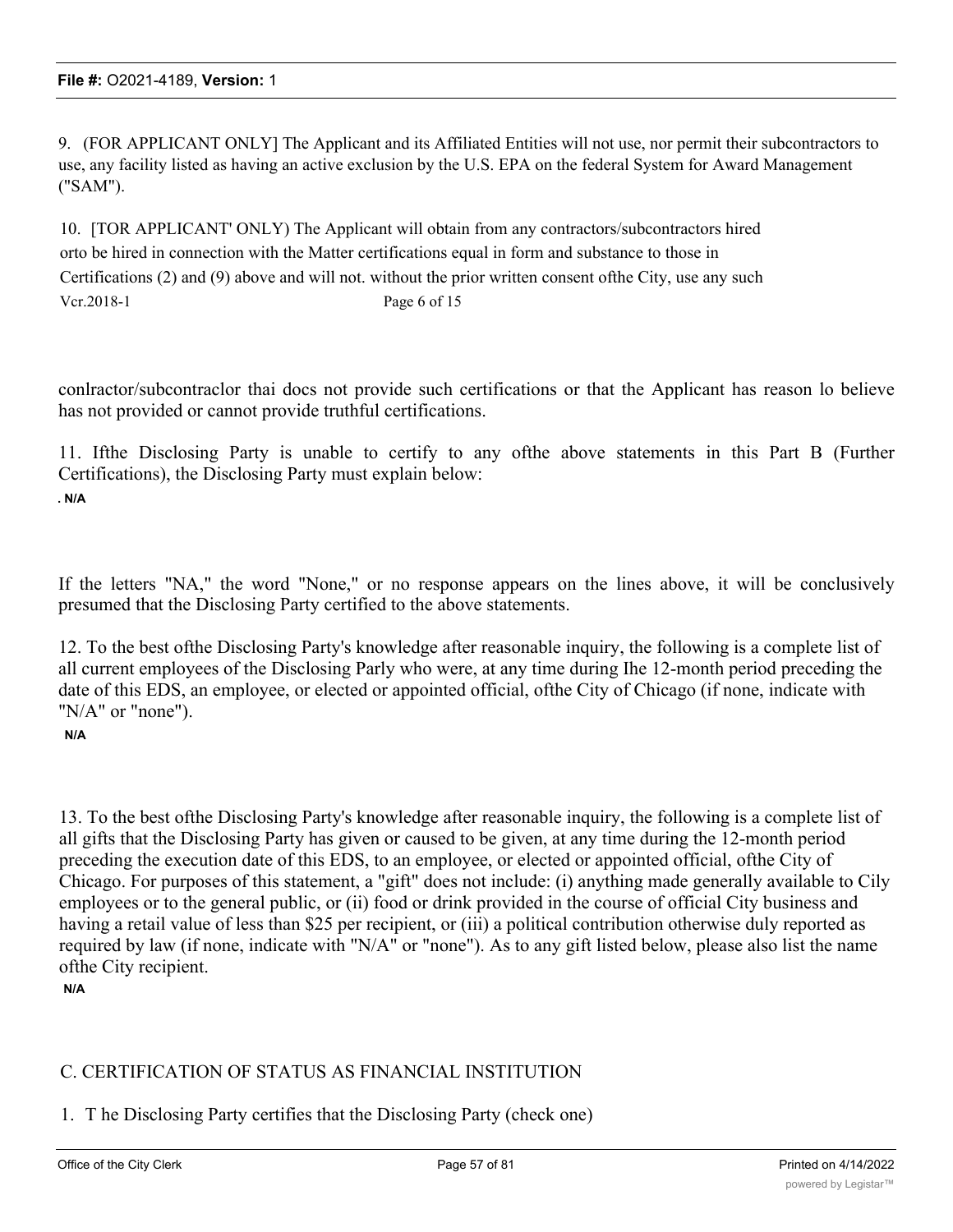9. (FOR APPLICANT ONLY] The Applicant and its Affiliated Entities will not use, nor permit their subcontractors to use, any facility listed as having an active exclusion by the U.S. EPA on the federal System for Award Management ("SAM").

10. [TOR APPLICANT' ONLY) The Applicant will obtain from any contractors/subcontractors hired orto be hired in connection with the Matter certifications equal in form and substance to those in Certifications (2) and (9) above and will not. without the prior written consent ofthe City, use any such conlractor/subcontraclor thai docs not provide such certifications or that the Applicant has reason lo believe has not provided or cannot provide truthful certifications.

11. Ifthe Disclosing Party is unable to certify to any ofthe above statements in this Part B (Further Certifications), the Disclosing Party must explain below:

. N/A

If the letters "NA," the word "None," or no response appears on the lines above, it will be conclusively presumed that the Disclosing Party certified to the above statements.

12. To the best ofthe Disclosing Party's knowledge after reasonable inquiry, the following is a complete list of all current employees of the Disclosing Parly who were, at any time during Ihe 12-month period preceding the date of this EDS, an employee, or elected or appointed official, ofthe City of Chicago (if none, indicate with "N/A" or "none").

N/A

13. To the best ofthe Disclosing Party's knowledge after reasonable inquiry, the following is a complete list of all gifts that the Disclosing Party has given or caused to be given, at any time during the 12-month period preceding the execution date of this EDS, to an employee, or elected or appointed official, ofthe City of Chicago. For purposes of this statement, a "gift" does not include: (i) anything made generally available to Cily employees or to the general public, or (ii) food or drink provided in the course of official City business and having a retail value of less than $25 per recipient, or (iii) a political contribution otherwise duly reported as required by law (if none, indicate with "N/A" or "none"). As to any gift listed below, please also list the name ofthe City recipient.

N/A

## C. CERTIFICATION OF STATUS AS FINANCIAL INSTITUTION

1. T he Disclosing Party certifies that the Disclosing Party (check one)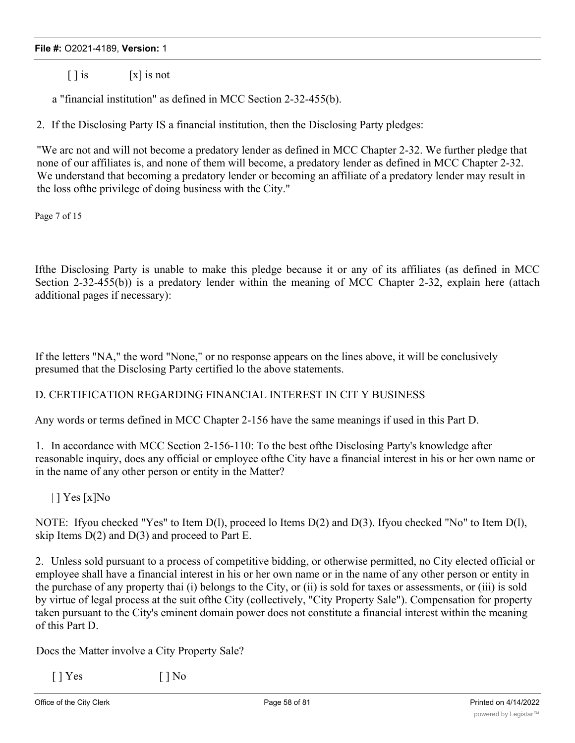[ ] is [x] is not

a "financial institution" as defined in MCC Section 2-32-455(b).

2. If the Disclosing Party IS a financial institution, then the Disclosing Party pledges:

"We arc not and will not become a predatory lender as defined in MCC Chapter 2-32. We further pledge that none of our affiliates is, and none of them will become, a predatory lender as defined in MCC Chapter 2-32. We understand that becoming a predatory lender or becoming an affiliate of a predatory lender may result in the loss ofthe privilege of doing business with the City."

Page 7 of 15

Ifthe Disclosing Party is unable to make this pledge because it or any of its affiliates (as defined in MCC Section 2-32-455(b)) is a predatory lender within the meaning of MCC Chapter 2-32, explain here (attach additional pages if necessary):

If the letters "NA," the word "None," or no response appears on the lines above, it will be conclusively presumed that the Disclosing Party certified lo the above statements.

D. CERTIFICATION REGARDING FINANCIAL INTEREST IN CIT Y BUSINESS

Any words or terms defined in MCC Chapter 2-156 have the same meanings if used in this Part D.

1. In accordance with MCC Section 2-156-110: To the best ofthe Disclosing Party's knowledge after reasonable inquiry, does any official or employee ofthe City have a financial interest in his or her own name or in the name of any other person or entity in the Matter?

| ] Yes [x]No

NOTE: Ifyou checked "Yes" to Item D(l), proceed lo Items D(2) and D(3). Ifyou checked "No" to Item D(l), skip Items D(2) and D(3) and proceed to Part E.

2. Unless sold pursuant to a process of competitive bidding, or otherwise permitted, no City elected official or employee shall have a financial interest in his or her own name or in the name of any other person or entity in the purchase of any property thai (i) belongs to the City, or (ii) is sold for taxes or assessments, or (iii) is sold by virtue of legal process at the suit ofthe City (collectively, "City Property Sale"). Compensation for property taken pursuant to the City's eminent domain power does not constitute a financial interest within the meaning of this Part D.

Docs the Matter involve a City Property Sale?

[ ] Yes [ ] No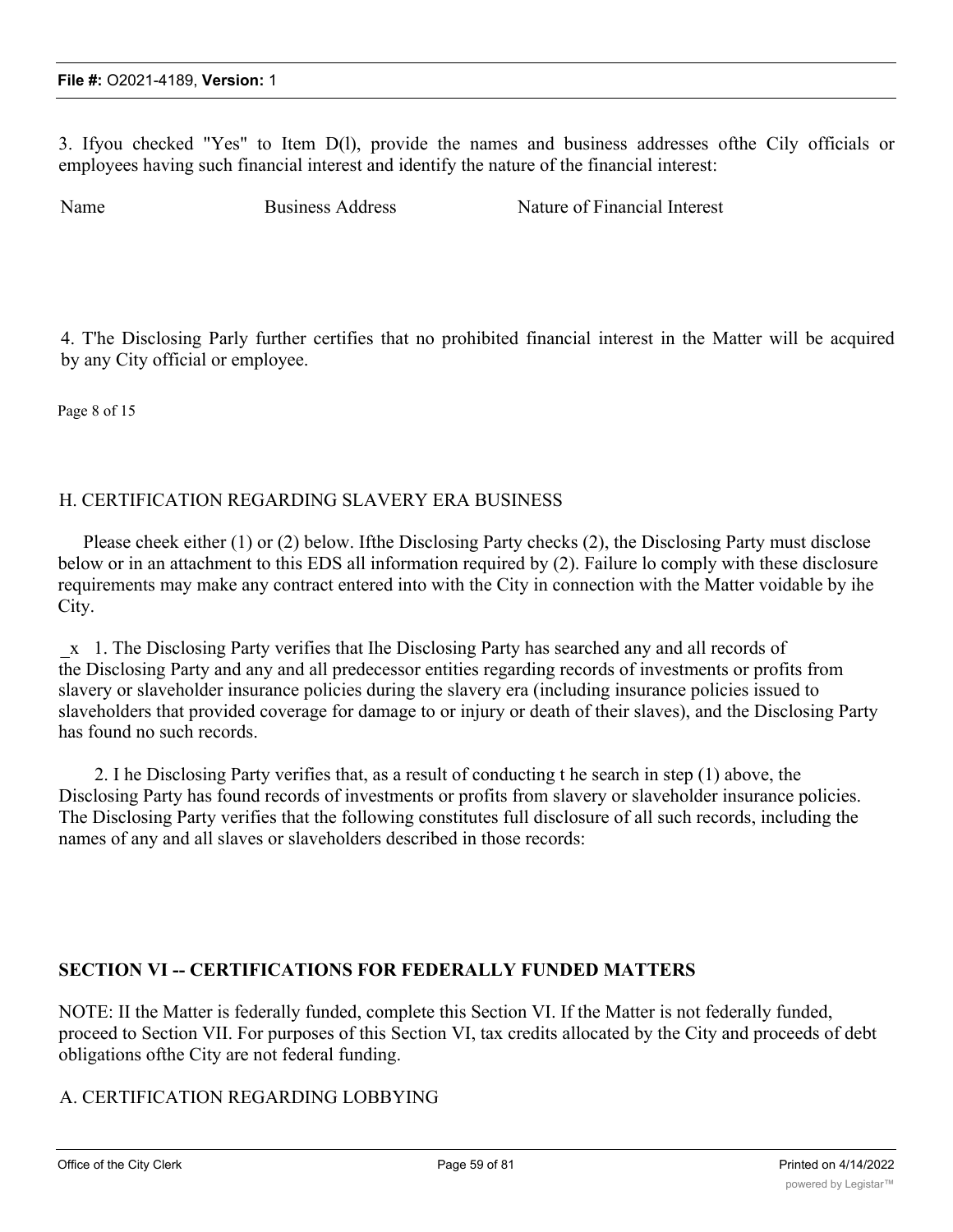3. Ifyou checked "Yes" to Item D(l), provide the names and business addresses ofthe Cily officials or employees having such financial interest and identify the nature of the financial interest:

| Name | Business Address | Nature of Financial Interest |
|---|---|---|
| | | |

4. T'he Disclosing Parly further certifies that no prohibited financial interest in the Matter will be acquired by any City official or employee.

Page 8 of 15

H. CERTIFICATION REGARDING SLAVERY ERA BUSINESS

Please cheek either (1) or (2) below. Ifthe Disclosing Party checks (2), the Disclosing Party must disclose below or in an attachment to this EDS all information required by (2). Failure lo comply with these disclosure requirements may make any contract entered into with the City in connection with the Matter voidable by ihe City.

_x 1. The Disclosing Party verifies that Ihe Disclosing Party has searched any and all records of the Disclosing Party and any and all predecessor entities regarding records of investments or profits from slavery or slaveholder insurance policies during the slavery era (including insurance policies issued to slaveholders that provided coverage for damage to or injury or death of their slaves), and the Disclosing Party has found no such records.

2. I he Disclosing Party verifies that, as a result of conducting t he search in step (1) above, the Disclosing Party has found records of investments or profits from slavery or slaveholder insurance policies. The Disclosing Party verifies that the following constitutes full disclosure of all such records, including the names of any and all slaves or slaveholders described in those records:

**SECTION VI -- CERTIFICATIONS FOR FEDERALLY FUNDED MATTERS**

NOTE: II the Matter is federally funded, complete this Section VI. If the Matter is not federally funded, proceed to Section VII. For purposes of this Section VI, tax credits allocated by the City and proceeds of debt obligations ofthe City are not federal funding.

A. CERTIFICATION REGARDING LOBBYING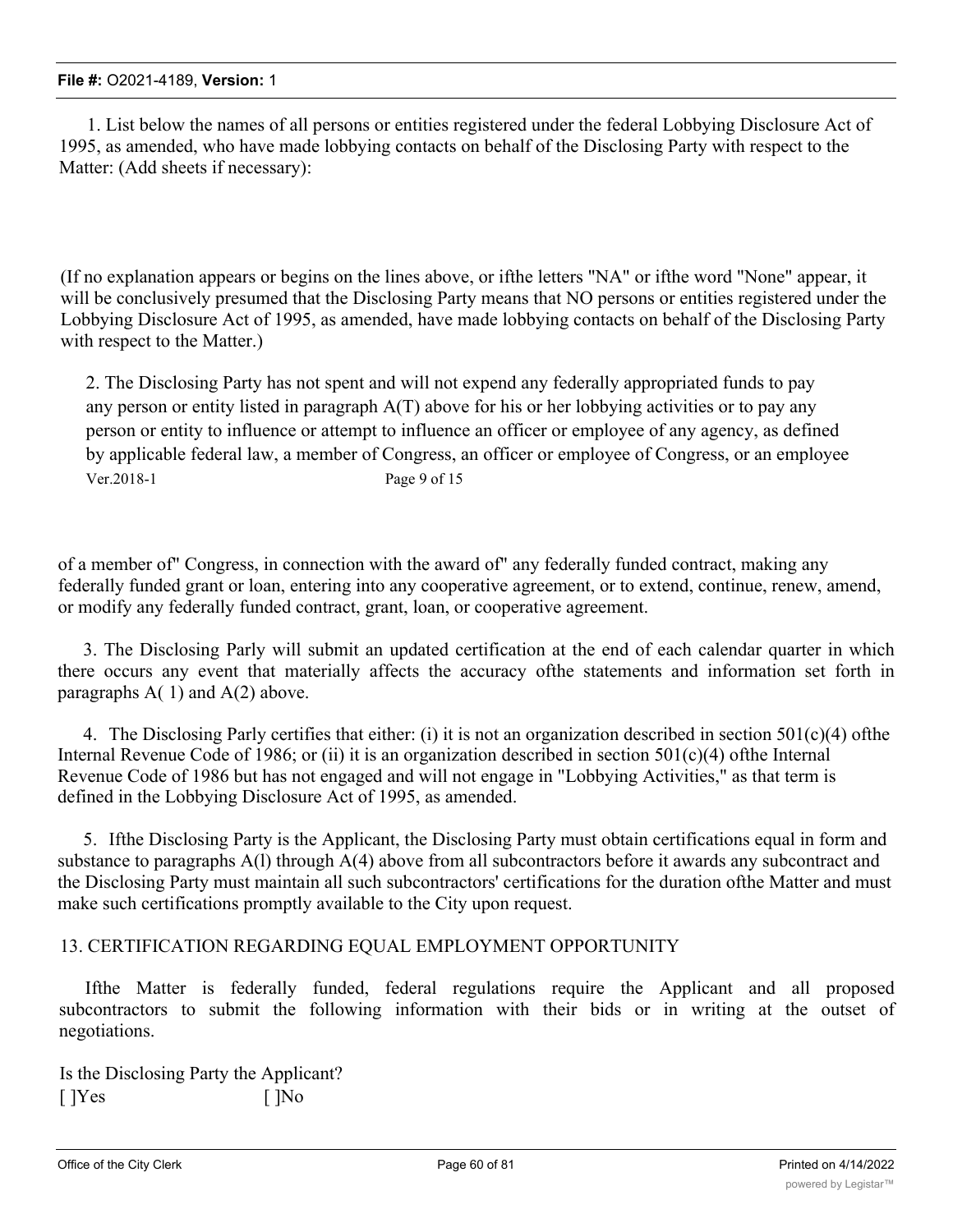1. List below the names of all persons or entities registered under the federal Lobbying Disclosure Act of 1995, as amended, who have made lobbying contacts on behalf of the Disclosing Party with respect to the Matter: (Add sheets if necessary):

(If no explanation appears or begins on the lines above, or ifthe letters "NA" or ifthe word "None" appear, it will be conclusively presumed that the Disclosing Party means that NO persons or entities registered under the Lobbying Disclosure Act of 1995, as amended, have made lobbying contacts on behalf of the Disclosing Party with respect to the Matter.)

2. The Disclosing Party has not spent and will not expend any federally appropriated funds to pay any person or entity listed in paragraph A(T) above for his or her lobbying activities or to pay any person or entity to influence or attempt to influence an officer or employee of any agency, as defined by applicable federal law, a member of Congress, an officer or employee of Congress, or an employee of a member of" Congress, in connection with the award of" any federally funded contract, making any federally funded grant or loan, entering into any cooperative agreement, or to extend, continue, renew, amend, or modify any federally funded contract, grant, loan, or cooperative agreement.

3. The Disclosing Parly will submit an updated certification at the end of each calendar quarter in which there occurs any event that materially affects the accuracy ofthe statements and information set forth in paragraphs A( 1) and A(2) above.

4. The Disclosing Parly certifies that either: (i) it is not an organization described in section 501(c)(4) ofthe Internal Revenue Code of 1986; or (ii) it is an organization described in section 501(c)(4) ofthe Internal Revenue Code of 1986 but has not engaged and will not engage in "Lobbying Activities," as that term is defined in the Lobbying Disclosure Act of 1995, as amended.

5. Ifthe Disclosing Party is the Applicant, the Disclosing Party must obtain certifications equal in form and substance to paragraphs A(l) through A(4) above from all subcontractors before it awards any subcontract and the Disclosing Party must maintain all such subcontractors' certifications for the duration ofthe Matter and must make such certifications promptly available to the City upon request.

13. CERTIFICATION REGARDING EQUAL EMPLOYMENT OPPORTUNITY

Ifthe Matter is federally funded, federal regulations require the Applicant and all proposed subcontractors to submit the following information with their bids or in writing at the outset of negotiations.

Is the Disclosing Party the Applicant?

[ ]Yes [ ]No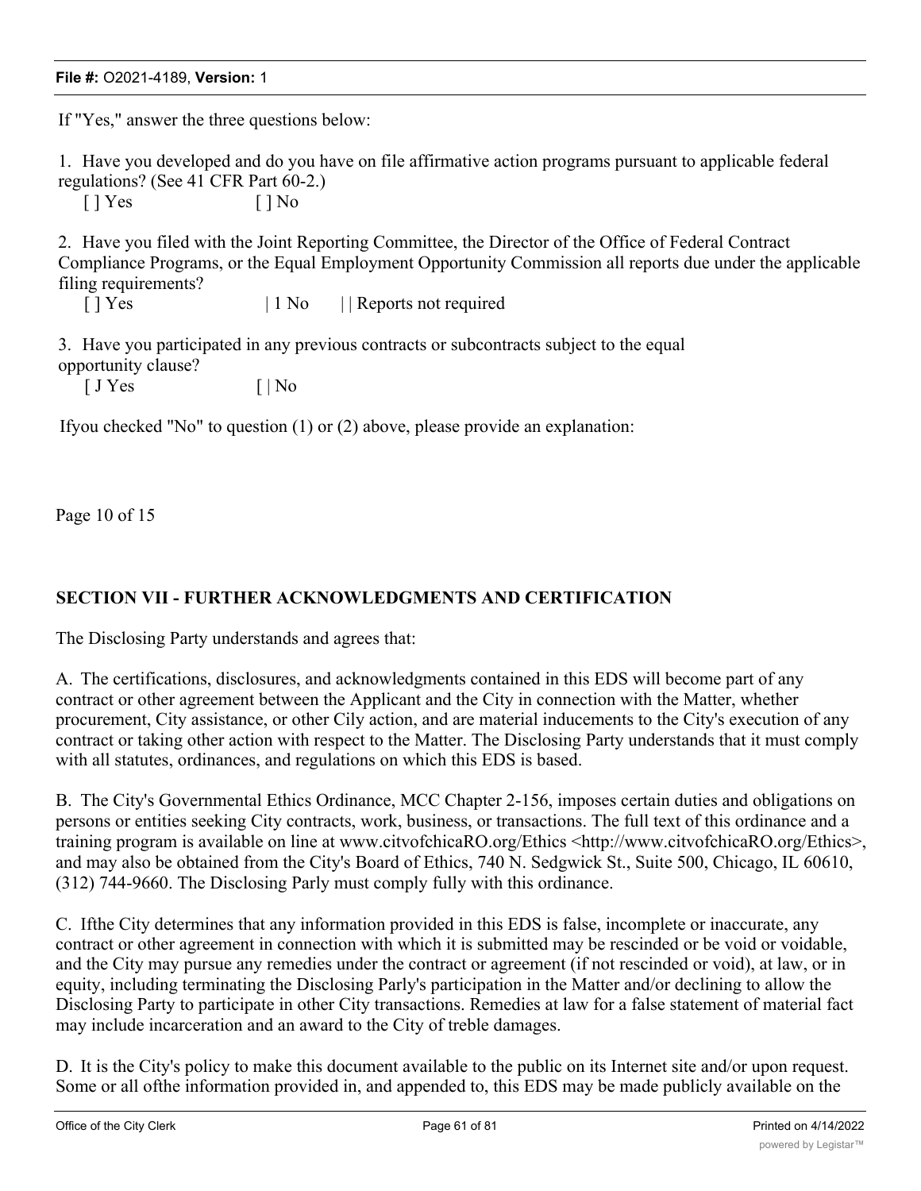If "Yes," answer the three questions below:

1. Have you developed and do you have on file affirmative action programs pursuant to applicable federal regulations? (See 41 CFR Part 60-2.)

[ ] Yes [ ] No

2. Have you filed with the Joint Reporting Committee, the Director of the Office of Federal Contract Compliance Programs, or the Equal Employment Opportunity Commission all reports due under the applicable filing requirements?

[ ] Yes | 1 No | | Reports not required

3. Have you participated in any previous contracts or subcontracts subject to the equal opportunity clause?

[ J Yes [ | No

Ifyou checked "No" to question (1) or (2) above, please provide an explanation:

Page 10 of 15

## SECTION VII - FURTHER ACKNOWLEDGMENTS AND CERTIFICATION

The Disclosing Party understands and agrees that:

A. The certifications, disclosures, and acknowledgments contained in this EDS will become part of any contract or other agreement between the Applicant and the City in connection with the Matter, whether procurement, City assistance, or other Cily action, and are material inducements to the City's execution of any contract or taking other action with respect to the Matter. The Disclosing Party understands that it must comply with all statutes, ordinances, and regulations on which this EDS is based.

B. The City's Governmental Ethics Ordinance, MCC Chapter 2-156, imposes certain duties and obligations on persons or entities seeking City contracts, work, business, or transactions. The full text of this ordinance and a training program is available on line at www.citvofchicaRO.org/Ethics <http://www.citvofchicaRO.org/Ethics>, and may also be obtained from the City's Board of Ethics, 740 N. Sedgwick St., Suite 500, Chicago, IL 60610, (312) 744-9660. The Disclosing Parly must comply fully with this ordinance.

C. Ifthe City determines that any information provided in this EDS is false, incomplete or inaccurate, any contract or other agreement in connection with which it is submitted may be rescinded or be void or voidable, and the City may pursue any remedies under the contract or agreement (if not rescinded or void), at law, or in equity, including terminating the Disclosing Parly's participation in the Matter and/or declining to allow the Disclosing Party to participate in other City transactions. Remedies at law for a false statement of material fact may include incarceration and an award to the City of treble damages.

D. It is the City's policy to make this document available to the public on its Internet site and/or upon request. Some or all ofthe information provided in, and appended to, this EDS may be made publicly available on the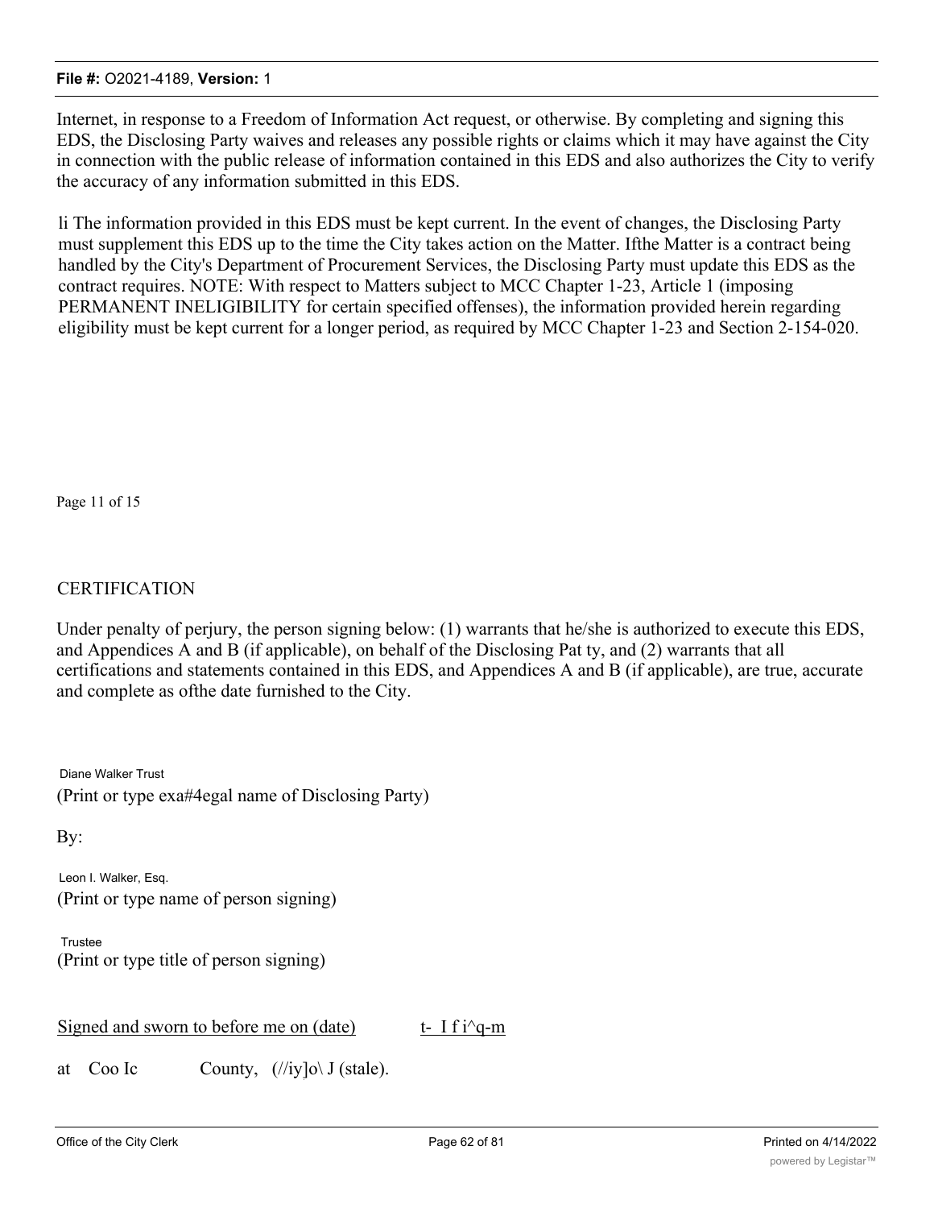Internet, in response to a Freedom of Information Act request, or otherwise. By completing and signing this EDS, the Disclosing Party waives and releases any possible rights or claims which it may have against the City in connection with the public release of information contained in this EDS and also authorizes the City to verify the accuracy of any information submitted in this EDS.

li The information provided in this EDS must be kept current. In the event of changes, the Disclosing Party must supplement this EDS up to the time the City takes action on the Matter. Ifthe Matter is a contract being handled by the City's Department of Procurement Services, the Disclosing Party must update this EDS as the contract requires. NOTE: With respect to Matters subject to MCC Chapter 1-23, Article 1 (imposing PERMANENT INELIGIBILITY for certain specified offenses), the information provided herein regarding eligibility must be kept current for a longer period, as required by MCC Chapter 1-23 and Section 2-154-020.

Page 11 of 15

CERTIFICATION

Under penalty of perjury, the person signing below: (1) warrants that he/she is authorized to execute this EDS, and Appendices A and B (if applicable), on behalf of the Disclosing Pat ty, and (2) warrants that all certifications and statements contained in this EDS, and Appendices A and B (if applicable), are true, accurate and complete as ofthe date furnished to the City.

Diane Walker Trust
(Print or type exa#4egal name of Disclosing Party)

By:

Leon I. Walker, Esq.
(Print or type name of person signing)

Trustee
(Print or type title of person signing)

Signed and sworn to before me on (date) t- I f i^q-m

at Coo Ic County, (//iy]o\ J (stale).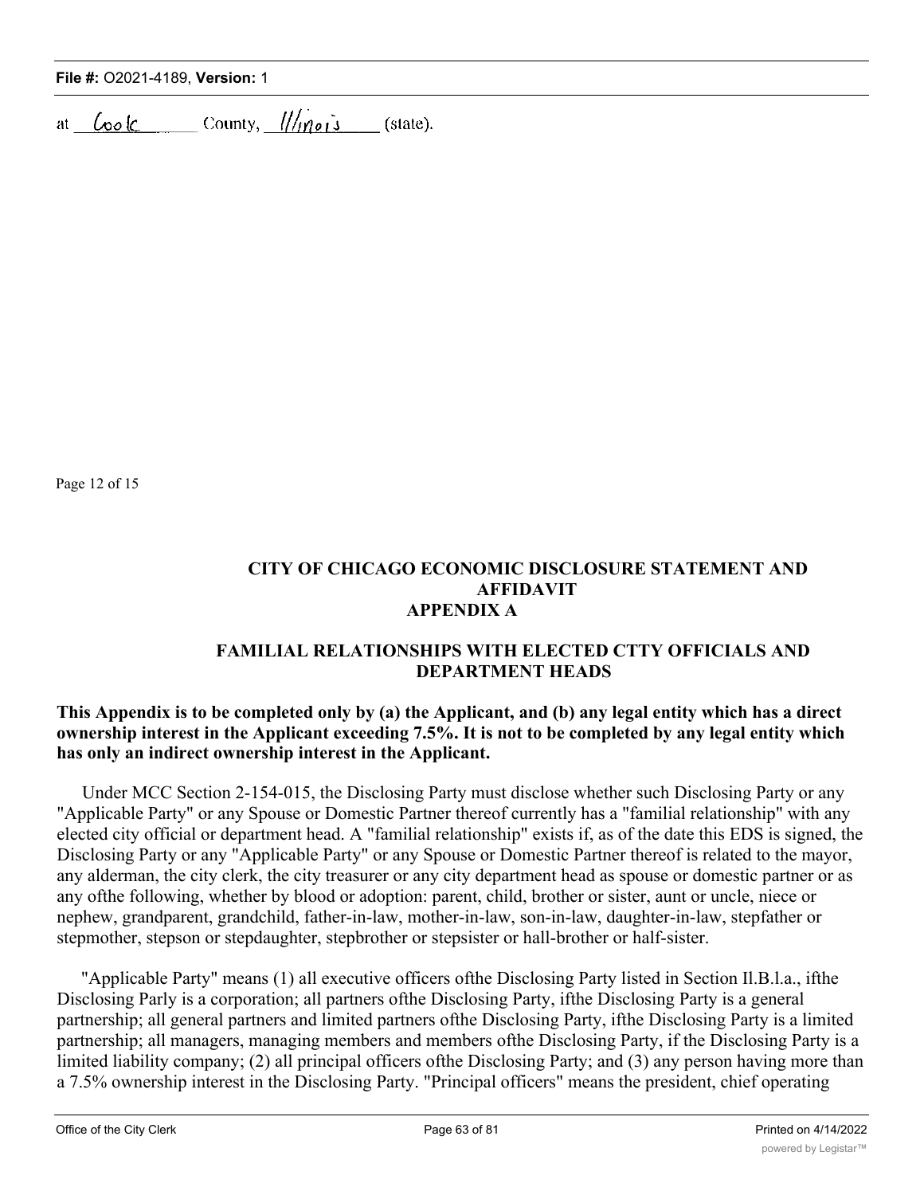at Cook County, Illinois (state).

Page 12 of 15

### CITY OF CHICAGO ECONOMIC DISCLOSURE STATEMENT AND AFFIDAVIT APPENDIX A

### FAMILIAL RELATIONSHIPS WITH ELECTED CTTY OFFICIALS AND DEPARTMENT HEADS

**This Appendix is to be completed only by (a) the Applicant, and (b) any legal entity which has a direct ownership interest in the Applicant exceeding 7.5%. It is not to be completed by any legal entity which has only an indirect ownership interest in the Applicant.**

Under MCC Section 2-154-015, the Disclosing Party must disclose whether such Disclosing Party or any "Applicable Party" or any Spouse or Domestic Partner thereof currently has a "familial relationship" with any elected city official or department head. A "familial relationship" exists if, as of the date this EDS is signed, the Disclosing Party or any "Applicable Party" or any Spouse or Domestic Partner thereof is related to the mayor, any alderman, the city clerk, the city treasurer or any city department head as spouse or domestic partner or as any ofthe following, whether by blood or adoption: parent, child, brother or sister, aunt or uncle, niece or nephew, grandparent, grandchild, father-in-law, mother-in-law, son-in-law, daughter-in-law, stepfather or stepmother, stepson or stepdaughter, stepbrother or stepsister or hall-brother or half-sister.

"Applicable Party" means (1) all executive officers ofthe Disclosing Party listed in Section Il.B.l.a., ifthe Disclosing Parly is a corporation; all partners ofthe Disclosing Party, ifthe Disclosing Party is a general partnership; all general partners and limited partners ofthe Disclosing Party, ifthe Disclosing Party is a limited partnership; all managers, managing members and members ofthe Disclosing Party, if the Disclosing Party is a limited liability company; (2) all principal officers ofthe Disclosing Party; and (3) any person having more than a 7.5% ownership interest in the Disclosing Party. "Principal officers" means the president, chief operating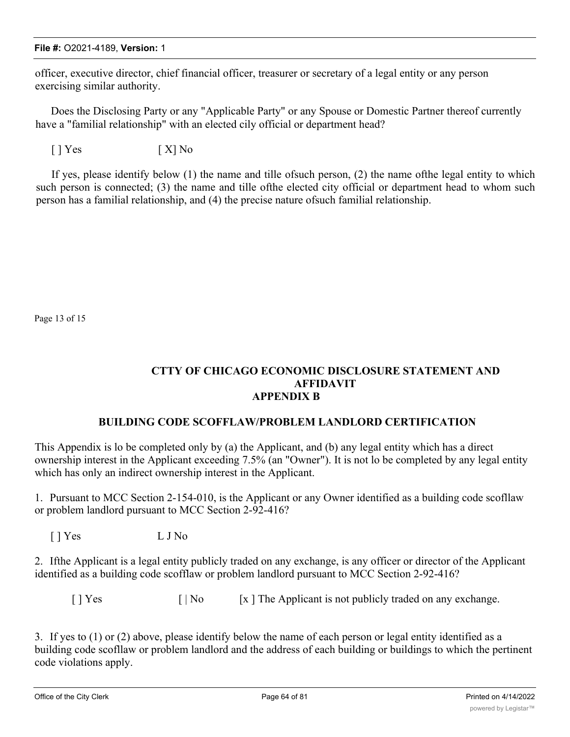officer, executive director, chief financial officer, treasurer or secretary of a legal entity or any person exercising similar authority.

Does the Disclosing Party or any "Applicable Party" or any Spouse or Domestic Partner thereof currently have a "familial relationship" with an elected cily official or department head?

[ ] Yes [ X] No

If yes, please identify below (1) the name and tille ofsuch person, (2) the name ofthe legal entity to which such person is connected; (3) the name and tille ofthe elected city official or department head to whom such person has a familial relationship, and (4) the precise nature ofsuch familial relationship.

Page 13 of 15

## CTTY OF CHICAGO ECONOMIC DISCLOSURE STATEMENT AND AFFIDAVIT APPENDIX B

### BUILDING CODE SCOFFLAW/PROBLEM LANDLORD CERTIFICATION

This Appendix is lo be completed only by (a) the Applicant, and (b) any legal entity which has a direct ownership interest in the Applicant exceeding 7.5% (an "Owner"). It is not lo be completed by any legal entity which has only an indirect ownership interest in the Applicant.

1. Pursuant to MCC Section 2-154-010, is the Applicant or any Owner identified as a building code scofllaw or problem landlord pursuant to MCC Section 2-92-416?

[ ] Yes L J No

2. Ifthe Applicant is a legal entity publicly traded on any exchange, is any officer or director of the Applicant identified as a building code scofflaw or problem landlord pursuant to MCC Section 2-92-416?

[ ] Yes [ | No [x ] The Applicant is not publicly traded on any exchange.

3. If yes to (1) or (2) above, please identify below the name of each person or legal entity identified as a building code scofflaw or problem landlord and the address of each building or buildings to which the pertinent code violations apply.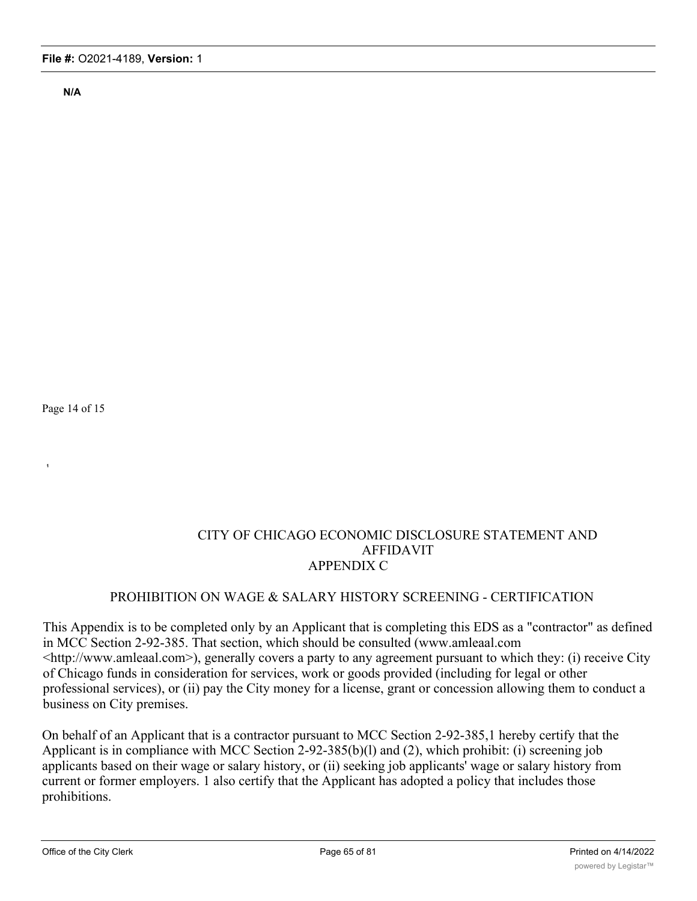N/A

Page 14 of 15

CITY OF CHICAGO ECONOMIC DISCLOSURE STATEMENT AND AFFIDAVIT
APPENDIX C

PROHIBITION ON WAGE & SALARY HISTORY SCREENING - CERTIFICATION

This Appendix is to be completed only by an Applicant that is completing this EDS as a "contractor" as defined in MCC Section 2-92-385. That section, which should be consulted (www.amleaal.com <http://www.amleaal.com>), generally covers a party to any agreement pursuant to which they: (i) receive City of Chicago funds in consideration for services, work or goods provided (including for legal or other professional services), or (ii) pay the City money for a license, grant or concession allowing them to conduct a business on City premises.

On behalf of an Applicant that is a contractor pursuant to MCC Section 2-92-385,1 hereby certify that the Applicant is in compliance with MCC Section 2-92-385(b)(l) and (2), which prohibit: (i) screening job applicants based on their wage or salary history, or (ii) seeking job applicants' wage or salary history from current or former employers. 1 also certify that the Applicant has adopted a policy that includes those prohibitions.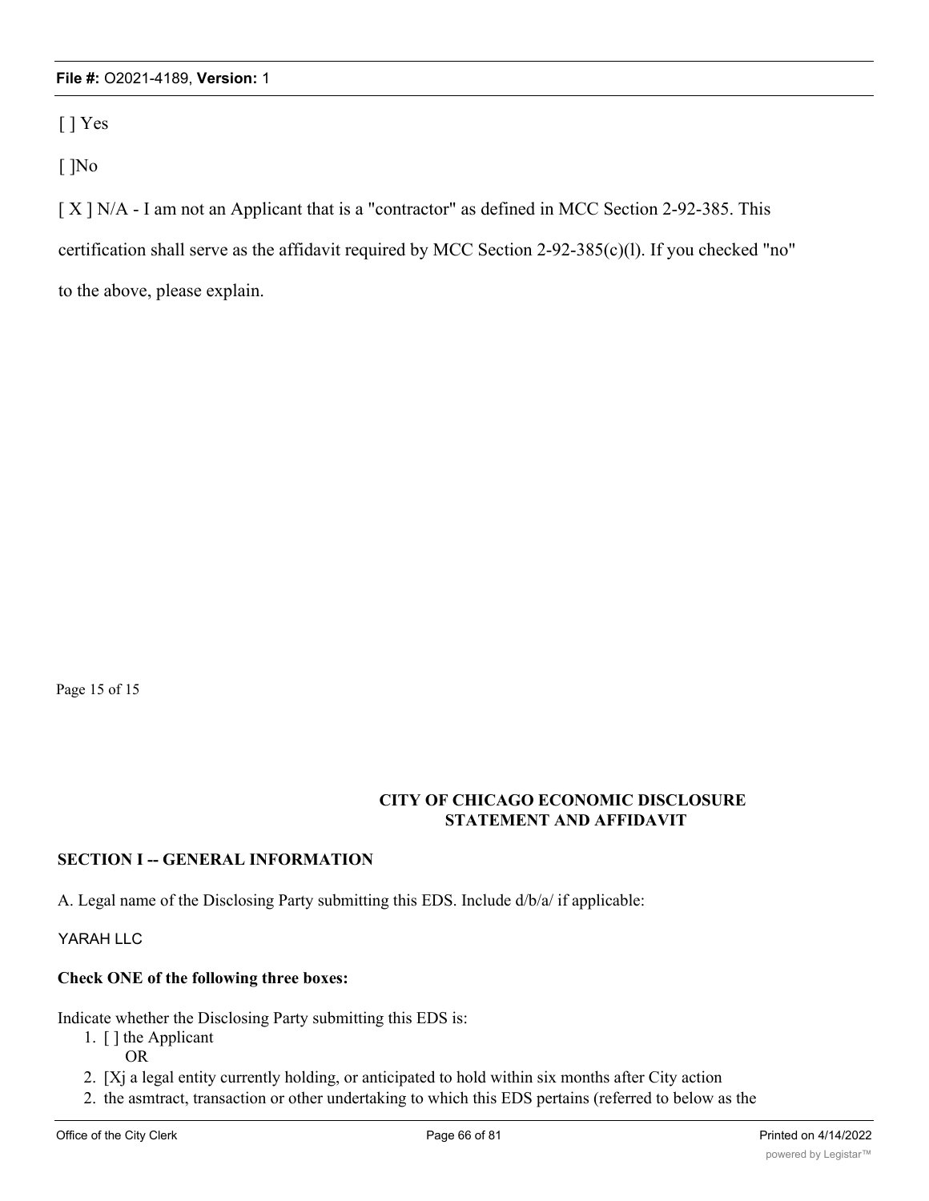[ ] Yes

[ ]No

[ X ] N/A - I am not an Applicant that is a "contractor" as defined in MCC Section 2-92-385. This certification shall serve as the affidavit required by MCC Section 2-92-385(c)(l). If you checked "no" to the above, please explain.

Page 15 of 15

**CITY OF CHICAGO ECONOMIC DISCLOSURE STATEMENT AND AFFIDAVIT**

## SECTION I -- GENERAL INFORMATION

A. Legal name of the Disclosing Party submitting this EDS. Include d/b/a/ if applicable:

YARAH LLC

**Check ONE of the following three boxes:**

Indicate whether the Disclosing Party submitting this EDS is:

1. [ ] the Applicant

   OR

2. [Xj a legal entity currently holding, or anticipated to hold within six months after City action
2. the asmtract, transaction or other undertaking to which this EDS pertains (referred to below as the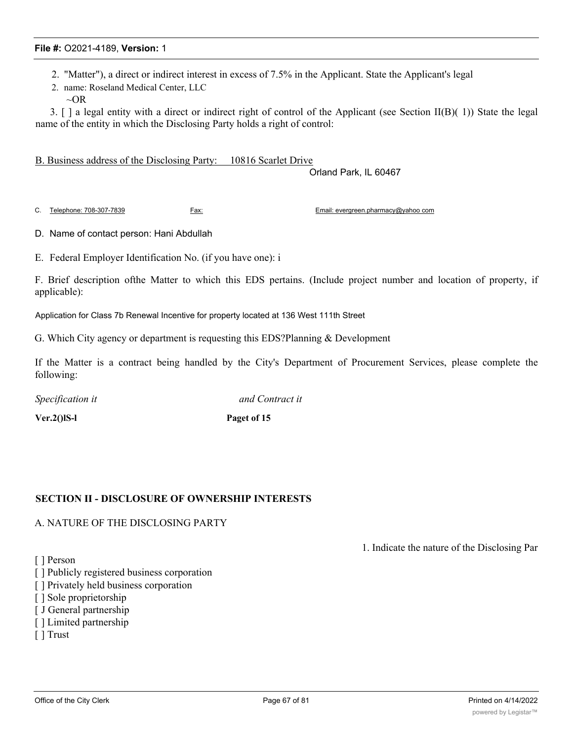2. "Matter"), a direct or indirect interest in excess of 7.5% in the Applicant. State the Applicant's legal

2. name: Roseland Medical Center, LLC

~OR

3. [ ] a legal entity with a direct or indirect right of control of the Applicant (see Section II(B)( 1)) State the legal name of the entity in which the Disclosing Party holds a right of control:

B. Business address of the Disclosing Party: 10816 Scarlet Drive
Orland Park, IL 60467

C. Telephone: 708-307-7839 Fax: Email: evergreen.pharmacy@yahoo com

D. Name of contact person: Hani Abdullah

E. Federal Employer Identification No. (if you have one): i

F. Brief description ofthe Matter to which this EDS pertains. (Include project number and location of property, if applicable):

Application for Class 7b Renewal Incentive for property located at 136 West 111th Street

G. Which City agency or department is requesting this EDS?Planning & Development

If the Matter is a contract being handled by the City's Department of Procurement Services, please complete the following:

*Specification it* *and Contract it*

**Ver.2()lS-l** **Paget of 15**

## SECTION II - DISCLOSURE OF OWNERSHIP INTERESTS

A. NATURE OF THE DISCLOSING PARTY

1. Indicate the nature of the Disclosing Par

[ ] Person
[ ] Publicly registered business corporation
[ ] Privately held business corporation
[ ] Sole proprietorship
[ J General partnership
[ ] Limited partnership
[ ] Trust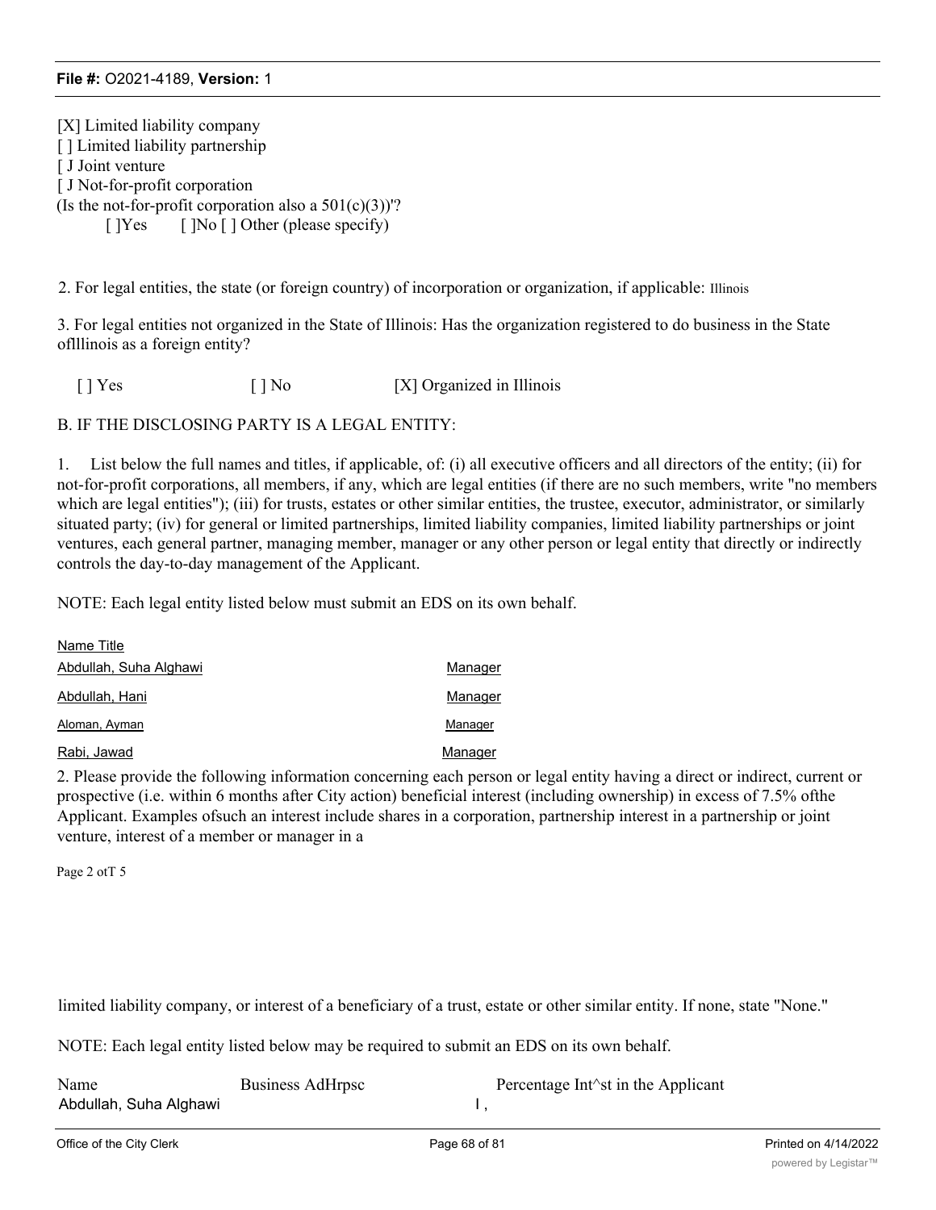[X] Limited liability company
[ ] Limited liability partnership
[ J Joint venture
[ J Not-for-profit corporation
(Is the not-for-profit corporation also a 501(c)(3))'?
[ ]Yes [ ]No [ ] Other (please specify)

2. For legal entities, the state (or foreign country) of incorporation or organization, if applicable: Illinois

3. For legal entities not organized in the State of Illinois: Has the organization registered to do business in the State oflllinois as a foreign entity?

[ ] Yes [ ] No [X] Organized in Illinois

B. IF THE DISCLOSING PARTY IS A LEGAL ENTITY:

1. List below the full names and titles, if applicable, of: (i) all executive officers and all directors of the entity; (ii) for not-for-profit corporations, all members, if any, which are legal entities (if there are no such members, write "no members which are legal entities"); (iii) for trusts, estates or other similar entities, the trustee, executor, administrator, or similarly situated party; (iv) for general or limited partnerships, limited liability companies, limited liability partnerships or joint ventures, each general partner, managing member, manager or any other person or legal entity that directly or indirectly controls the day-to-day management of the Applicant.

NOTE: Each legal entity listed below must submit an EDS on its own behalf.

| Name | Title |
|---|---|
| Abdullah, Suha Alghawi | Manager |
| Abdullah, Hani | Manager |
| Aloman, Ayman | Manager |
| Rabi, Jawad | Manager |

2. Please provide the following information concerning each person or legal entity having a direct or indirect, current or prospective (i.e. within 6 months after City action) beneficial interest (including ownership) in excess of 7.5% ofthe Applicant. Examples ofsuch an interest include shares in a corporation, partnership interest in a partnership or joint venture, interest of a member or manager in a

Page 2 otT 5

limited liability company, or interest of a beneficiary of a trust, estate or other similar entity. If none, state "None."

NOTE: Each legal entity listed below may be required to submit an EDS on its own behalf.

| Name | Business AdHrpsc | Percentage Int^st in the Applicant |
|---|---|---|
| Abdullah, Suha Alghawi | I , | |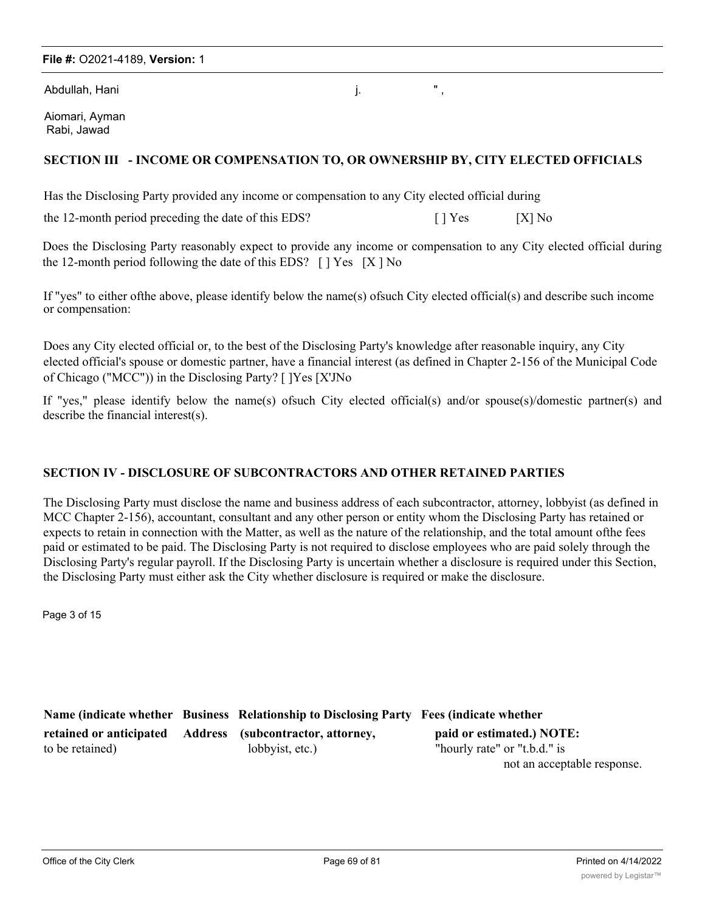Abdullah, Hani j. " ,

Aiomari, Ayman
Rabi, Jawad

## SECTION III - INCOME OR COMPENSATION TO, OR OWNERSHIP BY, CITY ELECTED OFFICIALS

Has the Disclosing Party provided any income or compensation to any City elected official during the 12-month period preceding the date of this EDS? [ ] Yes [X] No

Does the Disclosing Party reasonably expect to provide any income or compensation to any City elected official during the 12-month period following the date of this EDS? [ ] Yes [X ] No

If "yes" to either ofthe above, please identify below the name(s) ofsuch City elected official(s) and describe such income or compensation:

Does any City elected official or, to the best of the Disclosing Party's knowledge after reasonable inquiry, any City elected official's spouse or domestic partner, have a financial interest (as defined in Chapter 2-156 of the Municipal Code of Chicago ("MCC")) in the Disclosing Party? [ ]Yes [X'JNo

If "yes," please identify below the name(s) ofsuch City elected official(s) and/or spouse(s)/domestic partner(s) and describe the financial interest(s).

## SECTION IV - DISCLOSURE OF SUBCONTRACTORS AND OTHER RETAINED PARTIES

The Disclosing Party must disclose the name and business address of each subcontractor, attorney, lobbyist (as defined in MCC Chapter 2-156), accountant, consultant and any other person or entity whom the Disclosing Party has retained or expects to retain in connection with the Matter, as well as the nature of the relationship, and the total amount ofthe fees paid or estimated to be paid. The Disclosing Party is not required to disclose employees who are paid solely through the Disclosing Party's regular payroll. If the Disclosing Party is uncertain whether a disclosure is required under this Section, the Disclosing Party must either ask the City whether disclosure is required or make the disclosure.

Page 3 of 15

| **Name (indicate whether retained or anticipated** to be retained) | **Business Address** | **Relationship to Disclosing Party (subcontractor, attorney,** lobbyist, etc.) | **Fees (indicate whether paid or estimated.) NOTE:** "hourly rate" or "t.b.d." is not an acceptable response. |
|---|---|---|---|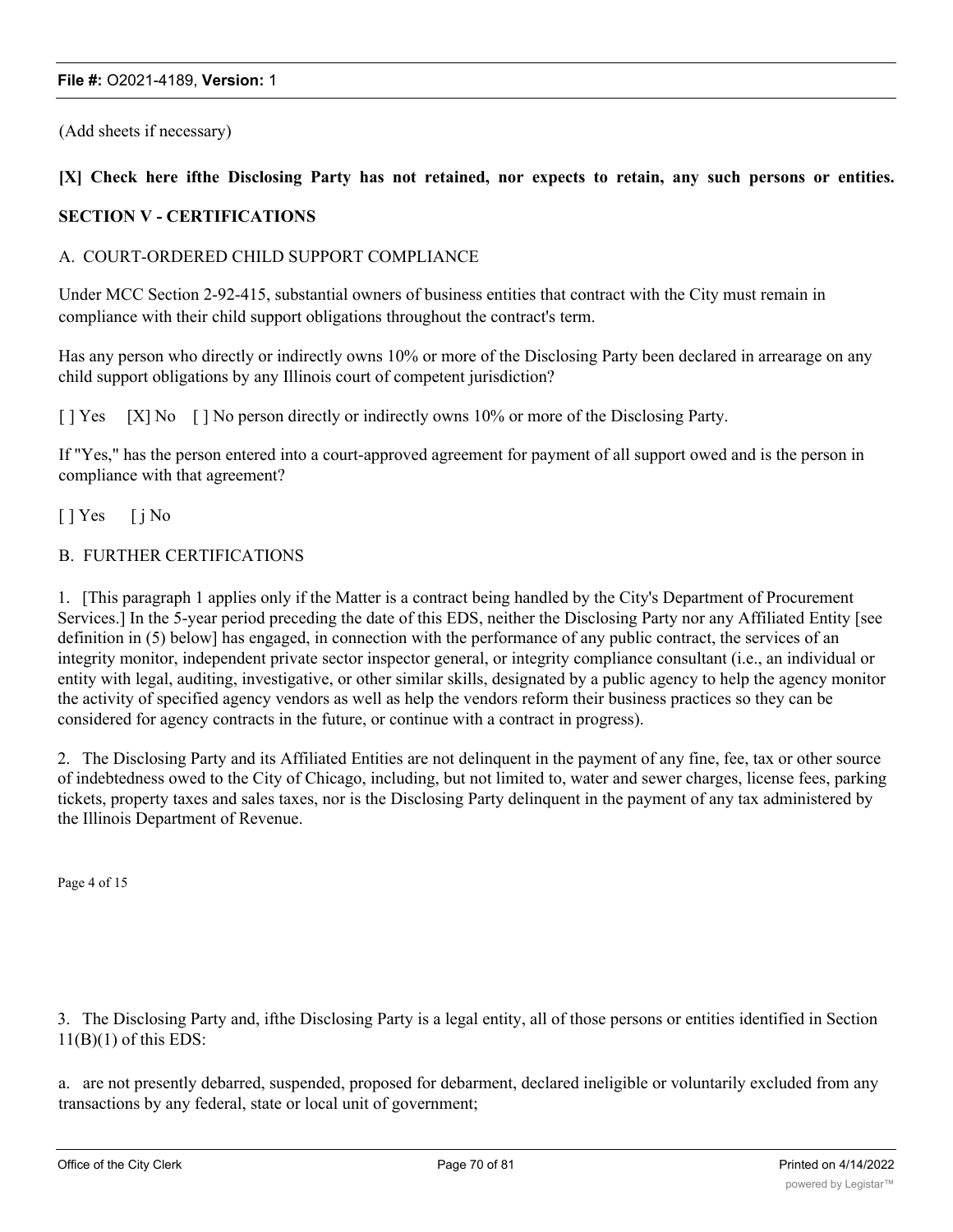(Add sheets if necessary)

**[X] Check here ifthe Disclosing Party has not retained, nor expects to retain, any such persons or entities.**

**SECTION V - CERTIFICATIONS**

A. COURT-ORDERED CHILD SUPPORT COMPLIANCE

Under MCC Section 2-92-415, substantial owners of business entities that contract with the City must remain in compliance with their child support obligations throughout the contract's term.

Has any person who directly or indirectly owns 10% or more of the Disclosing Party been declared in arrearage on any child support obligations by any Illinois court of competent jurisdiction?

[ ] Yes [X] No [ ] No person directly or indirectly owns 10% or more of the Disclosing Party.

If "Yes," has the person entered into a court-approved agreement for payment of all support owed and is the person in compliance with that agreement?

[ ] Yes [ j No

B. FURTHER CERTIFICATIONS

1. [This paragraph 1 applies only if the Matter is a contract being handled by the City's Department of Procurement Services.] In the 5-year period preceding the date of this EDS, neither the Disclosing Party nor any Affiliated Entity [see definition in (5) below] has engaged, in connection with the performance of any public contract, the services of an integrity monitor, independent private sector inspector general, or integrity compliance consultant (i.e., an individual or entity with legal, auditing, investigative, or other similar skills, designated by a public agency to help the agency monitor the activity of specified agency vendors as well as help the vendors reform their business practices so they can be considered for agency contracts in the future, or continue with a contract in progress).

2. The Disclosing Party and its Affiliated Entities are not delinquent in the payment of any fine, fee, tax or other source of indebtedness owed to the City of Chicago, including, but not limited to, water and sewer charges, license fees, parking tickets, property taxes and sales taxes, nor is the Disclosing Party delinquent in the payment of any tax administered by the Illinois Department of Revenue.

Page 4 of 15

3. The Disclosing Party and, ifthe Disclosing Party is a legal entity, all of those persons or entities identified in Section 11(B)(1) of this EDS:

a. are not presently debarred, suspended, proposed for debarment, declared ineligible or voluntarily excluded from any transactions by any federal, state or local unit of government;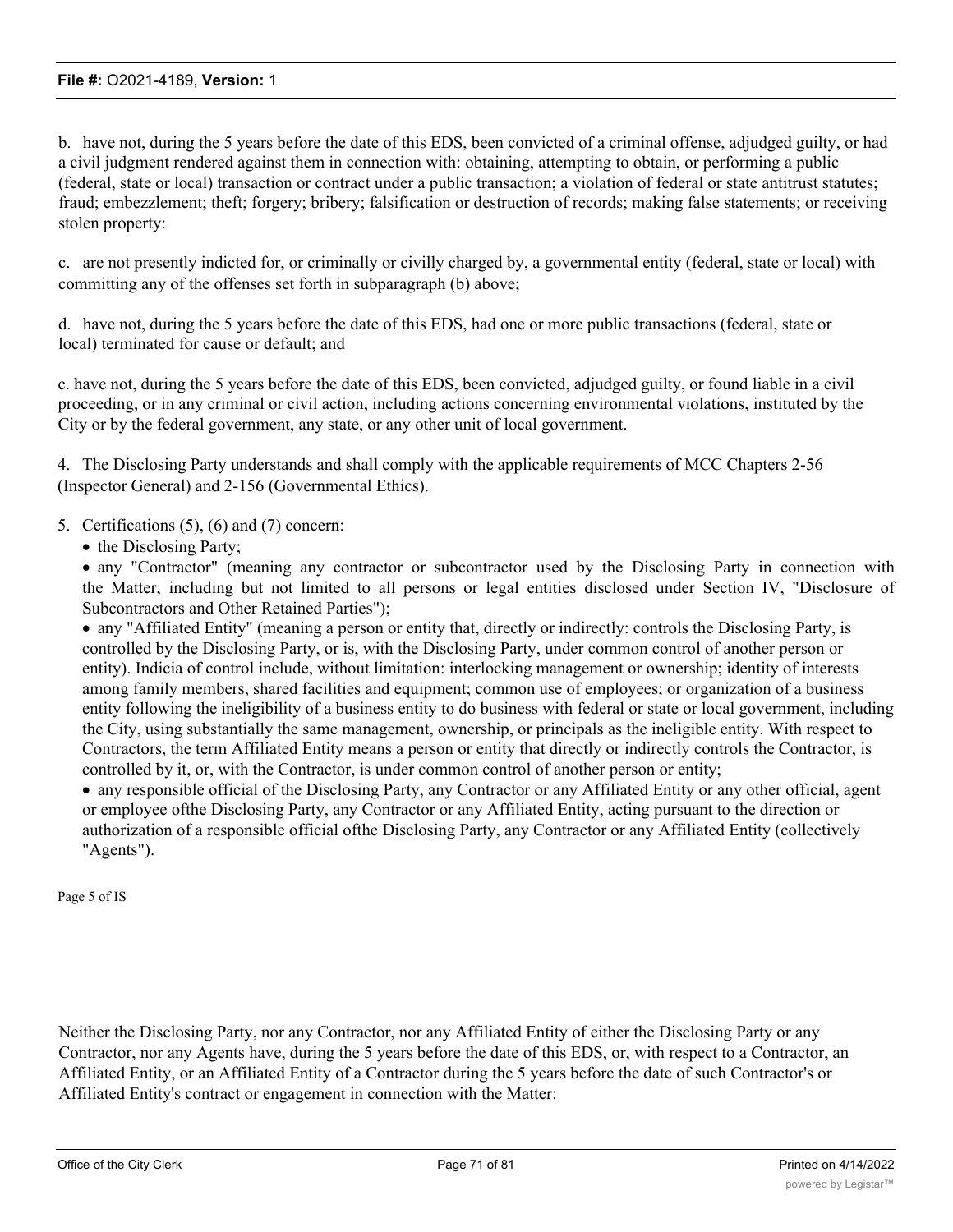b. have not, during the 5 years before the date of this EDS, been convicted of a criminal offense, adjudged guilty, or had a civil judgment rendered against them in connection with: obtaining, attempting to obtain, or performing a public (federal, state or local) transaction or contract under a public transaction; a violation of federal or state antitrust statutes; fraud; embezzlement; theft; forgery; bribery; falsification or destruction of records; making false statements; or receiving stolen property:

c. are not presently indicted for, or criminally or civilly charged by, a governmental entity (federal, state or local) with committing any of the offenses set forth in subparagraph (b) above;

d. have not, during the 5 years before the date of this EDS, had one or more public transactions (federal, state or local) terminated for cause or default; and

c. have not, during the 5 years before the date of this EDS, been convicted, adjudged guilty, or found liable in a civil proceeding, or in any criminal or civil action, including actions concerning environmental violations, instituted by the City or by the federal government, any state, or any other unit of local government.

4. The Disclosing Party understands and shall comply with the applicable requirements of MCC Chapters 2-56 (Inspector General) and 2-156 (Governmental Ethics).

5. Certifications (5), (6) and (7) concern:
   - the Disclosing Party;
   - any "Contractor" (meaning any contractor or subcontractor used by the Disclosing Party in connection with the Matter, including but not limited to all persons or legal entities disclosed under Section IV, "Disclosure of Subcontractors and Other Retained Parties");
   - any "Affiliated Entity" (meaning a person or entity that, directly or indirectly: controls the Disclosing Party, is controlled by the Disclosing Party, or is, with the Disclosing Party, under common control of another person or entity). Indicia of control include, without limitation: interlocking management or ownership; identity of interests among family members, shared facilities and equipment; common use of employees; or organization of a business entity following the ineligibility of a business entity to do business with federal or state or local government, including the City, using substantially the same management, ownership, or principals as the ineligible entity. With respect to Contractors, the term Affiliated Entity means a person or entity that directly or indirectly controls the Contractor, is controlled by it, or, with the Contractor, is under common control of another person or entity;
   - any responsible official of the Disclosing Party, any Contractor or any Affiliated Entity or any other official, agent or employee ofthe Disclosing Party, any Contractor or any Affiliated Entity, acting pursuant to the direction or authorization of a responsible official ofthe Disclosing Party, any Contractor or any Affiliated Entity (collectively "Agents").

Page 5 of IS

Neither the Disclosing Party, nor any Contractor, nor any Affiliated Entity of either the Disclosing Party or any Contractor, nor any Agents have, during the 5 years before the date of this EDS, or, with respect to a Contractor, an Affiliated Entity, or an Affiliated Entity of a Contractor during the 5 years before the date of such Contractor's or Affiliated Entity's contract or engagement in connection with the Matter: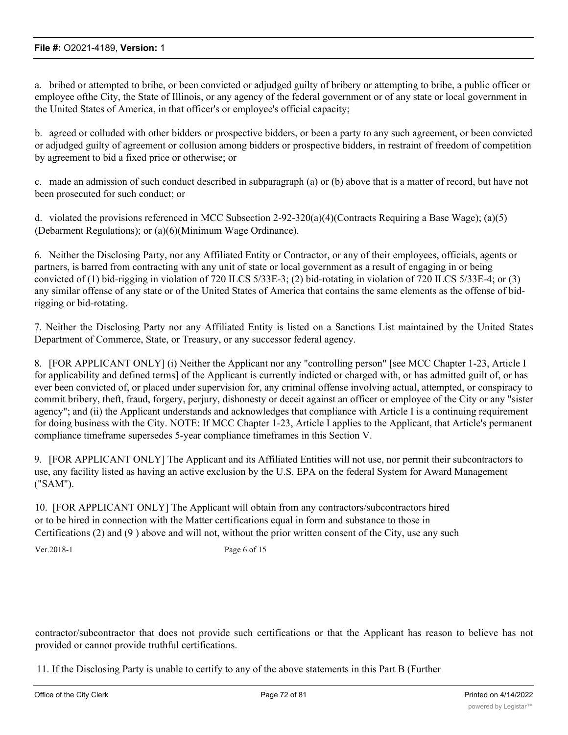a. bribed or attempted to bribe, or been convicted or adjudged guilty of bribery or attempting to bribe, a public officer or employee ofthe City, the State of Illinois, or any agency of the federal government or of any state or local government in the United States of America, in that officer's or employee's official capacity;

b. agreed or colluded with other bidders or prospective bidders, or been a party to any such agreement, or been convicted or adjudged guilty of agreement or collusion among bidders or prospective bidders, in restraint of freedom of competition by agreement to bid a fixed price or otherwise; or

c. made an admission of such conduct described in subparagraph (a) or (b) above that is a matter of record, but have not been prosecuted for such conduct; or

d. violated the provisions referenced in MCC Subsection 2-92-320(a)(4)(Contracts Requiring a Base Wage); (a)(5)(Debarment Regulations); or (a)(6)(Minimum Wage Ordinance).

6. Neither the Disclosing Party, nor any Affiliated Entity or Contractor, or any of their employees, officials, agents or partners, is barred from contracting with any unit of state or local government as a result of engaging in or being convicted of (1) bid-rigging in violation of 720 ILCS 5/33E-3; (2) bid-rotating in violation of 720 ILCS 5/33E-4; or (3) any similar offense of any state or of the United States of America that contains the same elements as the offense of bid-rigging or bid-rotating.

7. Neither the Disclosing Party nor any Affiliated Entity is listed on a Sanctions List maintained by the United States Department of Commerce, State, or Treasury, or any successor federal agency.

8. [FOR APPLICANT ONLY] (i) Neither the Applicant nor any "controlling person" [see MCC Chapter 1-23, Article I for applicability and defined terms] of the Applicant is currently indicted or charged with, or has admitted guilt of, or has ever been convicted of, or placed under supervision for, any criminal offense involving actual, attempted, or conspiracy to commit bribery, theft, fraud, forgery, perjury, dishonesty or deceit against an officer or employee of the City or any "sister agency"; and (ii) the Applicant understands and acknowledges that compliance with Article I is a continuing requirement for doing business with the City. NOTE: If MCC Chapter 1-23, Article I applies to the Applicant, that Article's permanent compliance timeframe supersedes 5-year compliance timeframes in this Section V.

9. [FOR APPLICANT ONLY] The Applicant and its Affiliated Entities will not use, nor permit their subcontractors to use, any facility listed as having an active exclusion by the U.S. EPA on the federal System for Award Management ("SAM").

10. [FOR APPLICANT ONLY] The Applicant will obtain from any contractors/subcontractors hired or to be hired in connection with the Matter certifications equal in form and substance to those in Certifications (2) and (9 ) above and will not, without the prior written consent of the City, use any such

Ver.2018-1 Page 6 of 15

contractor/subcontractor that does not provide such certifications or that the Applicant has reason to believe has not provided or cannot provide truthful certifications.

11. If the Disclosing Party is unable to certify to any of the above statements in this Part B (Further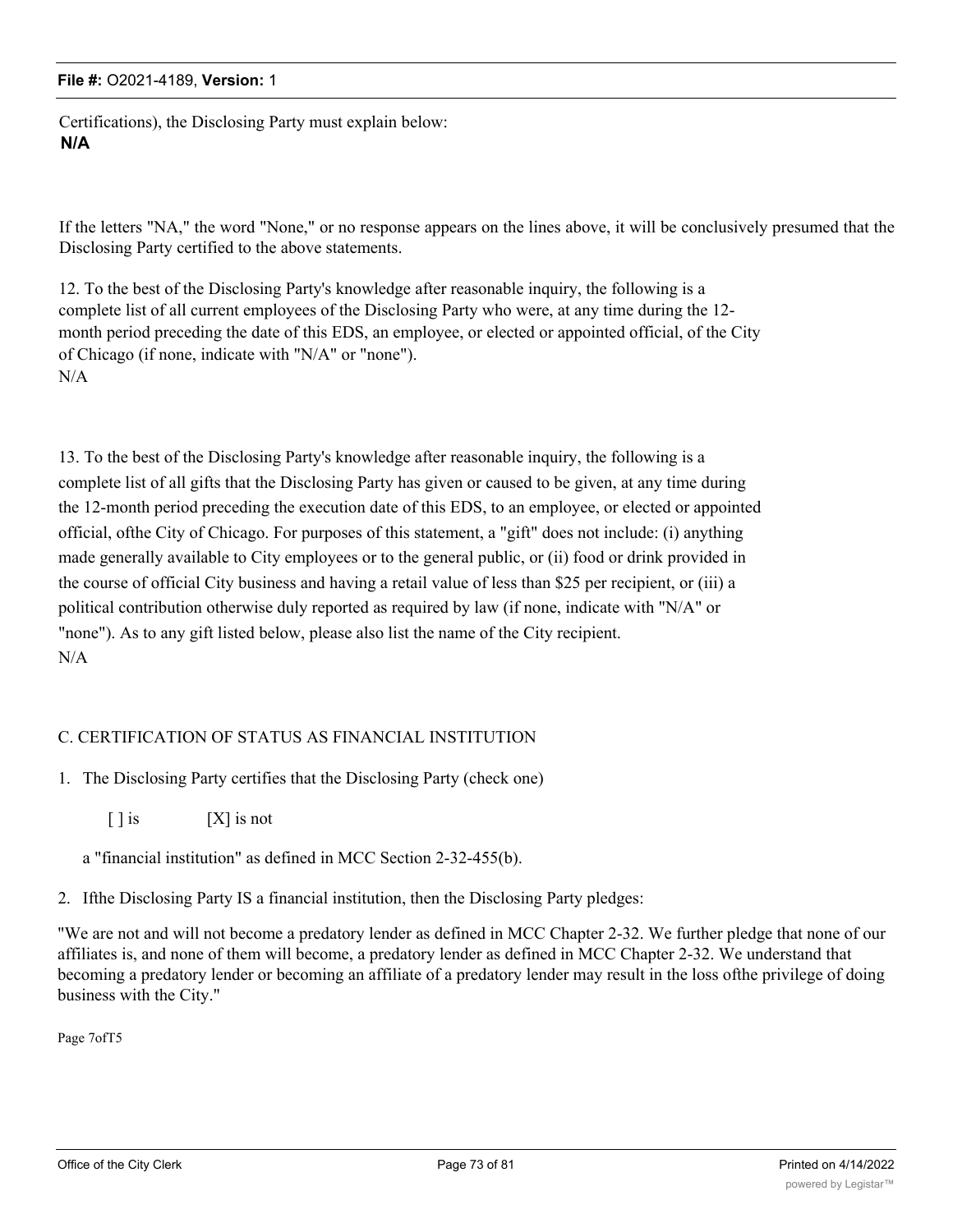Certifications), the Disclosing Party must explain below:
**N/A**

If the letters "NA," the word "None," or no response appears on the lines above, it will be conclusively presumed that the Disclosing Party certified to the above statements.

12. To the best of the Disclosing Party's knowledge after reasonable inquiry, the following is a complete list of all current employees of the Disclosing Party who were, at any time during the 12-month period preceding the date of this EDS, an employee, or elected or appointed official, of the City of Chicago (if none, indicate with "N/A" or "none").
N/A

13. To the best of the Disclosing Party's knowledge after reasonable inquiry, the following is a complete list of all gifts that the Disclosing Party has given or caused to be given, at any time during the 12-month period preceding the execution date of this EDS, to an employee, or elected or appointed official, ofthe City of Chicago. For purposes of this statement, a "gift" does not include: (i) anything made generally available to City employees or to the general public, or (ii) food or drink provided in the course of official City business and having a retail value of less than $25 per recipient, or (iii) a political contribution otherwise duly reported as required by law (if none, indicate with "N/A" or "none"). As to any gift listed below, please also list the name of the City recipient.
N/A

C. CERTIFICATION OF STATUS AS FINANCIAL INSTITUTION

1. The Disclosing Party certifies that the Disclosing Party (check one)

   [ ] is [X] is not

   a "financial institution" as defined in MCC Section 2-32-455(b).

2. Ifthe Disclosing Party IS a financial institution, then the Disclosing Party pledges:

"We are not and will not become a predatory lender as defined in MCC Chapter 2-32. We further pledge that none of our affiliates is, and none of them will become, a predatory lender as defined in MCC Chapter 2-32. We understand that becoming a predatory lender or becoming an affiliate of a predatory lender may result in the loss ofthe privilege of doing business with the City."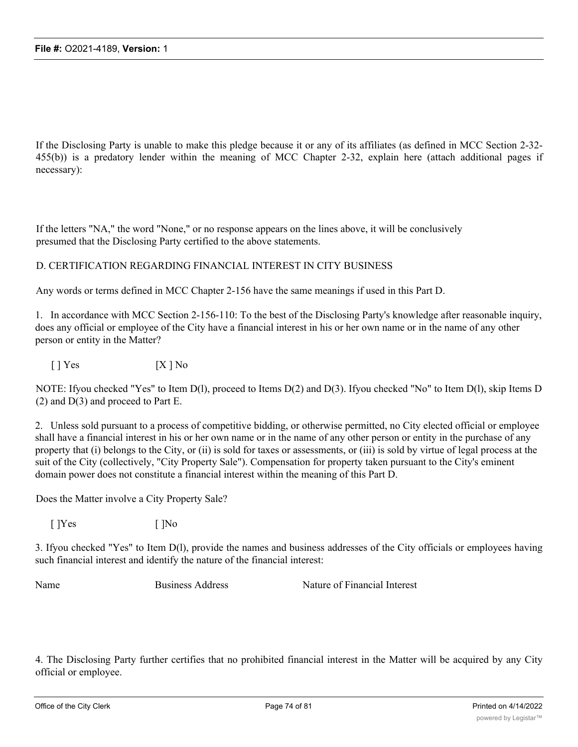If the Disclosing Party is unable to make this pledge because it or any of its affiliates (as defined in MCC Section 2-32-455(b)) is a predatory lender within the meaning of MCC Chapter 2-32, explain here (attach additional pages if necessary):

If the letters "NA," the word "None," or no response appears on the lines above, it will be conclusively presumed that the Disclosing Party certified to the above statements.

D. CERTIFICATION REGARDING FINANCIAL INTEREST IN CITY BUSINESS

Any words or terms defined in MCC Chapter 2-156 have the same meanings if used in this Part D.

1. In accordance with MCC Section 2-156-110: To the best of the Disclosing Party's knowledge after reasonable inquiry, does any official or employee of the City have a financial interest in his or her own name or in the name of any other person or entity in the Matter?

[ ] Yes [X ] No

NOTE: Ifyou checked "Yes" to Item D(l), proceed to Items D(2) and D(3). Ifyou checked "No" to Item D(l), skip Items D (2) and D(3) and proceed to Part E.

2. Unless sold pursuant to a process of competitive bidding, or otherwise permitted, no City elected official or employee shall have a financial interest in his or her own name or in the name of any other person or entity in the purchase of any property that (i) belongs to the City, or (ii) is sold for taxes or assessments, or (iii) is sold by virtue of legal process at the suit of the City (collectively, "City Property Sale"). Compensation for property taken pursuant to the City's eminent domain power does not constitute a financial interest within the meaning of this Part D.

Does the Matter involve a City Property Sale?

[ ]Yes [ ]No

3. Ifyou checked "Yes" to Item D(l), provide the names and business addresses of the City officials or employees having such financial interest and identify the nature of the financial interest:

| Name | Business Address | Nature of Financial Interest |
|---|---|---|

4. The Disclosing Party further certifies that no prohibited financial interest in the Matter will be acquired by any City official or employee.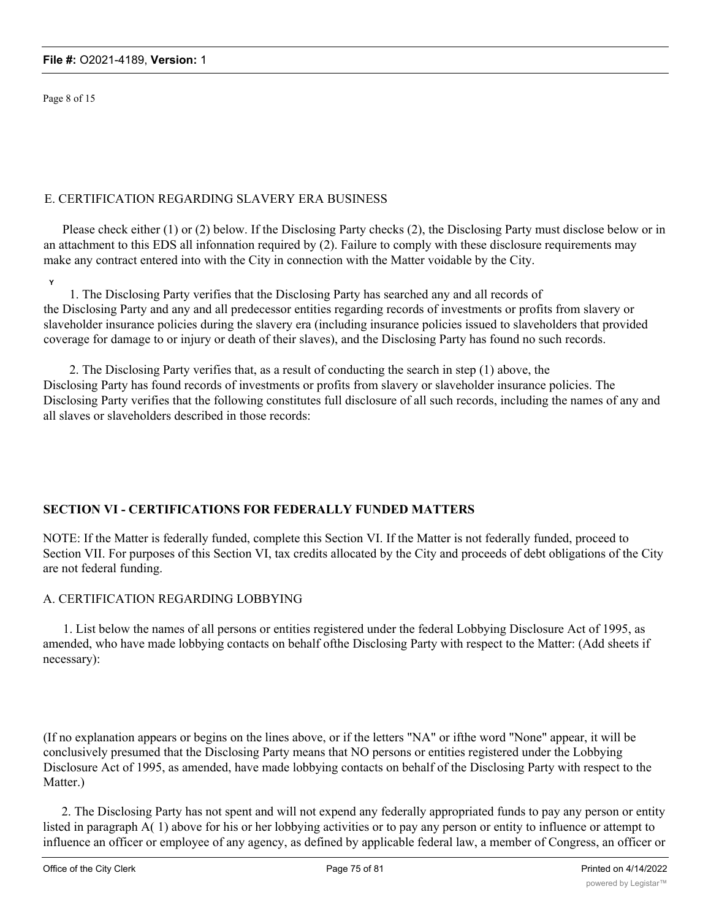Page 8 of 15

E. CERTIFICATION REGARDING SLAVERY ERA BUSINESS

Please check either (1) or (2) below. If the Disclosing Party checks (2), the Disclosing Party must disclose below or in an attachment to this EDS all infonnation required by (2). Failure to comply with these disclosure requirements may make any contract entered into with the City in connection with the Matter voidable by the City.

Y

1. The Disclosing Party verifies that the Disclosing Party has searched any and all records of the Disclosing Party and any and all predecessor entities regarding records of investments or profits from slavery or slaveholder insurance policies during the slavery era (including insurance policies issued to slaveholders that provided coverage for damage to or injury or death of their slaves), and the Disclosing Party has found no such records.

2. The Disclosing Party verifies that, as a result of conducting the search in step (1) above, the Disclosing Party has found records of investments or profits from slavery or slaveholder insurance policies. The Disclosing Party verifies that the following constitutes full disclosure of all such records, including the names of any and all slaves or slaveholders described in those records:

**SECTION VI - CERTIFICATIONS FOR FEDERALLY FUNDED MATTERS**

NOTE: If the Matter is federally funded, complete this Section VI. If the Matter is not federally funded, proceed to Section VII. For purposes of this Section VI, tax credits allocated by the City and proceeds of debt obligations of the City are not federal funding.

A. CERTIFICATION REGARDING LOBBYING

1. List below the names of all persons or entities registered under the federal Lobbying Disclosure Act of 1995, as amended, who have made lobbying contacts on behalf ofthe Disclosing Party with respect to the Matter: (Add sheets if necessary):

(If no explanation appears or begins on the lines above, or if the letters "NA" or ifthe word "None" appear, it will be conclusively presumed that the Disclosing Party means that NO persons or entities registered under the Lobbying Disclosure Act of 1995, as amended, have made lobbying contacts on behalf of the Disclosing Party with respect to the Matter.)

2. The Disclosing Party has not spent and will not expend any federally appropriated funds to pay any person or entity listed in paragraph A( 1) above for his or her lobbying activities or to pay any person or entity to influence or attempt to influence an officer or employee of any agency, as defined by applicable federal law, a member of Congress, an officer or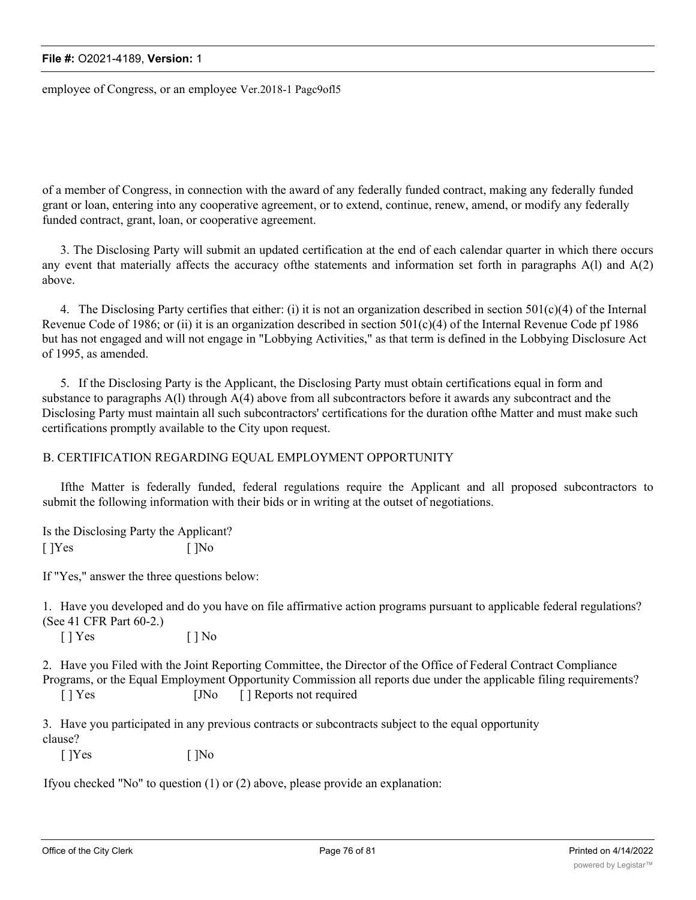employee of Congress, or an employee Ver.2018-1 Pagc9ofl5

of a member of Congress, in connection with the award of any federally funded contract, making any federally funded grant or loan, entering into any cooperative agreement, or to extend, continue, renew, amend, or modify any federally funded contract, grant, loan, or cooperative agreement.

3. The Disclosing Party will submit an updated certification at the end of each calendar quarter in which there occurs any event that materially affects the accuracy ofthe statements and information set forth in paragraphs A(l) and A(2) above.

4. The Disclosing Party certifies that either: (i) it is not an organization described in section 501(c)(4) of the Internal Revenue Code of 1986; or (ii) it is an organization described in section 501(c)(4) of the Internal Revenue Code pf 1986 but has not engaged and will not engage in "Lobbying Activities," as that term is defined in the Lobbying Disclosure Act of 1995, as amended.

5. If the Disclosing Party is the Applicant, the Disclosing Party must obtain certifications equal in form and substance to paragraphs A(l) through A(4) above from all subcontractors before it awards any subcontract and the Disclosing Party must maintain all such subcontractors' certifications for the duration ofthe Matter and must make such certifications promptly available to the City upon request.

B. CERTIFICATION REGARDING EQUAL EMPLOYMENT OPPORTUNITY

Ifthe Matter is federally funded, federal regulations require the Applicant and all proposed subcontractors to submit the following information with their bids or in writing at the outset of negotiations.

Is the Disclosing Party the Applicant?
[ ]Yes [ ]No

If "Yes," answer the three questions below:

1. Have you developed and do you have on file affirmative action programs pursuant to applicable federal regulations? (See 41 CFR Part 60-2.)
[ ] Yes [ ] No

2. Have you Filed with the Joint Reporting Committee, the Director of the Office of Federal Contract Compliance Programs, or the Equal Employment Opportunity Commission all reports due under the applicable filing requirements?
[ ] Yes [JNo [ ] Reports not required

3. Have you participated in any previous contracts or subcontracts subject to the equal opportunity clause?
[ ]Yes [ ]No

Ifyou checked "No" to question (1) or (2) above, please provide an explanation: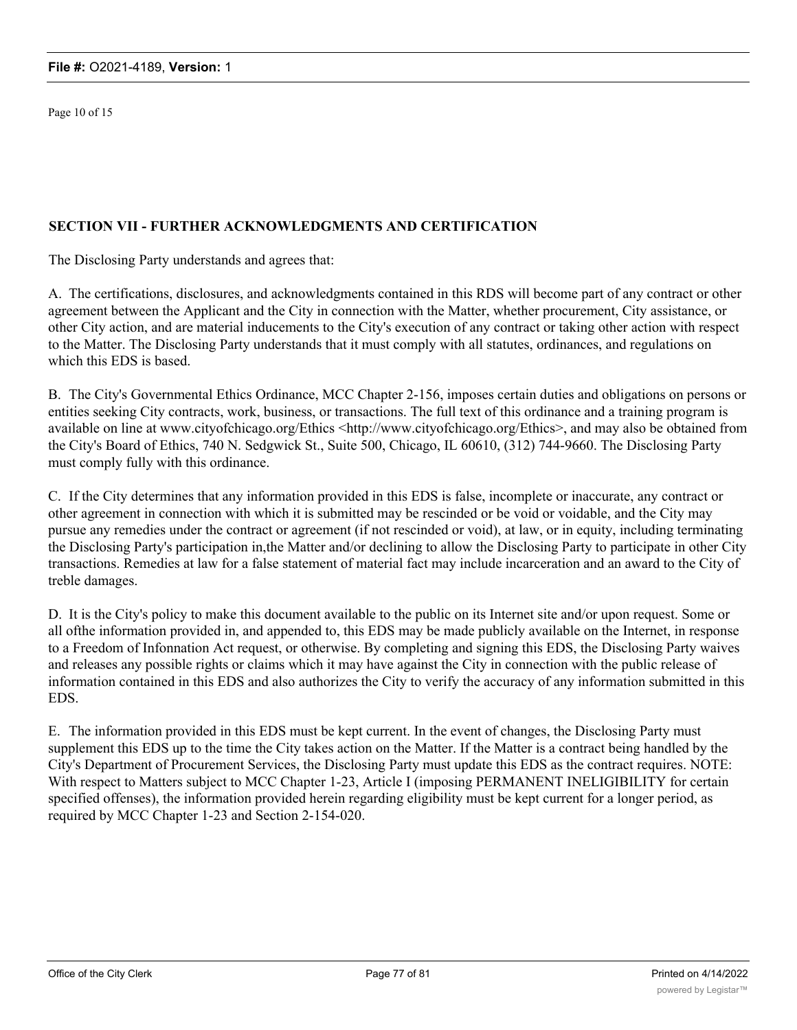Page 10 of 15

## SECTION VII - FURTHER ACKNOWLEDGMENTS AND CERTIFICATION

The Disclosing Party understands and agrees that:

A. The certifications, disclosures, and acknowledgments contained in this RDS will become part of any contract or other agreement between the Applicant and the City in connection with the Matter, whether procurement, City assistance, or other City action, and are material inducements to the City's execution of any contract or taking other action with respect to the Matter. The Disclosing Party understands that it must comply with all statutes, ordinances, and regulations on which this EDS is based.

B. The City's Governmental Ethics Ordinance, MCC Chapter 2-156, imposes certain duties and obligations on persons or entities seeking City contracts, work, business, or transactions. The full text of this ordinance and a training program is available on line at www.cityofchicago.org/Ethics <http://www.cityofchicago.org/Ethics>, and may also be obtained from the City's Board of Ethics, 740 N. Sedgwick St., Suite 500, Chicago, IL 60610, (312) 744-9660. The Disclosing Party must comply fully with this ordinance.

C. If the City determines that any information provided in this EDS is false, incomplete or inaccurate, any contract or other agreement in connection with which it is submitted may be rescinded or be void or voidable, and the City may pursue any remedies under the contract or agreement (if not rescinded or void), at law, or in equity, including terminating the Disclosing Party's participation in,the Matter and/or declining to allow the Disclosing Party to participate in other City transactions. Remedies at law for a false statement of material fact may include incarceration and an award to the City of treble damages.

D. It is the City's policy to make this document available to the public on its Internet site and/or upon request. Some or all ofthe information provided in, and appended to, this EDS may be made publicly available on the Internet, in response to a Freedom of Infonnation Act request, or otherwise. By completing and signing this EDS, the Disclosing Party waives and releases any possible rights or claims which it may have against the City in connection with the public release of information contained in this EDS and also authorizes the City to verify the accuracy of any information submitted in this EDS.

E. The information provided in this EDS must be kept current. In the event of changes, the Disclosing Party must supplement this EDS up to the time the City takes action on the Matter. If the Matter is a contract being handled by the City's Department of Procurement Services, the Disclosing Party must update this EDS as the contract requires. NOTE: With respect to Matters subject to MCC Chapter 1-23, Article I (imposing PERMANENT INELIGIBILITY for certain specified offenses), the information provided herein regarding eligibility must be kept current for a longer period, as required by MCC Chapter 1-23 and Section 2-154-020.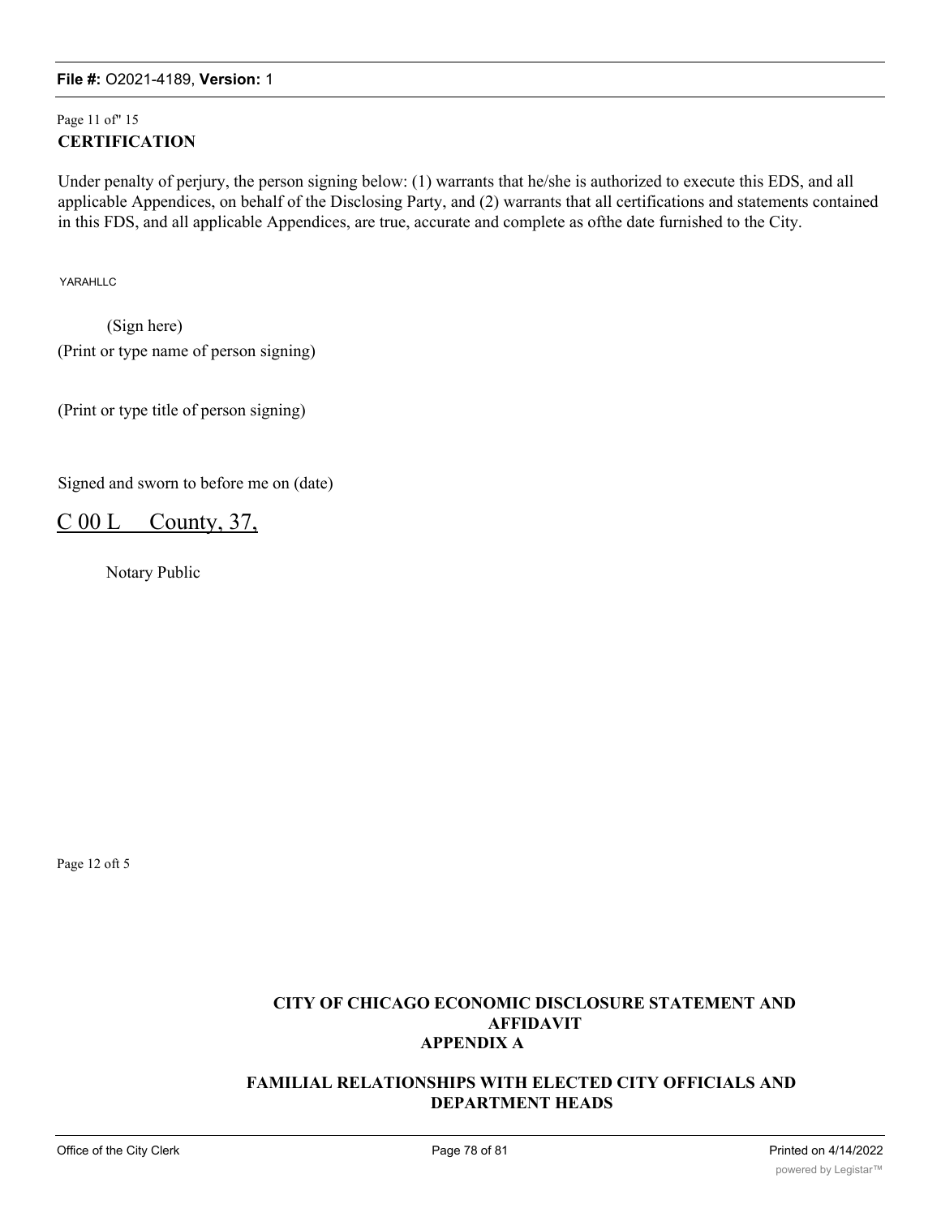Page 11 of" 15

**CERTIFICATION**

Under penalty of perjury, the person signing below: (1) warrants that he/she is authorized to execute this EDS, and all applicable Appendices, on behalf of the Disclosing Party, and (2) warrants that all certifications and statements contained in this FDS, and all applicable Appendices, are true, accurate and complete as ofthe date furnished to the City.

YARAHLLC

(Sign here)

(Print or type name of person signing)

(Print or type title of person signing)

Signed and sworn to before me on (date)

C 00 L County, 37,

Notary Public

Page 12 oft 5

## CITY OF CHICAGO ECONOMIC DISCLOSURE STATEMENT AND AFFIDAVIT APPENDIX A

## FAMILIAL RELATIONSHIPS WITH ELECTED CITY OFFICIALS AND DEPARTMENT HEADS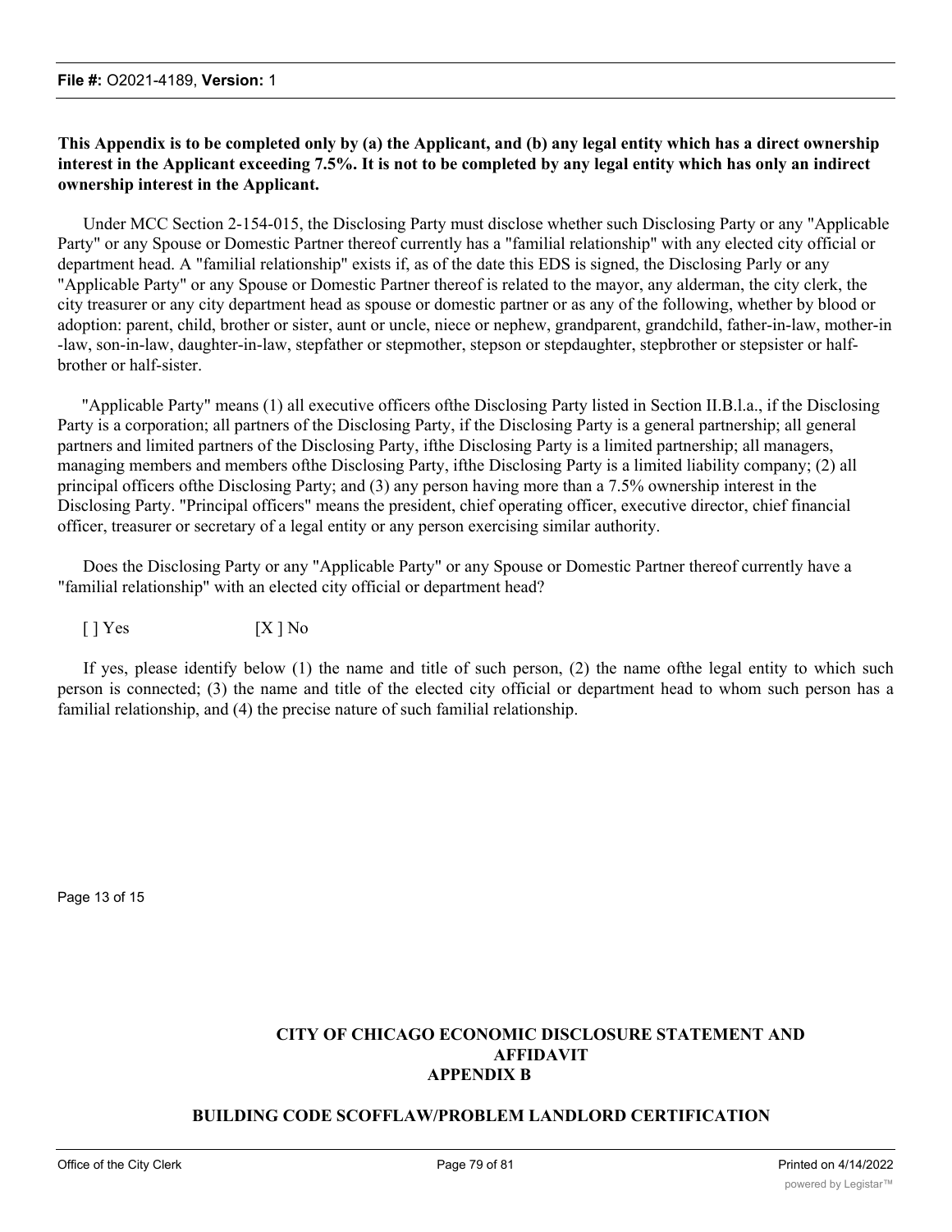**This Appendix is to be completed only by (a) the Applicant, and (b) any legal entity which has a direct ownership interest in the Applicant exceeding 7.5%. It is not to be completed by any legal entity which has only an indirect ownership interest in the Applicant.**

Under MCC Section 2-154-015, the Disclosing Party must disclose whether such Disclosing Party or any "Applicable Party" or any Spouse or Domestic Partner thereof currently has a "familial relationship" with any elected city official or department head. A "familial relationship" exists if, as of the date this EDS is signed, the Disclosing Parly or any "Applicable Party" or any Spouse or Domestic Partner thereof is related to the mayor, any alderman, the city clerk, the city treasurer or any city department head as spouse or domestic partner or as any of the following, whether by blood or adoption: parent, child, brother or sister, aunt or uncle, niece or nephew, grandparent, grandchild, father-in-law, mother-in -law, son-in-law, daughter-in-law, stepfather or stepmother, stepson or stepdaughter, stepbrother or stepsister or half-brother or half-sister.

"Applicable Party" means (1) all executive officers ofthe Disclosing Party listed in Section II.B.l.a., if the Disclosing Party is a corporation; all partners of the Disclosing Party, if the Disclosing Party is a general partnership; all general partners and limited partners of the Disclosing Party, ifthe Disclosing Party is a limited partnership; all managers, managing members and members ofthe Disclosing Party, ifthe Disclosing Party is a limited liability company; (2) all principal officers ofthe Disclosing Party; and (3) any person having more than a 7.5% ownership interest in the Disclosing Party. "Principal officers" means the president, chief operating officer, executive director, chief financial officer, treasurer or secretary of a legal entity or any person exercising similar authority.

Does the Disclosing Party or any "Applicable Party" or any Spouse or Domestic Partner thereof currently have a "familial relationship" with an elected city official or department head?

[ ] Yes [X ] No

If yes, please identify below (1) the name and title of such person, (2) the name ofthe legal entity to which such person is connected; (3) the name and title of the elected city official or department head to whom such person has a familial relationship, and (4) the precise nature of such familial relationship.

Page 13 of 15

**CITY OF CHICAGO ECONOMIC DISCLOSURE STATEMENT AND AFFIDAVIT**
**APPENDIX B**

**BUILDING CODE SCOFFLAW/PROBLEM LANDLORD CERTIFICATION**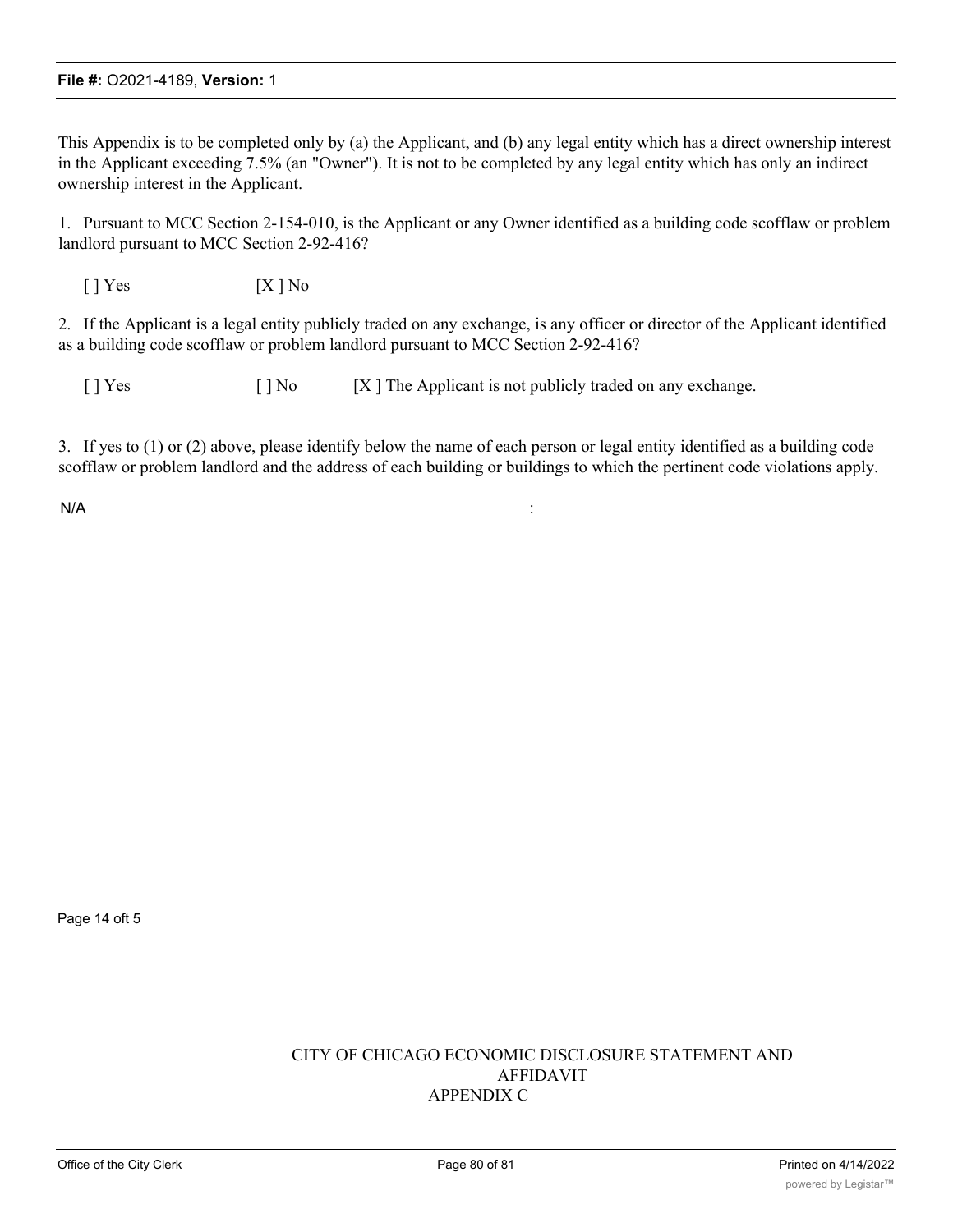This Appendix is to be completed only by (a) the Applicant, and (b) any legal entity which has a direct ownership interest in the Applicant exceeding 7.5% (an "Owner"). It is not to be completed by any legal entity which has only an indirect ownership interest in the Applicant.

1. Pursuant to MCC Section 2-154-010, is the Applicant or any Owner identified as a building code scofflaw or problem landlord pursuant to MCC Section 2-92-416?

[ ] Yes [X ] No

2. If the Applicant is a legal entity publicly traded on any exchange, is any officer or director of the Applicant identified as a building code scofflaw or problem landlord pursuant to MCC Section 2-92-416?

[ ] Yes [ ] No [X ] The Applicant is not publicly traded on any exchange.

3. If yes to (1) or (2) above, please identify below the name of each person or legal entity identified as a building code scofflaw or problem landlord and the address of each building or buildings to which the pertinent code violations apply.

N/A :

Page 14 oft 5

CITY OF CHICAGO ECONOMIC DISCLOSURE STATEMENT AND AFFIDAVIT
APPENDIX C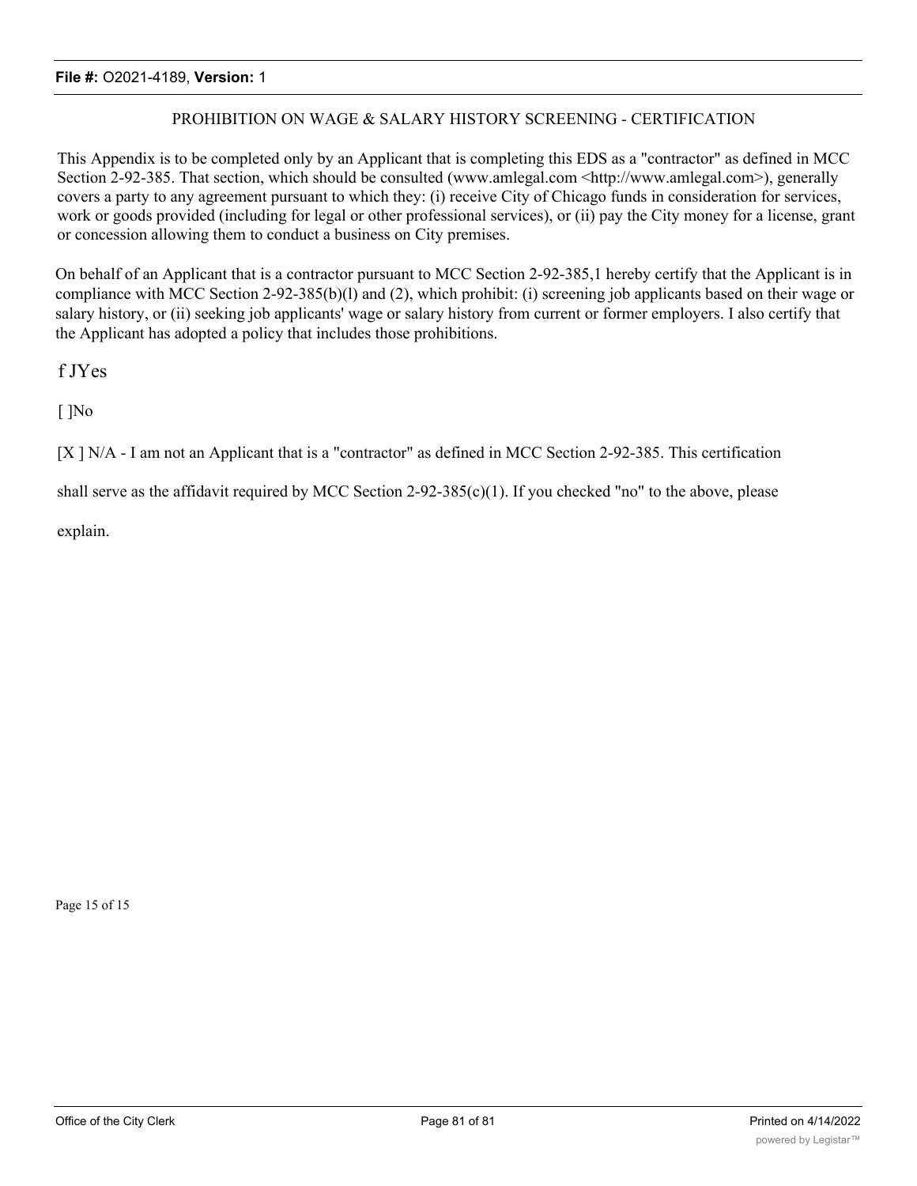PROHIBITION ON WAGE & SALARY HISTORY SCREENING - CERTIFICATION

This Appendix is to be completed only by an Applicant that is completing this EDS as a "contractor" as defined in MCC Section 2-92-385. That section, which should be consulted (www.amlegal.com <http://www.amlegal.com>), generally covers a party to any agreement pursuant to which they: (i) receive City of Chicago funds in consideration for services, work or goods provided (including for legal or other professional services), or (ii) pay the City money for a license, grant or concession allowing them to conduct a business on City premises.

On behalf of an Applicant that is a contractor pursuant to MCC Section 2-92-385,1 hereby certify that the Applicant is in compliance with MCC Section 2-92-385(b)(l) and (2), which prohibit: (i) screening job applicants based on their wage or salary history, or (ii) seeking job applicants' wage or salary history from current or former employers. I also certify that the Applicant has adopted a policy that includes those prohibitions.

f JYes

[ ]No

[X ] N/A - I am not an Applicant that is a "contractor" as defined in MCC Section 2-92-385. This certification

shall serve as the affidavit required by MCC Section 2-92-385(c)(1). If you checked "no" to the above, please

explain.

Page 15 of 15